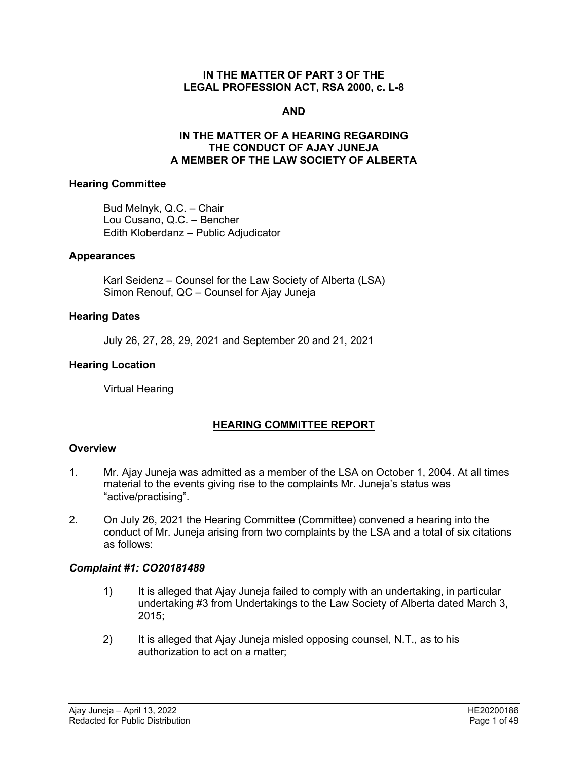**IN THE MATTER OF PART 3 OF THE LEGAL PROFESSION ACT, RSA 2000, c. L-8**

**AND**

**IN THE MATTER OF A HEARING REGARDING THE CONDUCT OF AJAY JUNEJA A MEMBER OF THE LAW SOCIETY OF ALBERTA**

### Hearing Committee

Bud Melnyk, Q.C. – Chair
Lou Cusano, Q.C. – Bencher
Edith Kloberdanz – Public Adjudicator

### Appearances

Karl Seidenz – Counsel for the Law Society of Alberta (LSA)
Simon Renouf, QC – Counsel for Ajay Juneja

### Hearing Dates

July 26, 27, 28, 29, 2021 and September 20 and 21, 2021

### Hearing Location

Virtual Hearing

## HEARING COMMITTEE REPORT

### Overview

1. Mr. Ajay Juneja was admitted as a member of the LSA on October 1, 2004. At all times material to the events giving rise to the complaints Mr. Juneja's status was "active/practising".

2. On July 26, 2021 the Hearing Committee (Committee) convened a hearing into the conduct of Mr. Juneja arising from two complaints by the LSA and a total of six citations as follows:

### *Complaint #1: CO20181489*

1) It is alleged that Ajay Juneja failed to comply with an undertaking, in particular undertaking #3 from Undertakings to the Law Society of Alberta dated March 3, 2015;

2) It is alleged that Ajay Juneja misled opposing counsel, N.T., as to his authorization to act on a matter;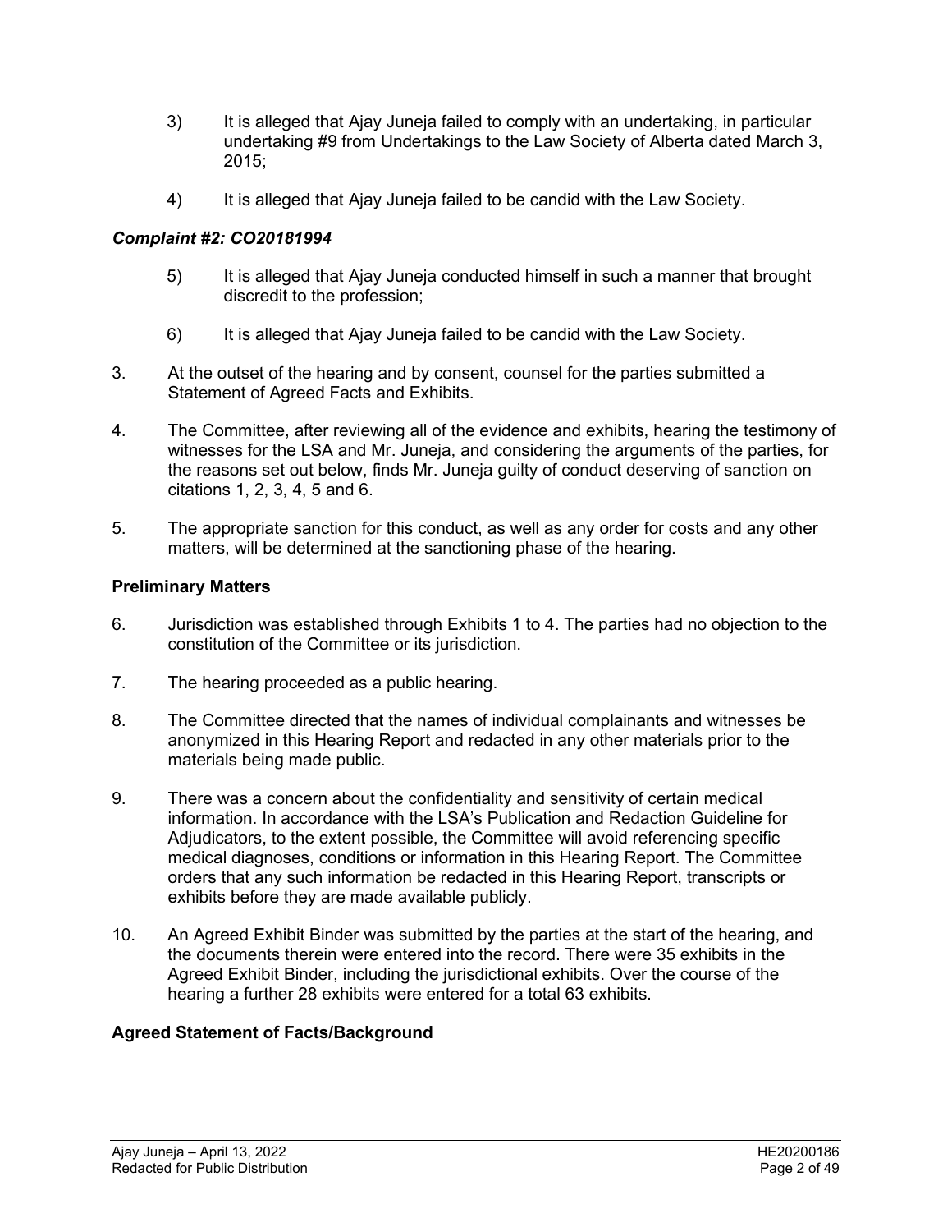3) It is alleged that Ajay Juneja failed to comply with an undertaking, in particular undertaking #9 from Undertakings to the Law Society of Alberta dated March 3, 2015;

4) It is alleged that Ajay Juneja failed to be candid with the Law Society.

***Complaint #2: CO20181994***

5) It is alleged that Ajay Juneja conducted himself in such a manner that brought discredit to the profession;

6) It is alleged that Ajay Juneja failed to be candid with the Law Society.

3. At the outset of the hearing and by consent, counsel for the parties submitted a Statement of Agreed Facts and Exhibits.

4. The Committee, after reviewing all of the evidence and exhibits, hearing the testimony of witnesses for the LSA and Mr. Juneja, and considering the arguments of the parties, for the reasons set out below, finds Mr. Juneja guilty of conduct deserving of sanction on citations 1, 2, 3, 4, 5 and 6.

5. The appropriate sanction for this conduct, as well as any order for costs and any other matters, will be determined at the sanctioning phase of the hearing.

## Preliminary Matters

6. Jurisdiction was established through Exhibits 1 to 4. The parties had no objection to the constitution of the Committee or its jurisdiction.

7. The hearing proceeded as a public hearing.

8. The Committee directed that the names of individual complainants and witnesses be anonymized in this Hearing Report and redacted in any other materials prior to the materials being made public.

9. There was a concern about the confidentiality and sensitivity of certain medical information. In accordance with the LSA's Publication and Redaction Guideline for Adjudicators, to the extent possible, the Committee will avoid referencing specific medical diagnoses, conditions or information in this Hearing Report. The Committee orders that any such information be redacted in this Hearing Report, transcripts or exhibits before they are made available publicly.

10. An Agreed Exhibit Binder was submitted by the parties at the start of the hearing, and the documents therein were entered into the record. There were 35 exhibits in the Agreed Exhibit Binder, including the jurisdictional exhibits. Over the course of the hearing a further 28 exhibits were entered for a total 63 exhibits.

## Agreed Statement of Facts/Background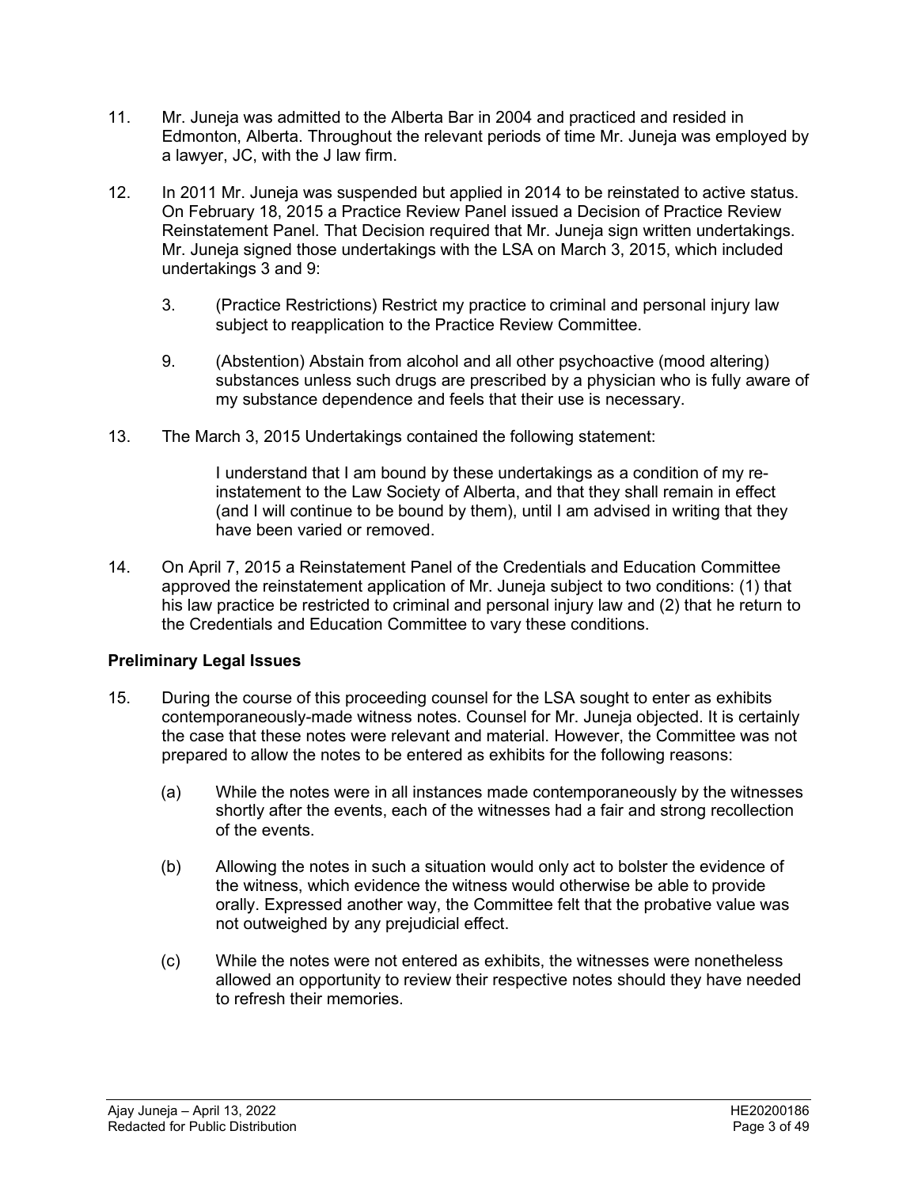11. Mr. Juneja was admitted to the Alberta Bar in 2004 and practiced and resided in Edmonton, Alberta. Throughout the relevant periods of time Mr. Juneja was employed by a lawyer, JC, with the J law firm.

12. In 2011 Mr. Juneja was suspended but applied in 2014 to be reinstated to active status. On February 18, 2015 a Practice Review Panel issued a Decision of Practice Review Reinstatement Panel. That Decision required that Mr. Juneja sign written undertakings. Mr. Juneja signed those undertakings with the LSA on March 3, 2015, which included undertakings 3 and 9:

    3. (Practice Restrictions) Restrict my practice to criminal and personal injury law subject to reapplication to the Practice Review Committee.

    9. (Abstention) Abstain from alcohol and all other psychoactive (mood altering) substances unless such drugs are prescribed by a physician who is fully aware of my substance dependence and feels that their use is necessary.

13. The March 3, 2015 Undertakings contained the following statement:

    > I understand that I am bound by these undertakings as a condition of my re-instatement to the Law Society of Alberta, and that they shall remain in effect (and I will continue to be bound by them), until I am advised in writing that they have been varied or removed.

14. On April 7, 2015 a Reinstatement Panel of the Credentials and Education Committee approved the reinstatement application of Mr. Juneja subject to two conditions: (1) that his law practice be restricted to criminal and personal injury law and (2) that he return to the Credentials and Education Committee to vary these conditions.

**Preliminary Legal Issues**

15. During the course of this proceeding counsel for the LSA sought to enter as exhibits contemporaneously-made witness notes. Counsel for Mr. Juneja objected. It is certainly the case that these notes were relevant and material. However, the Committee was not prepared to allow the notes to be entered as exhibits for the following reasons:

    (a) While the notes were in all instances made contemporaneously by the witnesses shortly after the events, each of the witnesses had a fair and strong recollection of the events.

    (b) Allowing the notes in such a situation would only act to bolster the evidence of the witness, which evidence the witness would otherwise be able to provide orally. Expressed another way, the Committee felt that the probative value was not outweighed by any prejudicial effect.

    (c) While the notes were not entered as exhibits, the witnesses were nonetheless allowed an opportunity to review their respective notes should they have needed to refresh their memories.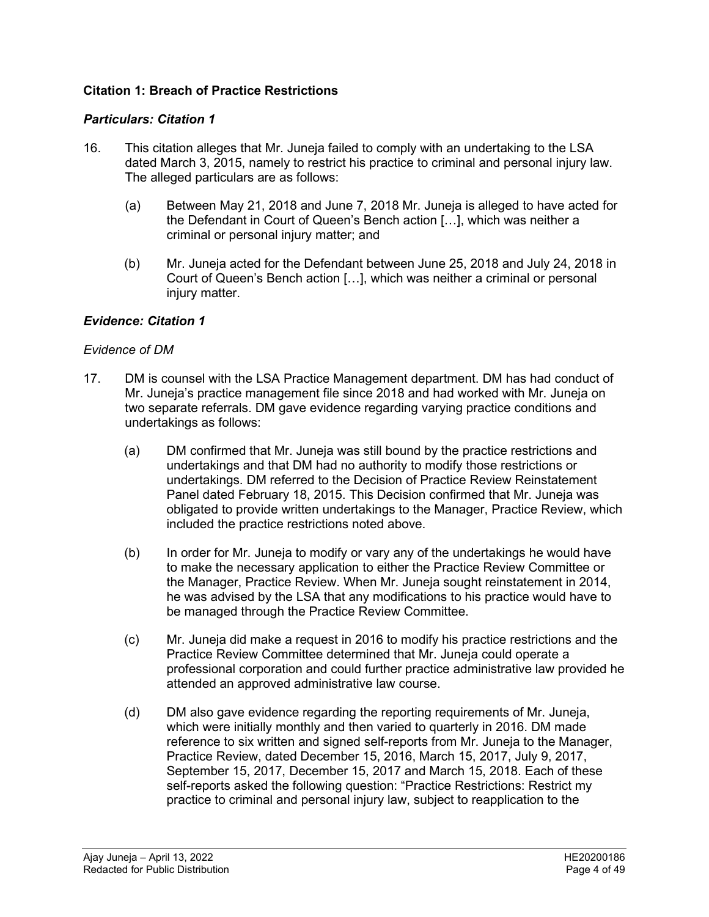### Citation 1: Breach of Practice Restrictions

#### *Particulars: Citation 1*

16. This citation alleges that Mr. Juneja failed to comply with an undertaking to the LSA dated March 3, 2015, namely to restrict his practice to criminal and personal injury law. The alleged particulars are as follows:

    (a) Between May 21, 2018 and June 7, 2018 Mr. Juneja is alleged to have acted for the Defendant in Court of Queen's Bench action […], which was neither a criminal or personal injury matter; and

    (b) Mr. Juneja acted for the Defendant between June 25, 2018 and July 24, 2018 in Court of Queen's Bench action […], which was neither a criminal or personal injury matter.

#### *Evidence: Citation 1*

*Evidence of DM*

17. DM is counsel with the LSA Practice Management department. DM has had conduct of Mr. Juneja's practice management file since 2018 and had worked with Mr. Juneja on two separate referrals. DM gave evidence regarding varying practice conditions and undertakings as follows:

    (a) DM confirmed that Mr. Juneja was still bound by the practice restrictions and undertakings and that DM had no authority to modify those restrictions or undertakings. DM referred to the Decision of Practice Review Reinstatement Panel dated February 18, 2015. This Decision confirmed that Mr. Juneja was obligated to provide written undertakings to the Manager, Practice Review, which included the practice restrictions noted above.

    (b) In order for Mr. Juneja to modify or vary any of the undertakings he would have to make the necessary application to either the Practice Review Committee or the Manager, Practice Review. When Mr. Juneja sought reinstatement in 2014, he was advised by the LSA that any modifications to his practice would have to be managed through the Practice Review Committee.

    (c) Mr. Juneja did make a request in 2016 to modify his practice restrictions and the Practice Review Committee determined that Mr. Juneja could operate a professional corporation and could further practice administrative law provided he attended an approved administrative law course.

    (d) DM also gave evidence regarding the reporting requirements of Mr. Juneja, which were initially monthly and then varied to quarterly in 2016. DM made reference to six written and signed self-reports from Mr. Juneja to the Manager, Practice Review, dated December 15, 2016, March 15, 2017, July 9, 2017, September 15, 2017, December 15, 2017 and March 15, 2018. Each of these self-reports asked the following question: "Practice Restrictions: Restrict my practice to criminal and personal injury law, subject to reapplication to the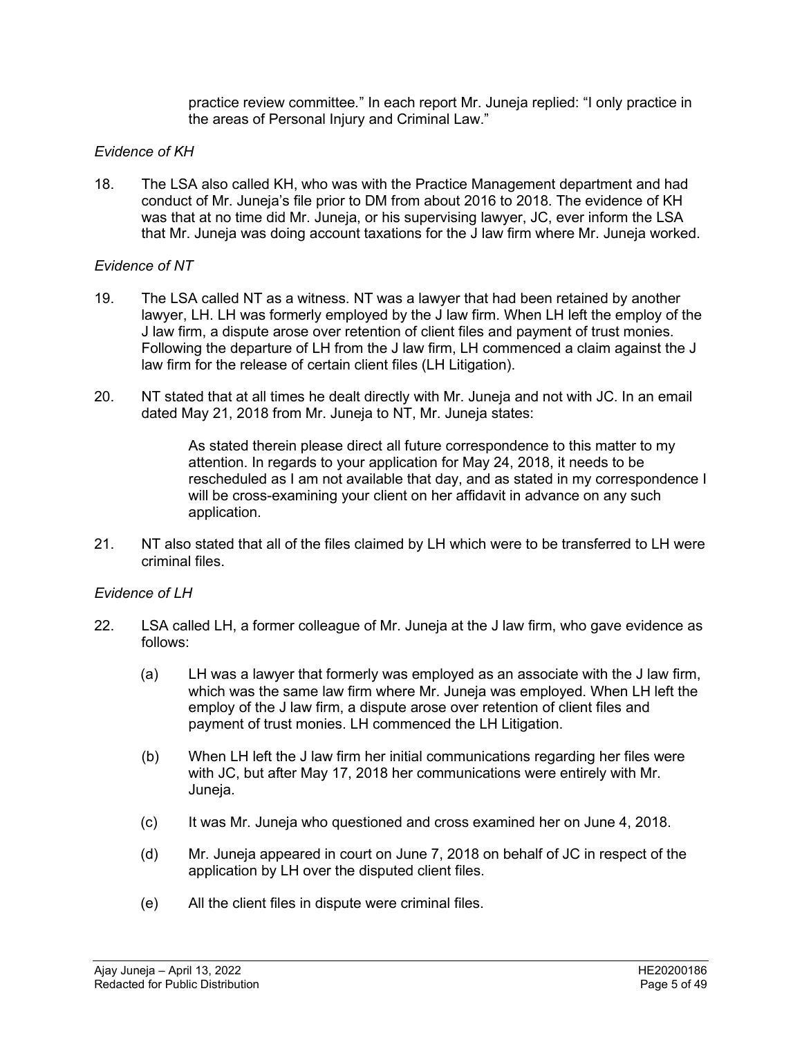practice review committee." In each report Mr. Juneja replied: "I only practice in the areas of Personal Injury and Criminal Law."

*Evidence of KH*

18. The LSA also called KH, who was with the Practice Management department and had conduct of Mr. Juneja's file prior to DM from about 2016 to 2018. The evidence of KH was that at no time did Mr. Juneja, or his supervising lawyer, JC, ever inform the LSA that Mr. Juneja was doing account taxations for the J law firm where Mr. Juneja worked.

*Evidence of NT*

19. The LSA called NT as a witness. NT was a lawyer that had been retained by another lawyer, LH. LH was formerly employed by the J law firm. When LH left the employ of the J law firm, a dispute arose over retention of client files and payment of trust monies. Following the departure of LH from the J law firm, LH commenced a claim against the J law firm for the release of certain client files (LH Litigation).

20. NT stated that at all times he dealt directly with Mr. Juneja and not with JC. In an email dated May 21, 2018 from Mr. Juneja to NT, Mr. Juneja states:

> As stated therein please direct all future correspondence to this matter to my attention. In regards to your application for May 24, 2018, it needs to be rescheduled as I am not available that day, and as stated in my correspondence I will be cross-examining your client on her affidavit in advance on any such application.

21. NT also stated that all of the files claimed by LH which were to be transferred to LH were criminal files.

*Evidence of LH*

22. LSA called LH, a former colleague of Mr. Juneja at the J law firm, who gave evidence as follows:

    (a) LH was a lawyer that formerly was employed as an associate with the J law firm, which was the same law firm where Mr. Juneja was employed. When LH left the employ of the J law firm, a dispute arose over retention of client files and payment of trust monies. LH commenced the LH Litigation.

    (b) When LH left the J law firm her initial communications regarding her files were with JC, but after May 17, 2018 her communications were entirely with Mr. Juneja.

    (c) It was Mr. Juneja who questioned and cross examined her on June 4, 2018.

    (d) Mr. Juneja appeared in court on June 7, 2018 on behalf of JC in respect of the application by LH over the disputed client files.

    (e) All the client files in dispute were criminal files.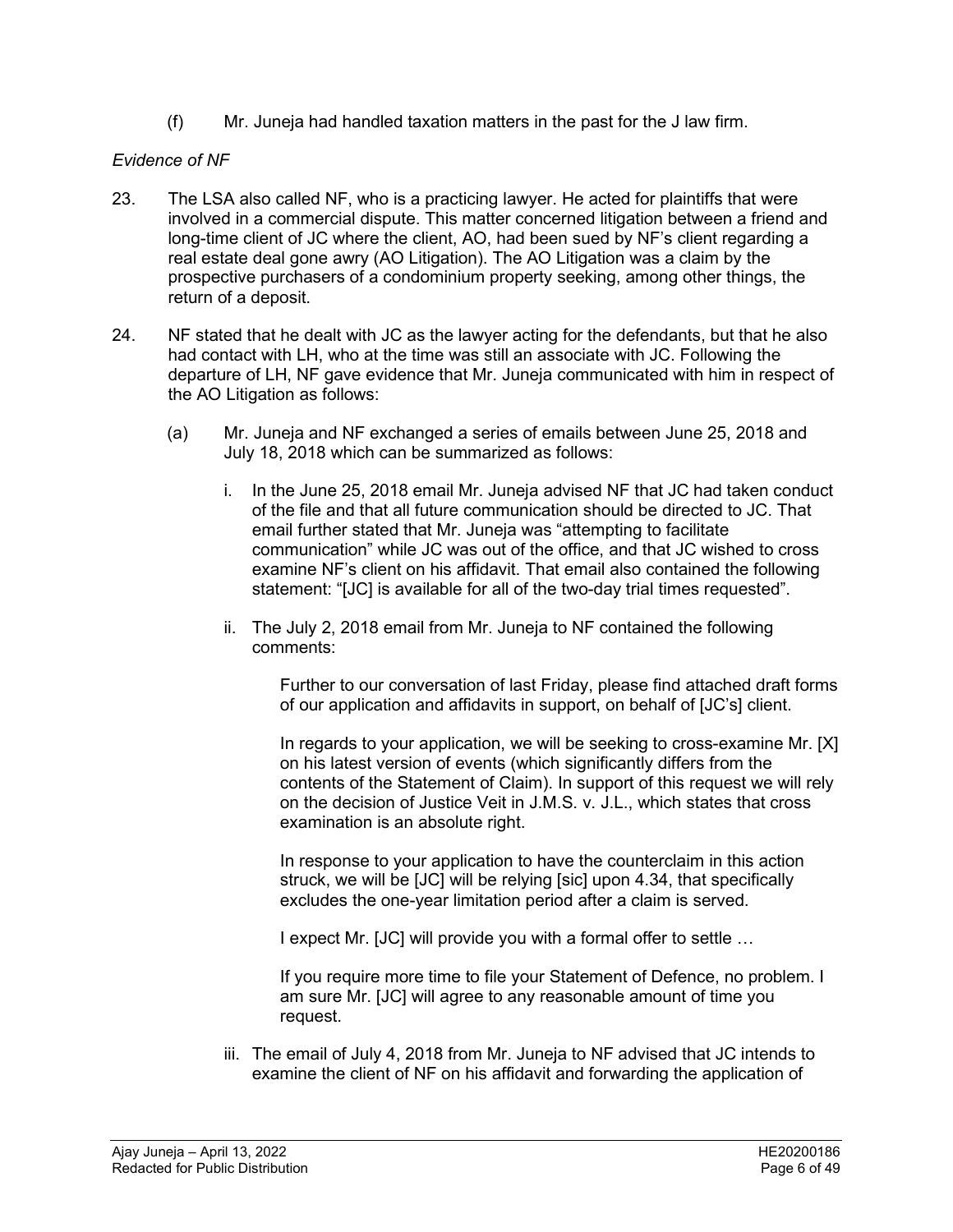(f) Mr. Juneja had handled taxation matters in the past for the J law firm.

*Evidence of NF*

23. The LSA also called NF, who is a practicing lawyer. He acted for plaintiffs that were involved in a commercial dispute. This matter concerned litigation between a friend and long-time client of JC where the client, AO, had been sued by NF's client regarding a real estate deal gone awry (AO Litigation). The AO Litigation was a claim by the prospective purchasers of a condominium property seeking, among other things, the return of a deposit.

24. NF stated that he dealt with JC as the lawyer acting for the defendants, but that he also had contact with LH, who at the time was still an associate with JC. Following the departure of LH, NF gave evidence that Mr. Juneja communicated with him in respect of the AO Litigation as follows:

    (a) Mr. Juneja and NF exchanged a series of emails between June 25, 2018 and July 18, 2018 which can be summarized as follows:

        i. In the June 25, 2018 email Mr. Juneja advised NF that JC had taken conduct of the file and that all future communication should be directed to JC. That email further stated that Mr. Juneja was "attempting to facilitate communication" while JC was out of the office, and that JC wished to cross examine NF's client on his affidavit. That email also contained the following statement: "[JC] is available for all of the two-day trial times requested".

        ii. The July 2, 2018 email from Mr. Juneja to NF contained the following comments:

            Further to our conversation of last Friday, please find attached draft forms of our application and affidavits in support, on behalf of [JC's] client.

            In regards to your application, we will be seeking to cross-examine Mr. [X] on his latest version of events (which significantly differs from the contents of the Statement of Claim). In support of this request we will rely on the decision of Justice Veit in J.M.S. v. J.L., which states that cross examination is an absolute right.

            In response to your application to have the counterclaim in this action struck, we will be [JC] will be relying [sic] upon 4.34, that specifically excludes the one-year limitation period after a claim is served.

            I expect Mr. [JC] will provide you with a formal offer to settle …

            If you require more time to file your Statement of Defence, no problem. I am sure Mr. [JC] will agree to any reasonable amount of time you request.

        iii. The email of July 4, 2018 from Mr. Juneja to NF advised that JC intends to examine the client of NF on his affidavit and forwarding the application of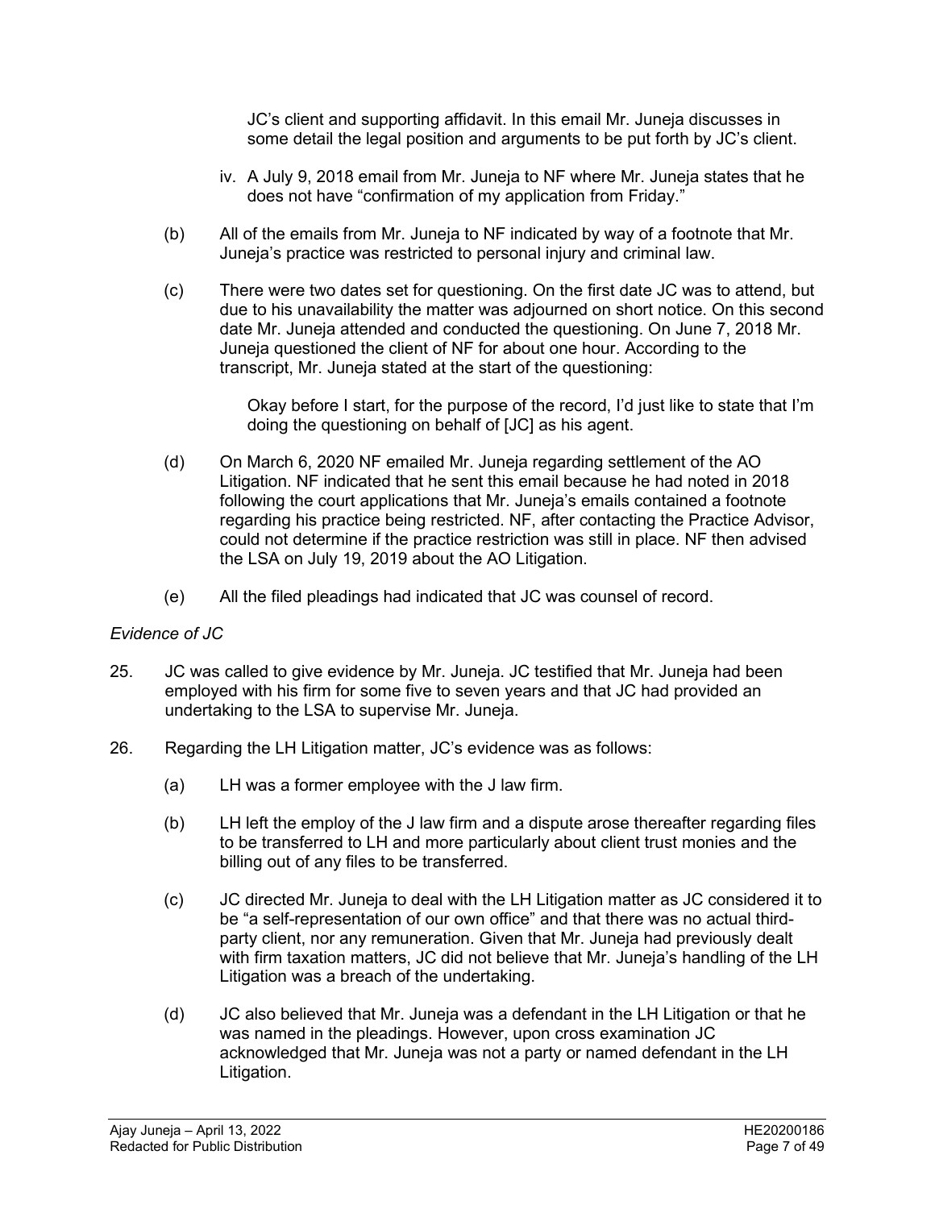JC's client and supporting affidavit. In this email Mr. Juneja discusses in some detail the legal position and arguments to be put forth by JC's client.

iv. A July 9, 2018 email from Mr. Juneja to NF where Mr. Juneja states that he does not have "confirmation of my application from Friday."

(b) All of the emails from Mr. Juneja to NF indicated by way of a footnote that Mr. Juneja's practice was restricted to personal injury and criminal law.

(c) There were two dates set for questioning. On the first date JC was to attend, but due to his unavailability the matter was adjourned on short notice. On this second date Mr. Juneja attended and conducted the questioning. On June 7, 2018 Mr. Juneja questioned the client of NF for about one hour. According to the transcript, Mr. Juneja stated at the start of the questioning:

> Okay before I start, for the purpose of the record, I'd just like to state that I'm doing the questioning on behalf of [JC] as his agent.

(d) On March 6, 2020 NF emailed Mr. Juneja regarding settlement of the AO Litigation. NF indicated that he sent this email because he had noted in 2018 following the court applications that Mr. Juneja's emails contained a footnote regarding his practice being restricted. NF, after contacting the Practice Advisor, could not determine if the practice restriction was still in place. NF then advised the LSA on July 19, 2019 about the AO Litigation.

(e) All the filed pleadings had indicated that JC was counsel of record.

*Evidence of JC*

25. JC was called to give evidence by Mr. Juneja. JC testified that Mr. Juneja had been employed with his firm for some five to seven years and that JC had provided an undertaking to the LSA to supervise Mr. Juneja.

26. Regarding the LH Litigation matter, JC's evidence was as follows:

(a) LH was a former employee with the J law firm.

(b) LH left the employ of the J law firm and a dispute arose thereafter regarding files to be transferred to LH and more particularly about client trust monies and the billing out of any files to be transferred.

(c) JC directed Mr. Juneja to deal with the LH Litigation matter as JC considered it to be "a self-representation of our own office" and that there was no actual third-party client, nor any remuneration. Given that Mr. Juneja had previously dealt with firm taxation matters, JC did not believe that Mr. Juneja's handling of the LH Litigation was a breach of the undertaking.

(d) JC also believed that Mr. Juneja was a defendant in the LH Litigation or that he was named in the pleadings. However, upon cross examination JC acknowledged that Mr. Juneja was not a party or named defendant in the LH Litigation.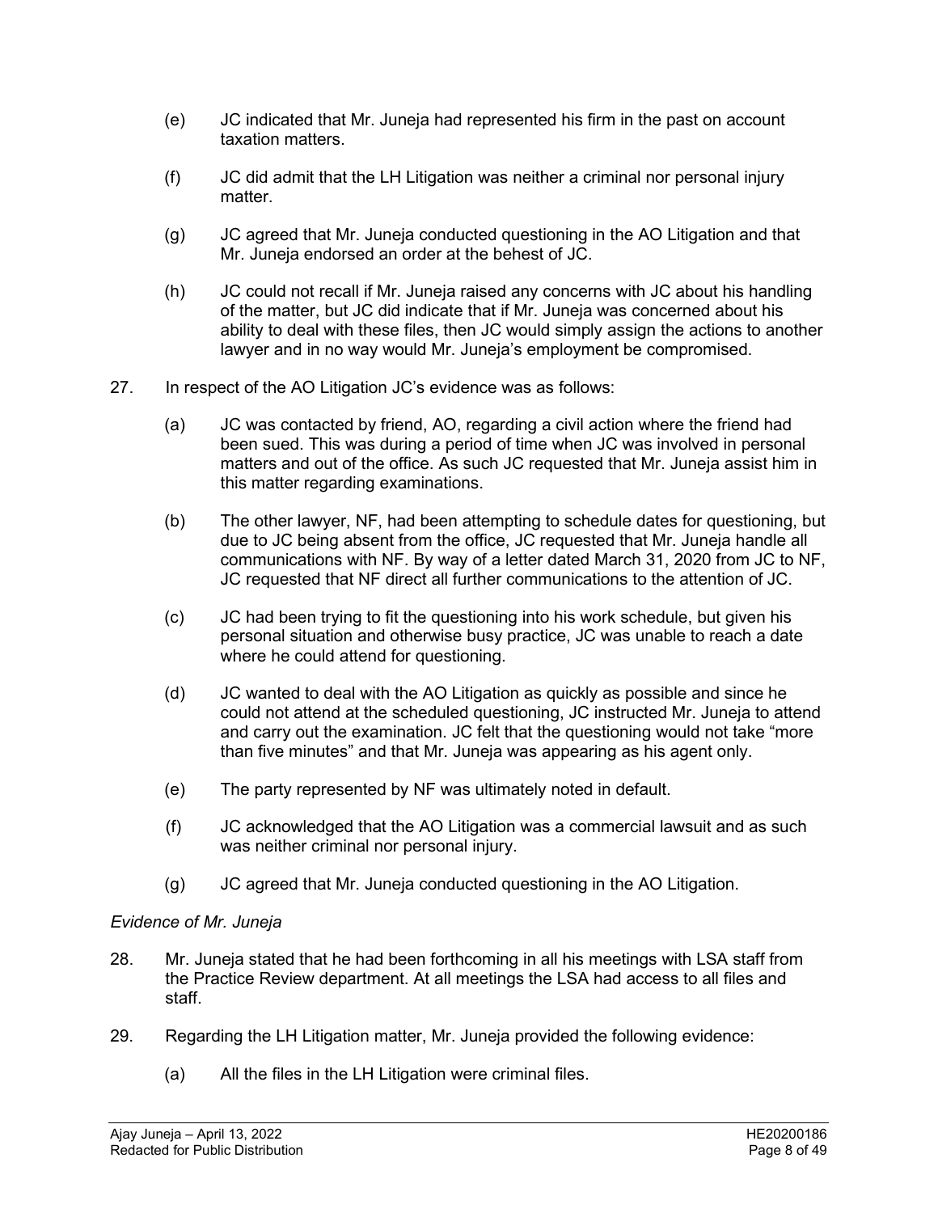(e) JC indicated that Mr. Juneja had represented his firm in the past on account taxation matters.

(f) JC did admit that the LH Litigation was neither a criminal nor personal injury matter.

(g) JC agreed that Mr. Juneja conducted questioning in the AO Litigation and that Mr. Juneja endorsed an order at the behest of JC.

(h) JC could not recall if Mr. Juneja raised any concerns with JC about his handling of the matter, but JC did indicate that if Mr. Juneja was concerned about his ability to deal with these files, then JC would simply assign the actions to another lawyer and in no way would Mr. Juneja's employment be compromised.

27. In respect of the AO Litigation JC's evidence was as follows:

(a) JC was contacted by friend, AO, regarding a civil action where the friend had been sued. This was during a period of time when JC was involved in personal matters and out of the office. As such JC requested that Mr. Juneja assist him in this matter regarding examinations.

(b) The other lawyer, NF, had been attempting to schedule dates for questioning, but due to JC being absent from the office, JC requested that Mr. Juneja handle all communications with NF. By way of a letter dated March 31, 2020 from JC to NF, JC requested that NF direct all further communications to the attention of JC.

(c) JC had been trying to fit the questioning into his work schedule, but given his personal situation and otherwise busy practice, JC was unable to reach a date where he could attend for questioning.

(d) JC wanted to deal with the AO Litigation as quickly as possible and since he could not attend at the scheduled questioning, JC instructed Mr. Juneja to attend and carry out the examination. JC felt that the questioning would not take "more than five minutes" and that Mr. Juneja was appearing as his agent only.

(e) The party represented by NF was ultimately noted in default.

(f) JC acknowledged that the AO Litigation was a commercial lawsuit and as such was neither criminal nor personal injury.

(g) JC agreed that Mr. Juneja conducted questioning in the AO Litigation.

*Evidence of Mr. Juneja*

28. Mr. Juneja stated that he had been forthcoming in all his meetings with LSA staff from the Practice Review department. At all meetings the LSA had access to all files and staff.

29. Regarding the LH Litigation matter, Mr. Juneja provided the following evidence:

(a) All the files in the LH Litigation were criminal files.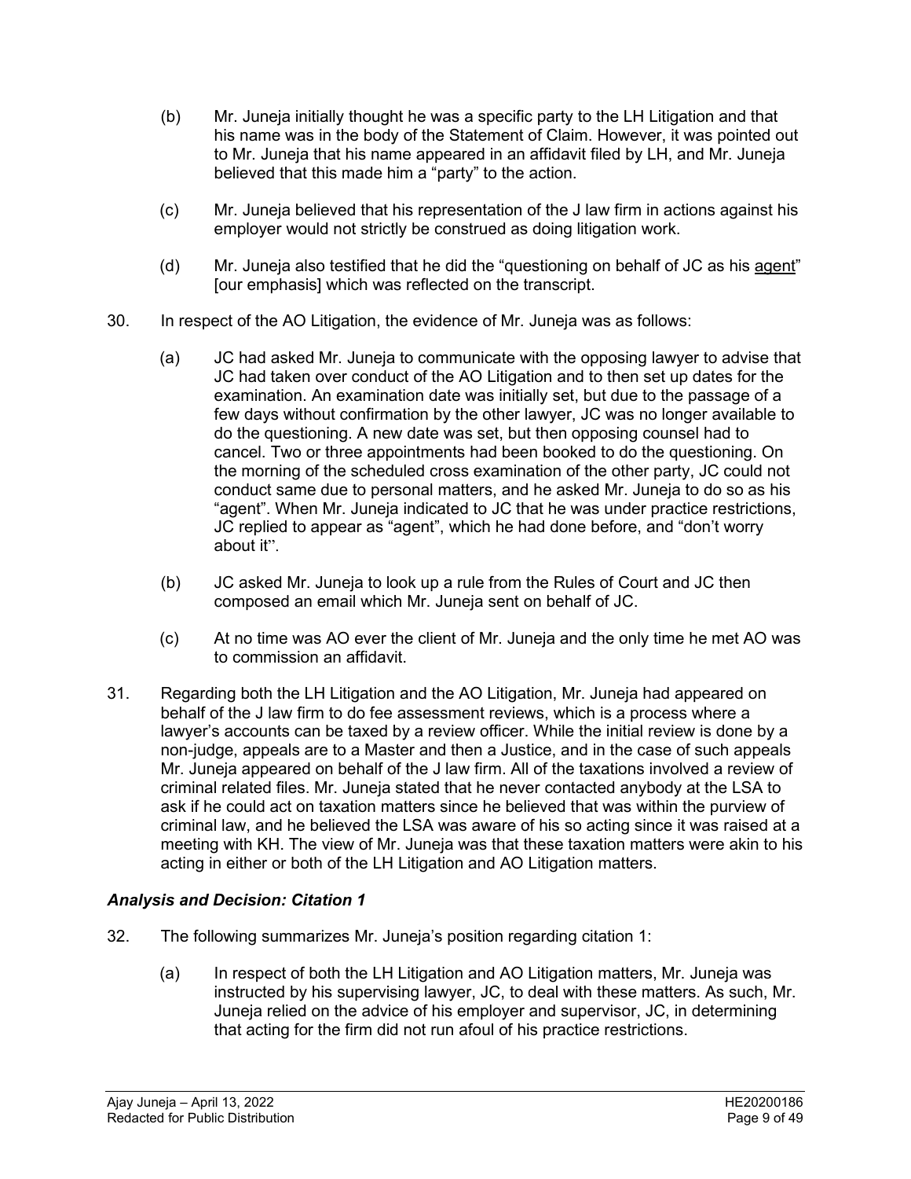(b) Mr. Juneja initially thought he was a specific party to the LH Litigation and that his name was in the body of the Statement of Claim. However, it was pointed out to Mr. Juneja that his name appeared in an affidavit filed by LH, and Mr. Juneja believed that this made him a "party" to the action.

(c) Mr. Juneja believed that his representation of the J law firm in actions against his employer would not strictly be construed as doing litigation work.

(d) Mr. Juneja also testified that he did the "questioning on behalf of JC as his <u>agent</u>" [our emphasis] which was reflected on the transcript.

30. In respect of the AO Litigation, the evidence of Mr. Juneja was as follows:

(a) JC had asked Mr. Juneja to communicate with the opposing lawyer to advise that JC had taken over conduct of the AO Litigation and to then set up dates for the examination. An examination date was initially set, but due to the passage of a few days without confirmation by the other lawyer, JC was no longer available to do the questioning. A new date was set, but then opposing counsel had to cancel. Two or three appointments had been booked to do the questioning. On the morning of the scheduled cross examination of the other party, JC could not conduct same due to personal matters, and he asked Mr. Juneja to do so as his "agent". When Mr. Juneja indicated to JC that he was under practice restrictions, JC replied to appear as "agent", which he had done before, and "don't worry about it".

(b) JC asked Mr. Juneja to look up a rule from the Rules of Court and JC then composed an email which Mr. Juneja sent on behalf of JC.

(c) At no time was AO ever the client of Mr. Juneja and the only time he met AO was to commission an affidavit.

31. Regarding both the LH Litigation and the AO Litigation, Mr. Juneja had appeared on behalf of the J law firm to do fee assessment reviews, which is a process where a lawyer's accounts can be taxed by a review officer. While the initial review is done by a non-judge, appeals are to a Master and then a Justice, and in the case of such appeals Mr. Juneja appeared on behalf of the J law firm. All of the taxations involved a review of criminal related files. Mr. Juneja stated that he never contacted anybody at the LSA to ask if he could act on taxation matters since he believed that was within the purview of criminal law, and he believed the LSA was aware of his so acting since it was raised at a meeting with KH. The view of Mr. Juneja was that these taxation matters were akin to his acting in either or both of the LH Litigation and AO Litigation matters.

### *Analysis and Decision: Citation 1*

32. The following summarizes Mr. Juneja's position regarding citation 1:

(a) In respect of both the LH Litigation and AO Litigation matters, Mr. Juneja was instructed by his supervising lawyer, JC, to deal with these matters. As such, Mr. Juneja relied on the advice of his employer and supervisor, JC, in determining that acting for the firm did not run afoul of his practice restrictions.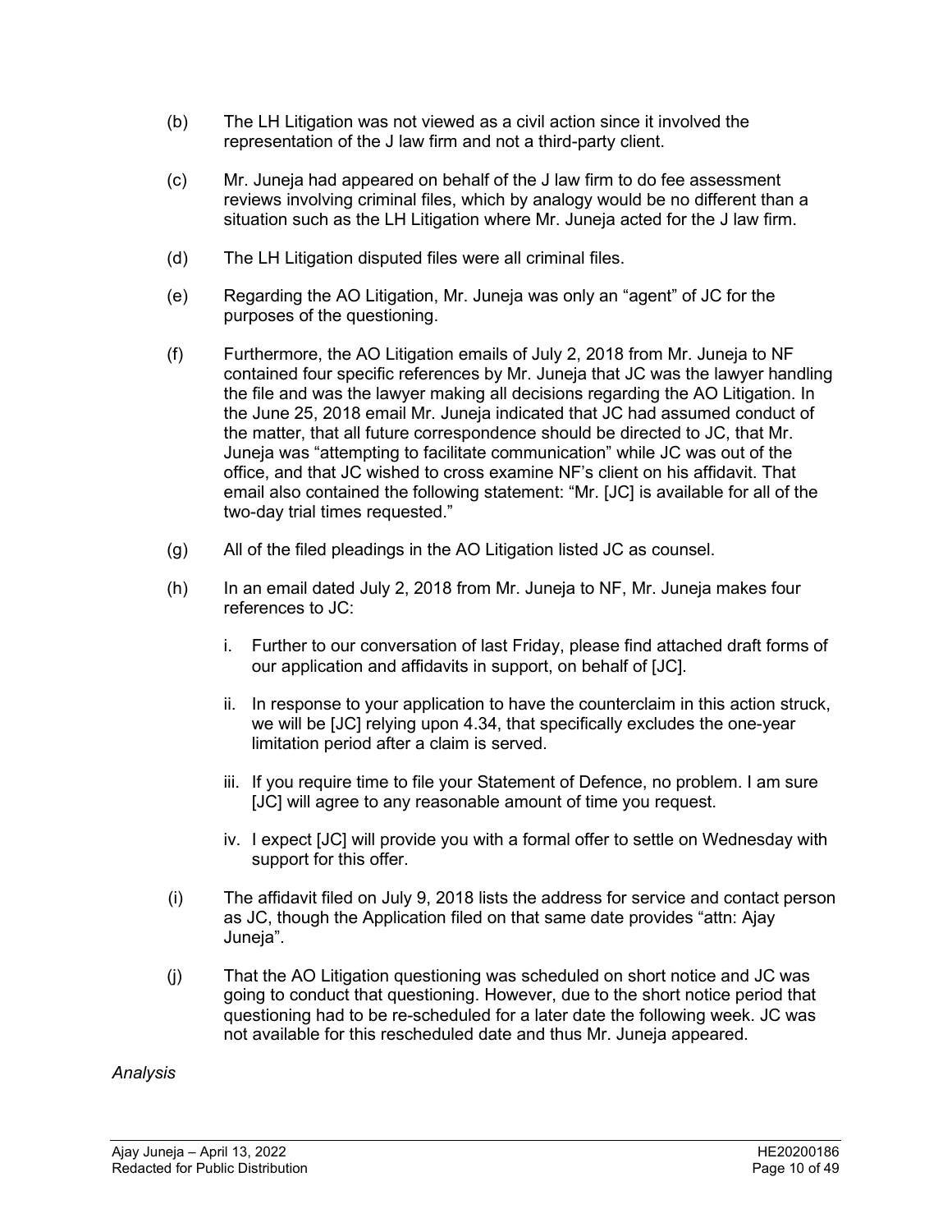(b) The LH Litigation was not viewed as a civil action since it involved the representation of the J law firm and not a third-party client.

(c) Mr. Juneja had appeared on behalf of the J law firm to do fee assessment reviews involving criminal files, which by analogy would be no different than a situation such as the LH Litigation where Mr. Juneja acted for the J law firm.

(d) The LH Litigation disputed files were all criminal files.

(e) Regarding the AO Litigation, Mr. Juneja was only an "agent" of JC for the purposes of the questioning.

(f) Furthermore, the AO Litigation emails of July 2, 2018 from Mr. Juneja to NF contained four specific references by Mr. Juneja that JC was the lawyer handling the file and was the lawyer making all decisions regarding the AO Litigation. In the June 25, 2018 email Mr. Juneja indicated that JC had assumed conduct of the matter, that all future correspondence should be directed to JC, that Mr. Juneja was "attempting to facilitate communication" while JC was out of the office, and that JC wished to cross examine NF's client on his affidavit. That email also contained the following statement: "Mr. [JC] is available for all of the two-day trial times requested."

(g) All of the filed pleadings in the AO Litigation listed JC as counsel.

(h) In an email dated July 2, 2018 from Mr. Juneja to NF, Mr. Juneja makes four references to JC:

   i. Further to our conversation of last Friday, please find attached draft forms of our application and affidavits in support, on behalf of [JC].

   ii. In response to your application to have the counterclaim in this action struck, we will be [JC] relying upon 4.34, that specifically excludes the one-year limitation period after a claim is served.

   iii. If you require time to file your Statement of Defence, no problem. I am sure [JC] will agree to any reasonable amount of time you request.

   iv. I expect [JC] will provide you with a formal offer to settle on Wednesday with support for this offer.

(i) The affidavit filed on July 9, 2018 lists the address for service and contact person as JC, though the Application filed on that same date provides "attn: Ajay Juneja".

(j) That the AO Litigation questioning was scheduled on short notice and JC was going to conduct that questioning. However, due to the short notice period that questioning had to be re-scheduled for a later date the following week. JC was not available for this rescheduled date and thus Mr. Juneja appeared.

*Analysis*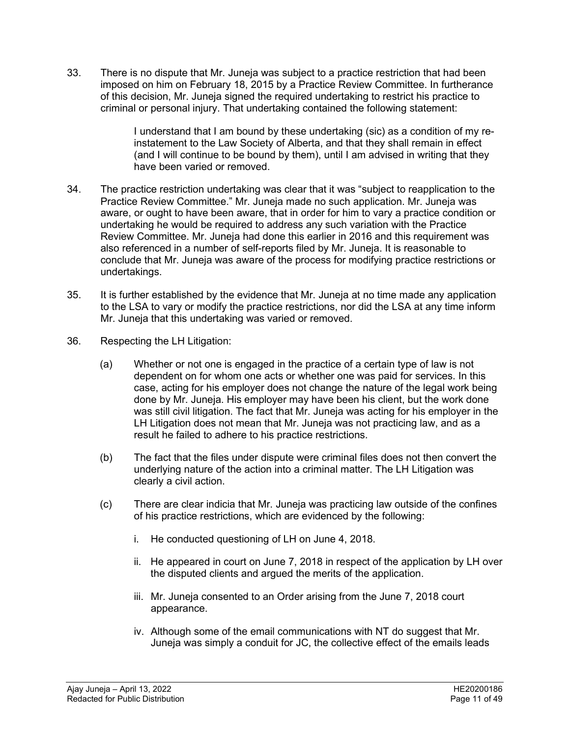33. There is no dispute that Mr. Juneja was subject to a practice restriction that had been imposed on him on February 18, 2015 by a Practice Review Committee. In furtherance of this decision, Mr. Juneja signed the required undertaking to restrict his practice to criminal or personal injury. That undertaking contained the following statement:

   > I understand that I am bound by these undertaking (sic) as a condition of my re-instatement to the Law Society of Alberta, and that they shall remain in effect (and I will continue to be bound by them), until I am advised in writing that they have been varied or removed.

34. The practice restriction undertaking was clear that it was "subject to reapplication to the Practice Review Committee." Mr. Juneja made no such application. Mr. Juneja was aware, or ought to have been aware, that in order for him to vary a practice condition or undertaking he would be required to address any such variation with the Practice Review Committee. Mr. Juneja had done this earlier in 2016 and this requirement was also referenced in a number of self-reports filed by Mr. Juneja. It is reasonable to conclude that Mr. Juneja was aware of the process for modifying practice restrictions or undertakings.

35. It is further established by the evidence that Mr. Juneja at no time made any application to the LSA to vary or modify the practice restrictions, nor did the LSA at any time inform Mr. Juneja that this undertaking was varied or removed.

36. Respecting the LH Litigation:

   (a) Whether or not one is engaged in the practice of a certain type of law is not dependent on for whom one acts or whether one was paid for services. In this case, acting for his employer does not change the nature of the legal work being done by Mr. Juneja. His employer may have been his client, but the work done was still civil litigation. The fact that Mr. Juneja was acting for his employer in the LH Litigation does not mean that Mr. Juneja was not practicing law, and as a result he failed to adhere to his practice restrictions.

   (b) The fact that the files under dispute were criminal files does not then convert the underlying nature of the action into a criminal matter. The LH Litigation was clearly a civil action.

   (c) There are clear indicia that Mr. Juneja was practicing law outside of the confines of his practice restrictions, which are evidenced by the following:

      i. He conducted questioning of LH on June 4, 2018.

      ii. He appeared in court on June 7, 2018 in respect of the application by LH over the disputed clients and argued the merits of the application.

      iii. Mr. Juneja consented to an Order arising from the June 7, 2018 court appearance.

      iv. Although some of the email communications with NT do suggest that Mr. Juneja was simply a conduit for JC, the collective effect of the emails leads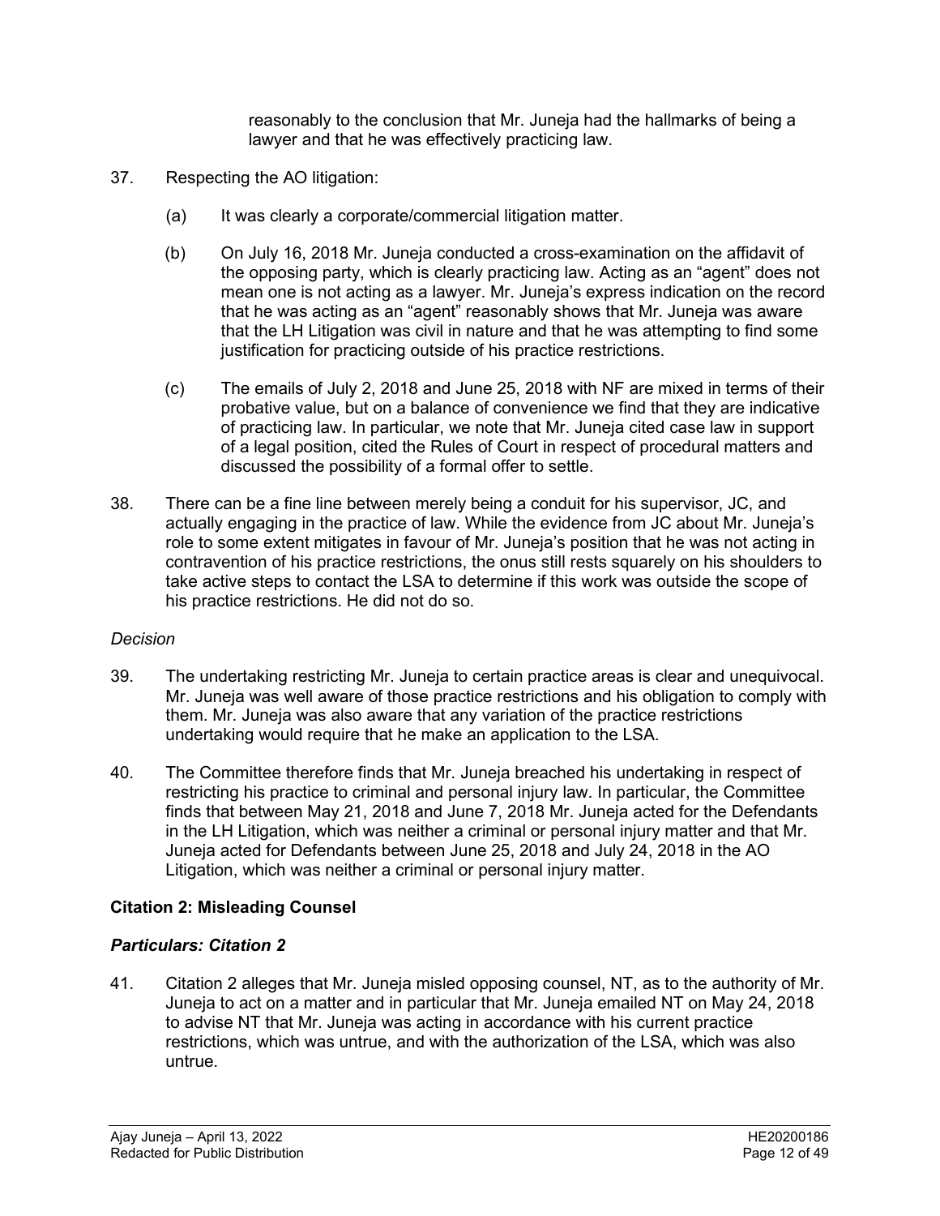reasonably to the conclusion that Mr. Juneja had the hallmarks of being a lawyer and that he was effectively practicing law.

37. Respecting the AO litigation:

    (a) It was clearly a corporate/commercial litigation matter.

    (b) On July 16, 2018 Mr. Juneja conducted a cross-examination on the affidavit of the opposing party, which is clearly practicing law. Acting as an "agent" does not mean one is not acting as a lawyer. Mr. Juneja's express indication on the record that he was acting as an "agent" reasonably shows that Mr. Juneja was aware that the LH Litigation was civil in nature and that he was attempting to find some justification for practicing outside of his practice restrictions.

    (c) The emails of July 2, 2018 and June 25, 2018 with NF are mixed in terms of their probative value, but on a balance of convenience we find that they are indicative of practicing law. In particular, we note that Mr. Juneja cited case law in support of a legal position, cited the Rules of Court in respect of procedural matters and discussed the possibility of a formal offer to settle.

38. There can be a fine line between merely being a conduit for his supervisor, JC, and actually engaging in the practice of law. While the evidence from JC about Mr. Juneja's role to some extent mitigates in favour of Mr. Juneja's position that he was not acting in contravention of his practice restrictions, the onus still rests squarely on his shoulders to take active steps to contact the LSA to determine if this work was outside the scope of his practice restrictions. He did not do so.

*Decision*

39. The undertaking restricting Mr. Juneja to certain practice areas is clear and unequivocal. Mr. Juneja was well aware of those practice restrictions and his obligation to comply with them. Mr. Juneja was also aware that any variation of the practice restrictions undertaking would require that he make an application to the LSA.

40. The Committee therefore finds that Mr. Juneja breached his undertaking in respect of restricting his practice to criminal and personal injury law. In particular, the Committee finds that between May 21, 2018 and June 7, 2018 Mr. Juneja acted for the Defendants in the LH Litigation, which was neither a criminal or personal injury matter and that Mr. Juneja acted for Defendants between June 25, 2018 and July 24, 2018 in the AO Litigation, which was neither a criminal or personal injury matter.

**Citation 2: Misleading Counsel**

***Particulars: Citation 2***

41. Citation 2 alleges that Mr. Juneja misled opposing counsel, NT, as to the authority of Mr. Juneja to act on a matter and in particular that Mr. Juneja emailed NT on May 24, 2018 to advise NT that Mr. Juneja was acting in accordance with his current practice restrictions, which was untrue, and with the authorization of the LSA, which was also untrue.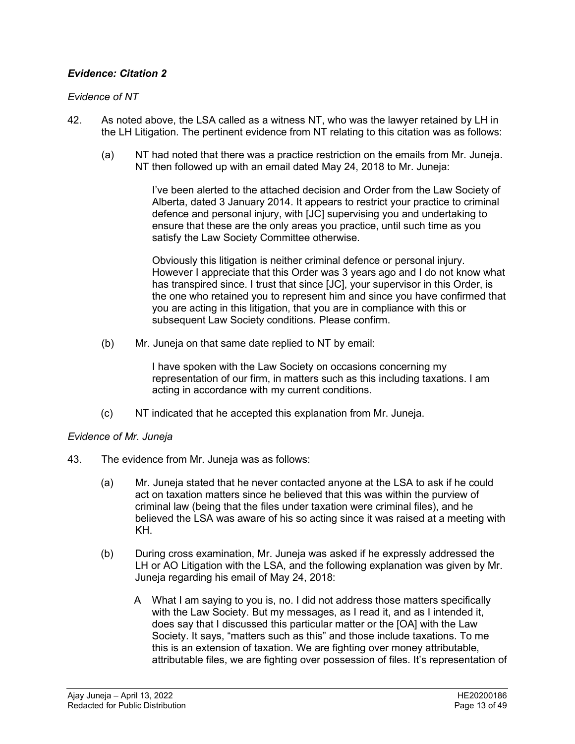***Evidence: Citation 2***

*Evidence of NT*

42. As noted above, the LSA called as a witness NT, who was the lawyer retained by LH in the LH Litigation. The pertinent evidence from NT relating to this citation was as follows:

    (a) NT had noted that there was a practice restriction on the emails from Mr. Juneja. NT then followed up with an email dated May 24, 2018 to Mr. Juneja:

        > I've been alerted to the attached decision and Order from the Law Society of Alberta, dated 3 January 2014. It appears to restrict your practice to criminal defence and personal injury, with [JC] supervising you and undertaking to ensure that these are the only areas you practice, until such time as you satisfy the Law Society Committee otherwise.
        >
        > Obviously this litigation is neither criminal defence or personal injury. However I appreciate that this Order was 3 years ago and I do not know what has transpired since. I trust that since [JC], your supervisor in this Order, is the one who retained you to represent him and since you have confirmed that you are acting in this litigation, that you are in compliance with this or subsequent Law Society conditions. Please confirm.

    (b) Mr. Juneja on that same date replied to NT by email:

        > I have spoken with the Law Society on occasions concerning my representation of our firm, in matters such as this including taxations. I am acting in accordance with my current conditions.

    (c) NT indicated that he accepted this explanation from Mr. Juneja.

*Evidence of Mr. Juneja*

43. The evidence from Mr. Juneja was as follows:

    (a) Mr. Juneja stated that he never contacted anyone at the LSA to ask if he could act on taxation matters since he believed that this was within the purview of criminal law (being that the files under taxation were criminal files), and he believed the LSA was aware of his so acting since it was raised at a meeting with KH.

    (b) During cross examination, Mr. Juneja was asked if he expressly addressed the LH or AO Litigation with the LSA, and the following explanation was given by Mr. Juneja regarding his email of May 24, 2018:

        > A What I am saying to you is, no. I did not address those matters specifically with the Law Society. But my messages, as I read it, and as I intended it, does say that I discussed this particular matter or the [OA] with the Law Society. It says, "matters such as this" and those include taxations. To me this is an extension of taxation. We are fighting over money attributable, attributable files, we are fighting over possession of files. It's representation of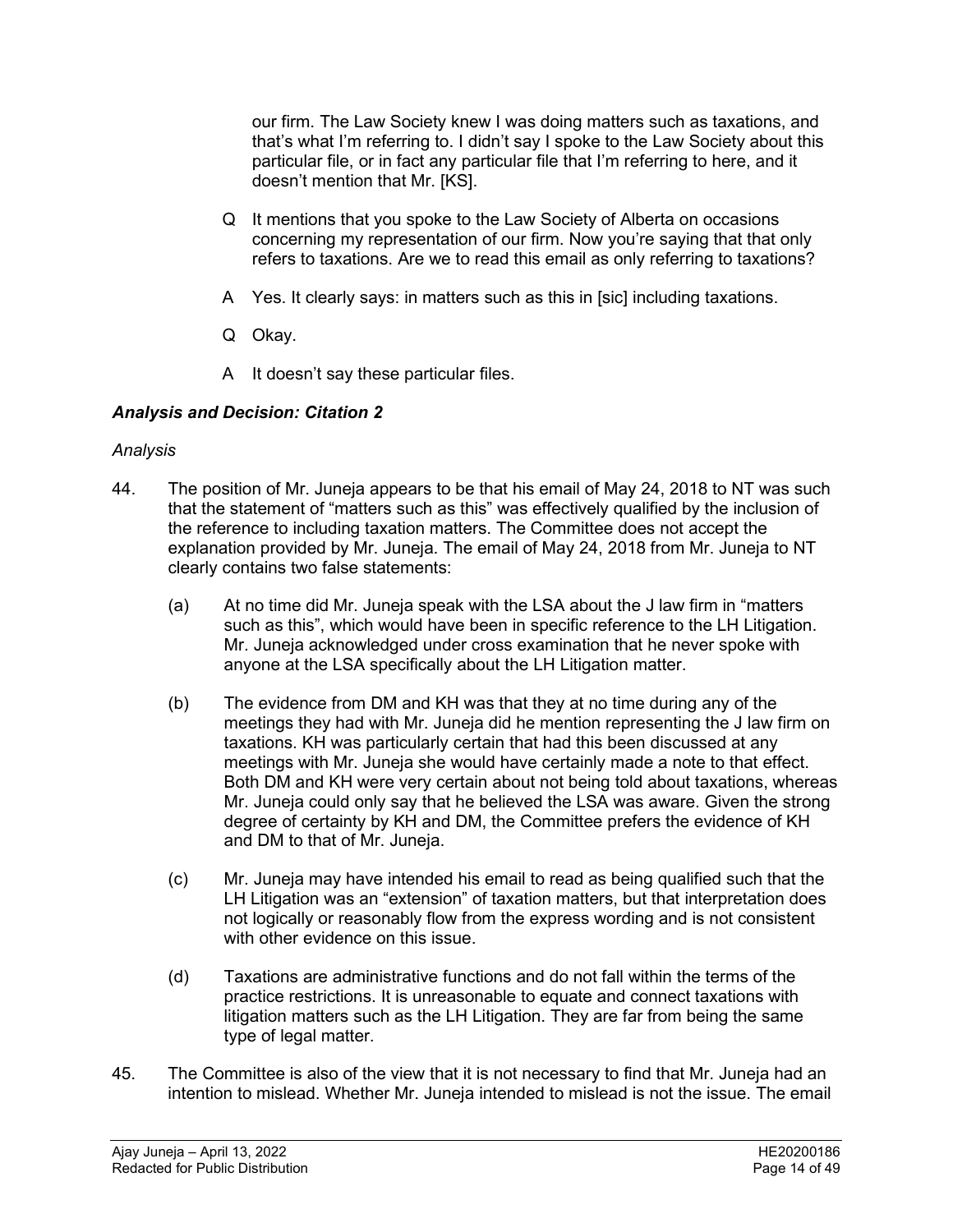our firm. The Law Society knew I was doing matters such as taxations, and that's what I'm referring to. I didn't say I spoke to the Law Society about this particular file, or in fact any particular file that I'm referring to here, and it doesn't mention that Mr. [KS].

Q It mentions that you spoke to the Law Society of Alberta on occasions concerning my representation of our firm. Now you're saying that that only refers to taxations. Are we to read this email as only referring to taxations?

A Yes. It clearly says: in matters such as this in [sic] including taxations.

Q Okay.

A It doesn't say these particular files.

### *Analysis and Decision: Citation 2*

*Analysis*

44. The position of Mr. Juneja appears to be that his email of May 24, 2018 to NT was such that the statement of "matters such as this" was effectively qualified by the inclusion of the reference to including taxation matters. The Committee does not accept the explanation provided by Mr. Juneja. The email of May 24, 2018 from Mr. Juneja to NT clearly contains two false statements:

    (a) At no time did Mr. Juneja speak with the LSA about the J law firm in "matters such as this", which would have been in specific reference to the LH Litigation. Mr. Juneja acknowledged under cross examination that he never spoke with anyone at the LSA specifically about the LH Litigation matter.

    (b) The evidence from DM and KH was that they at no time during any of the meetings they had with Mr. Juneja did he mention representing the J law firm on taxations. KH was particularly certain that had this been discussed at any meetings with Mr. Juneja she would have certainly made a note to that effect. Both DM and KH were very certain about not being told about taxations, whereas Mr. Juneja could only say that he believed the LSA was aware. Given the strong degree of certainty by KH and DM, the Committee prefers the evidence of KH and DM to that of Mr. Juneja.

    (c) Mr. Juneja may have intended his email to read as being qualified such that the LH Litigation was an "extension" of taxation matters, but that interpretation does not logically or reasonably flow from the express wording and is not consistent with other evidence on this issue.

    (d) Taxations are administrative functions and do not fall within the terms of the practice restrictions. It is unreasonable to equate and connect taxations with litigation matters such as the LH Litigation. They are far from being the same type of legal matter.

45. The Committee is also of the view that it is not necessary to find that Mr. Juneja had an intention to mislead. Whether Mr. Juneja intended to mislead is not the issue. The email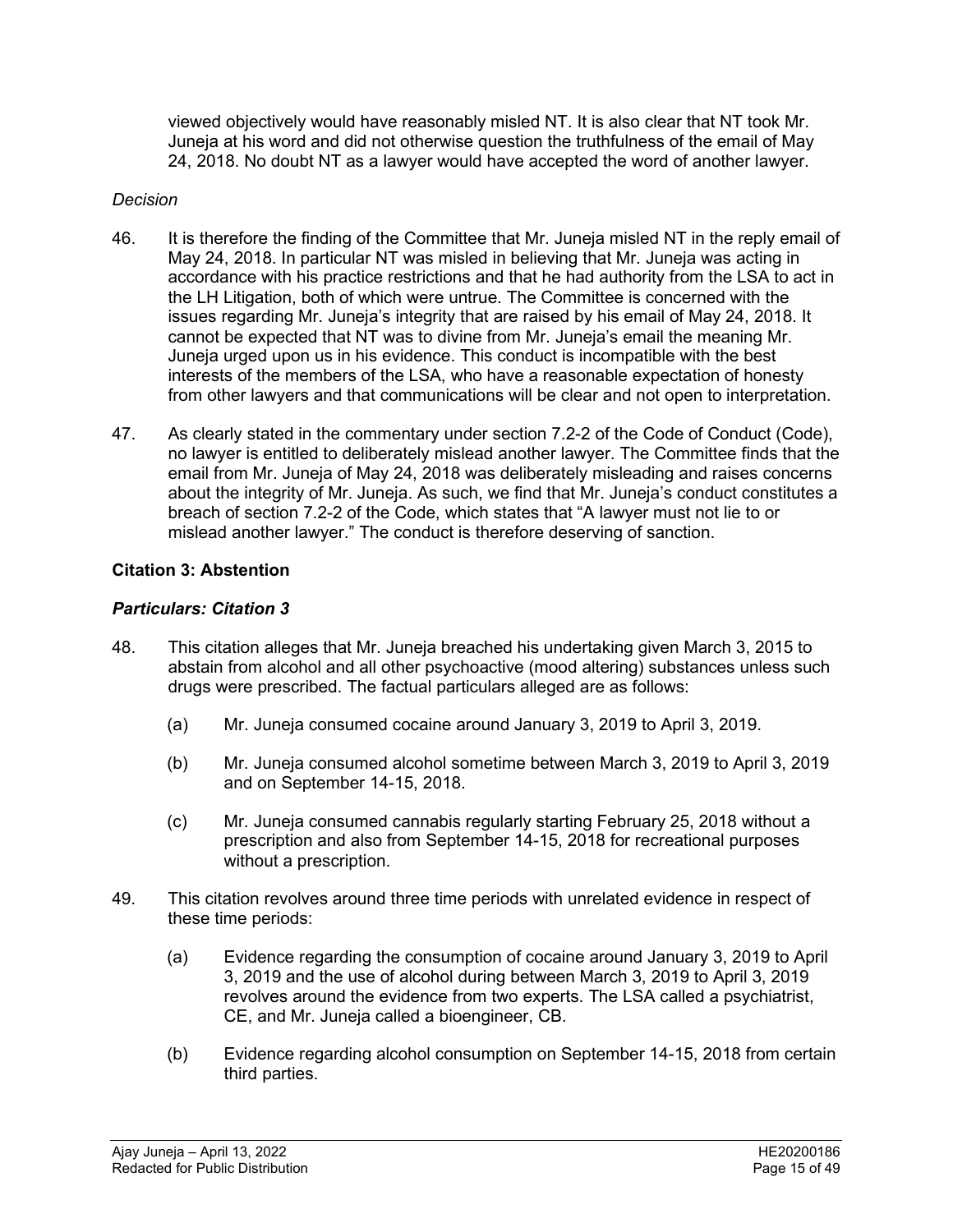viewed objectively would have reasonably misled NT. It is also clear that NT took Mr. Juneja at his word and did not otherwise question the truthfulness of the email of May 24, 2018. No doubt NT as a lawyer would have accepted the word of another lawyer.

*Decision*

46. It is therefore the finding of the Committee that Mr. Juneja misled NT in the reply email of May 24, 2018. In particular NT was misled in believing that Mr. Juneja was acting in accordance with his practice restrictions and that he had authority from the LSA to act in the LH Litigation, both of which were untrue. The Committee is concerned with the issues regarding Mr. Juneja's integrity that are raised by his email of May 24, 2018. It cannot be expected that NT was to divine from Mr. Juneja's email the meaning Mr. Juneja urged upon us in his evidence. This conduct is incompatible with the best interests of the members of the LSA, who have a reasonable expectation of honesty from other lawyers and that communications will be clear and not open to interpretation.

47. As clearly stated in the commentary under section 7.2-2 of the Code of Conduct (Code), no lawyer is entitled to deliberately mislead another lawyer. The Committee finds that the email from Mr. Juneja of May 24, 2018 was deliberately misleading and raises concerns about the integrity of Mr. Juneja. As such, we find that Mr. Juneja's conduct constitutes a breach of section 7.2-2 of the Code, which states that "A lawyer must not lie to or mislead another lawyer." The conduct is therefore deserving of sanction.

**Citation 3: Abstention**

***Particulars: Citation 3***

48. This citation alleges that Mr. Juneja breached his undertaking given March 3, 2015 to abstain from alcohol and all other psychoactive (mood altering) substances unless such drugs were prescribed. The factual particulars alleged are as follows:

    (a) Mr. Juneja consumed cocaine around January 3, 2019 to April 3, 2019.

    (b) Mr. Juneja consumed alcohol sometime between March 3, 2019 to April 3, 2019 and on September 14-15, 2018.

    (c) Mr. Juneja consumed cannabis regularly starting February 25, 2018 without a prescription and also from September 14-15, 2018 for recreational purposes without a prescription.

49. This citation revolves around three time periods with unrelated evidence in respect of these time periods:

    (a) Evidence regarding the consumption of cocaine around January 3, 2019 to April 3, 2019 and the use of alcohol during between March 3, 2019 to April 3, 2019 revolves around the evidence from two experts. The LSA called a psychiatrist, CE, and Mr. Juneja called a bioengineer, CB.

    (b) Evidence regarding alcohol consumption on September 14-15, 2018 from certain third parties.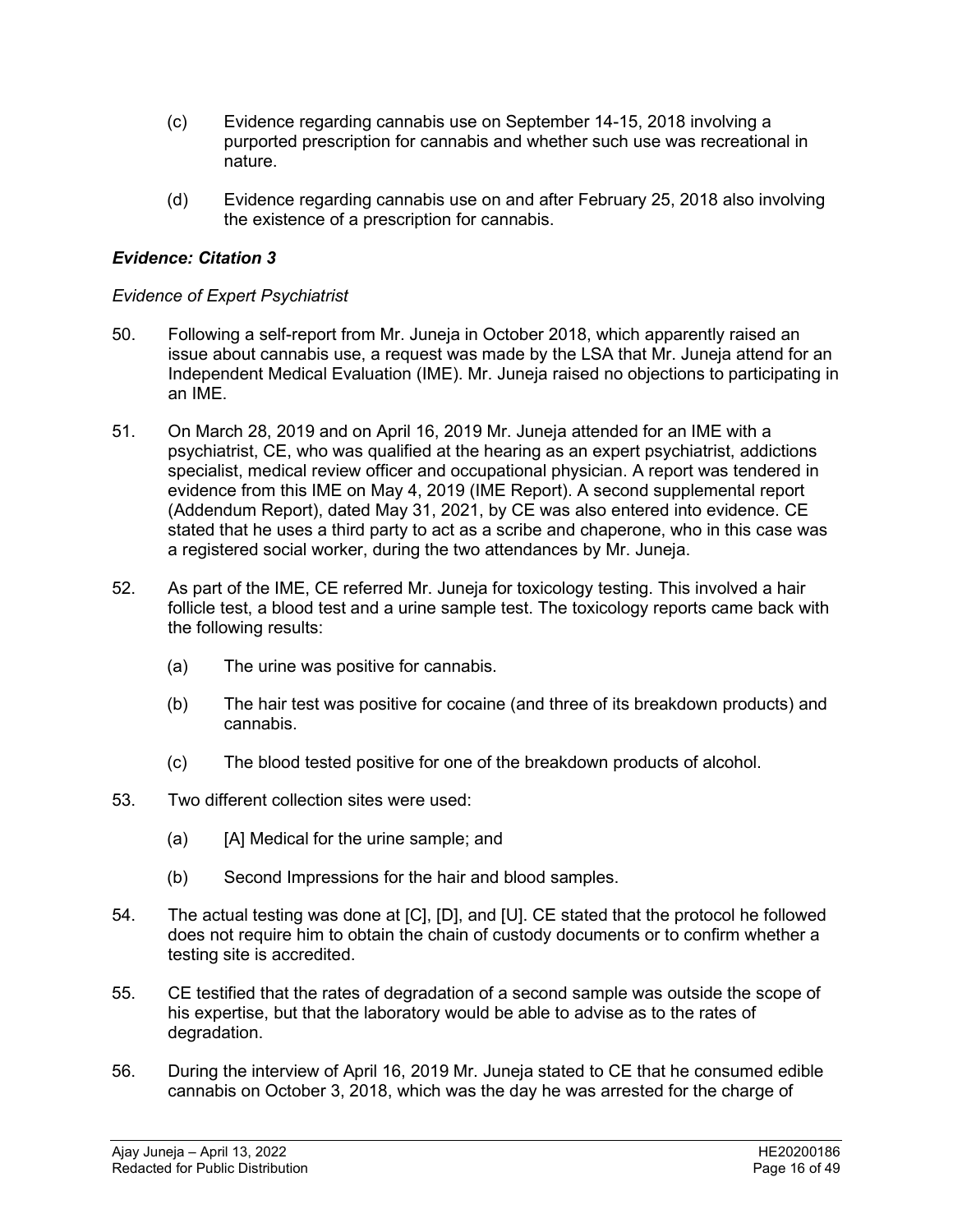(c) Evidence regarding cannabis use on September 14-15, 2018 involving a purported prescription for cannabis and whether such use was recreational in nature.

(d) Evidence regarding cannabis use on and after February 25, 2018 also involving the existence of a prescription for cannabis.

### *Evidence: Citation 3*

*Evidence of Expert Psychiatrist*

50. Following a self-report from Mr. Juneja in October 2018, which apparently raised an issue about cannabis use, a request was made by the LSA that Mr. Juneja attend for an Independent Medical Evaluation (IME). Mr. Juneja raised no objections to participating in an IME.

51. On March 28, 2019 and on April 16, 2019 Mr. Juneja attended for an IME with a psychiatrist, CE, who was qualified at the hearing as an expert psychiatrist, addictions specialist, medical review officer and occupational physician. A report was tendered in evidence from this IME on May 4, 2019 (IME Report). A second supplemental report (Addendum Report), dated May 31, 2021, by CE was also entered into evidence. CE stated that he uses a third party to act as a scribe and chaperone, who in this case was a registered social worker, during the two attendances by Mr. Juneja.

52. As part of the IME, CE referred Mr. Juneja for toxicology testing. This involved a hair follicle test, a blood test and a urine sample test. The toxicology reports came back with the following results:

    (a) The urine was positive for cannabis.

    (b) The hair test was positive for cocaine (and three of its breakdown products) and cannabis.

    (c) The blood tested positive for one of the breakdown products of alcohol.

53. Two different collection sites were used:

    (a) [A] Medical for the urine sample; and

    (b) Second Impressions for the hair and blood samples.

54. The actual testing was done at [C], [D], and [U]. CE stated that the protocol he followed does not require him to obtain the chain of custody documents or to confirm whether a testing site is accredited.

55. CE testified that the rates of degradation of a second sample was outside the scope of his expertise, but that the laboratory would be able to advise as to the rates of degradation.

56. During the interview of April 16, 2019 Mr. Juneja stated to CE that he consumed edible cannabis on October 3, 2018, which was the day he was arrested for the charge of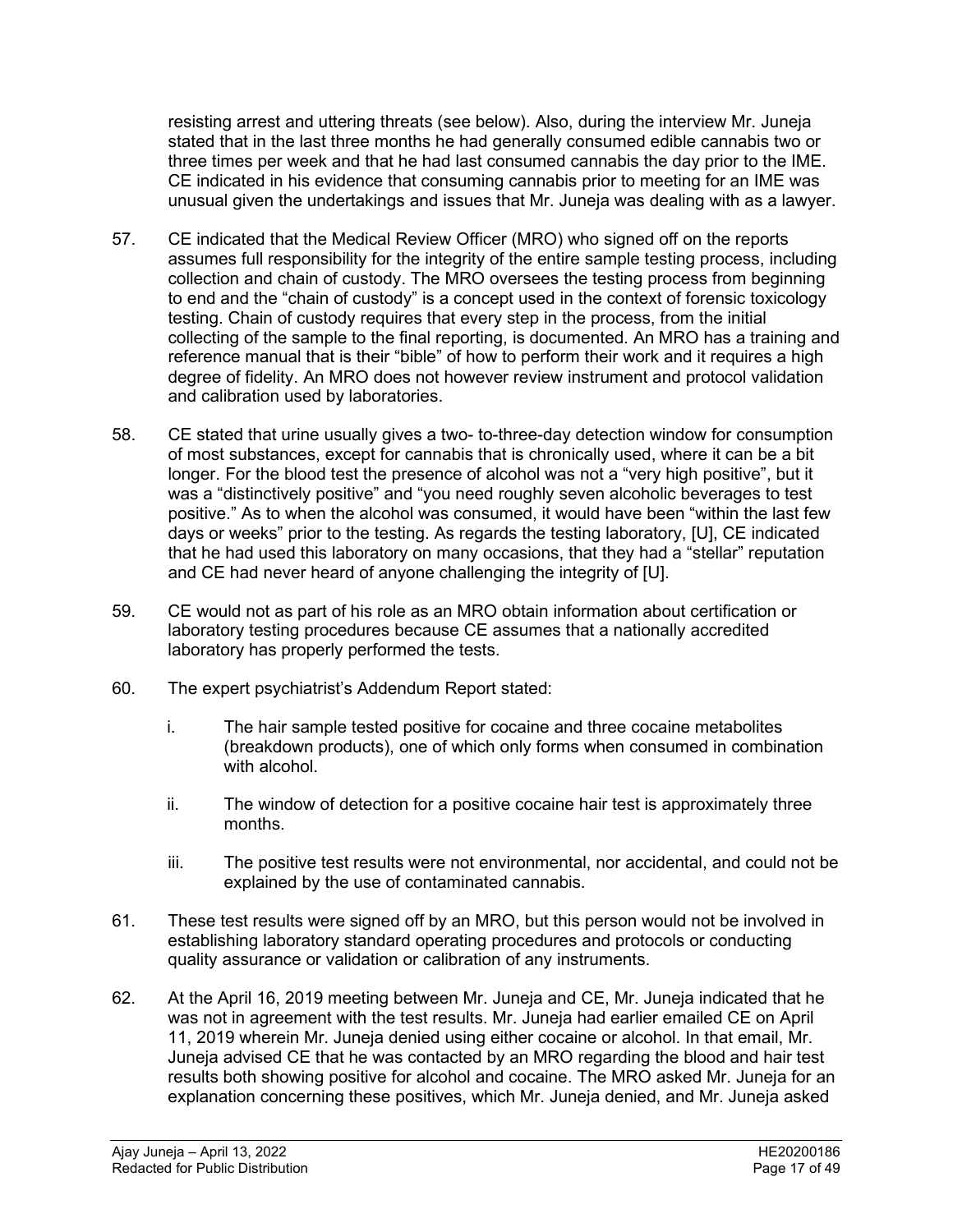resisting arrest and uttering threats (see below). Also, during the interview Mr. Juneja stated that in the last three months he had generally consumed edible cannabis two or three times per week and that he had last consumed cannabis the day prior to the IME. CE indicated in his evidence that consuming cannabis prior to meeting for an IME was unusual given the undertakings and issues that Mr. Juneja was dealing with as a lawyer.

57. CE indicated that the Medical Review Officer (MRO) who signed off on the reports assumes full responsibility for the integrity of the entire sample testing process, including collection and chain of custody. The MRO oversees the testing process from beginning to end and the "chain of custody" is a concept used in the context of forensic toxicology testing. Chain of custody requires that every step in the process, from the initial collecting of the sample to the final reporting, is documented. An MRO has a training and reference manual that is their "bible" of how to perform their work and it requires a high degree of fidelity. An MRO does not however review instrument and protocol validation and calibration used by laboratories.

58. CE stated that urine usually gives a two- to-three-day detection window for consumption of most substances, except for cannabis that is chronically used, where it can be a bit longer. For the blood test the presence of alcohol was not a "very high positive", but it was a "distinctively positive" and "you need roughly seven alcoholic beverages to test positive." As to when the alcohol was consumed, it would have been "within the last few days or weeks" prior to the testing. As regards the testing laboratory, [U], CE indicated that he had used this laboratory on many occasions, that they had a "stellar" reputation and CE had never heard of anyone challenging the integrity of [U].

59. CE would not as part of his role as an MRO obtain information about certification or laboratory testing procedures because CE assumes that a nationally accredited laboratory has properly performed the tests.

60. The expert psychiatrist's Addendum Report stated:

    i. The hair sample tested positive for cocaine and three cocaine metabolites (breakdown products), one of which only forms when consumed in combination with alcohol.

    ii. The window of detection for a positive cocaine hair test is approximately three months.

    iii. The positive test results were not environmental, nor accidental, and could not be explained by the use of contaminated cannabis.

61. These test results were signed off by an MRO, but this person would not be involved in establishing laboratory standard operating procedures and protocols or conducting quality assurance or validation or calibration of any instruments.

62. At the April 16, 2019 meeting between Mr. Juneja and CE, Mr. Juneja indicated that he was not in agreement with the test results. Mr. Juneja had earlier emailed CE on April 11, 2019 wherein Mr. Juneja denied using either cocaine or alcohol. In that email, Mr. Juneja advised CE that he was contacted by an MRO regarding the blood and hair test results both showing positive for alcohol and cocaine. The MRO asked Mr. Juneja for an explanation concerning these positives, which Mr. Juneja denied, and Mr. Juneja asked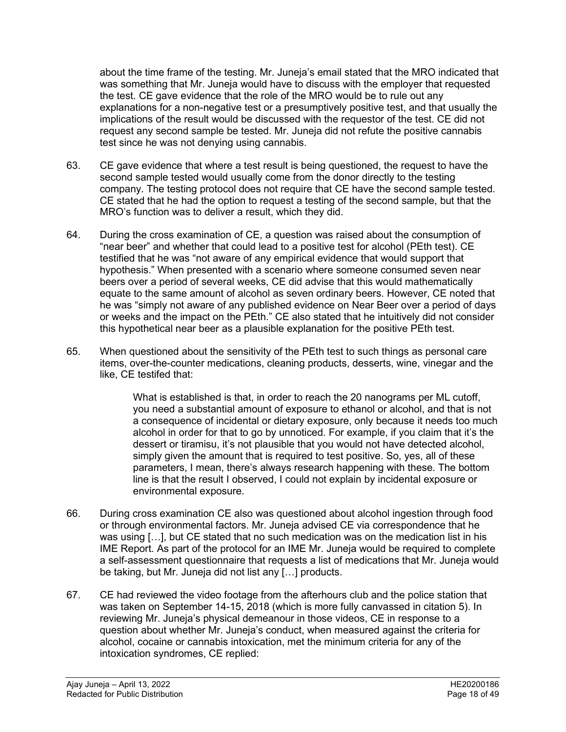about the time frame of the testing. Mr. Juneja's email stated that the MRO indicated that was something that Mr. Juneja would have to discuss with the employer that requested the test. CE gave evidence that the role of the MRO would be to rule out any explanations for a non-negative test or a presumptively positive test, and that usually the implications of the result would be discussed with the requestor of the test. CE did not request any second sample be tested. Mr. Juneja did not refute the positive cannabis test since he was not denying using cannabis.

63. CE gave evidence that where a test result is being questioned, the request to have the second sample tested would usually come from the donor directly to the testing company. The testing protocol does not require that CE have the second sample tested. CE stated that he had the option to request a testing of the second sample, but that the MRO's function was to deliver a result, which they did.

64. During the cross examination of CE, a question was raised about the consumption of "near beer" and whether that could lead to a positive test for alcohol (PEth test). CE testified that he was "not aware of any empirical evidence that would support that hypothesis." When presented with a scenario where someone consumed seven near beers over a period of several weeks, CE did advise that this would mathematically equate to the same amount of alcohol as seven ordinary beers. However, CE noted that he was "simply not aware of any published evidence on Near Beer over a period of days or weeks and the impact on the PEth." CE also stated that he intuitively did not consider this hypothetical near beer as a plausible explanation for the positive PEth test.

65. When questioned about the sensitivity of the PEth test to such things as personal care items, over-the-counter medications, cleaning products, desserts, wine, vinegar and the like, CE testifed that:

> What is established is that, in order to reach the 20 nanograms per ML cutoff, you need a substantial amount of exposure to ethanol or alcohol, and that is not a consequence of incidental or dietary exposure, only because it needs too much alcohol in order for that to go by unnoticed. For example, if you claim that it's the dessert or tiramisu, it's not plausible that you would not have detected alcohol, simply given the amount that is required to test positive. So, yes, all of these parameters, I mean, there's always research happening with these. The bottom line is that the result I observed, I could not explain by incidental exposure or environmental exposure.

66. During cross examination CE also was questioned about alcohol ingestion through food or through environmental factors. Mr. Juneja advised CE via correspondence that he was using […], but CE stated that no such medication was on the medication list in his IME Report. As part of the protocol for an IME Mr. Juneja would be required to complete a self-assessment questionnaire that requests a list of medications that Mr. Juneja would be taking, but Mr. Juneja did not list any […] products.

67. CE had reviewed the video footage from the afterhours club and the police station that was taken on September 14-15, 2018 (which is more fully canvassed in citation 5). In reviewing Mr. Juneja's physical demeanour in those videos, CE in response to a question about whether Mr. Juneja's conduct, when measured against the criteria for alcohol, cocaine or cannabis intoxication, met the minimum criteria for any of the intoxication syndromes, CE replied: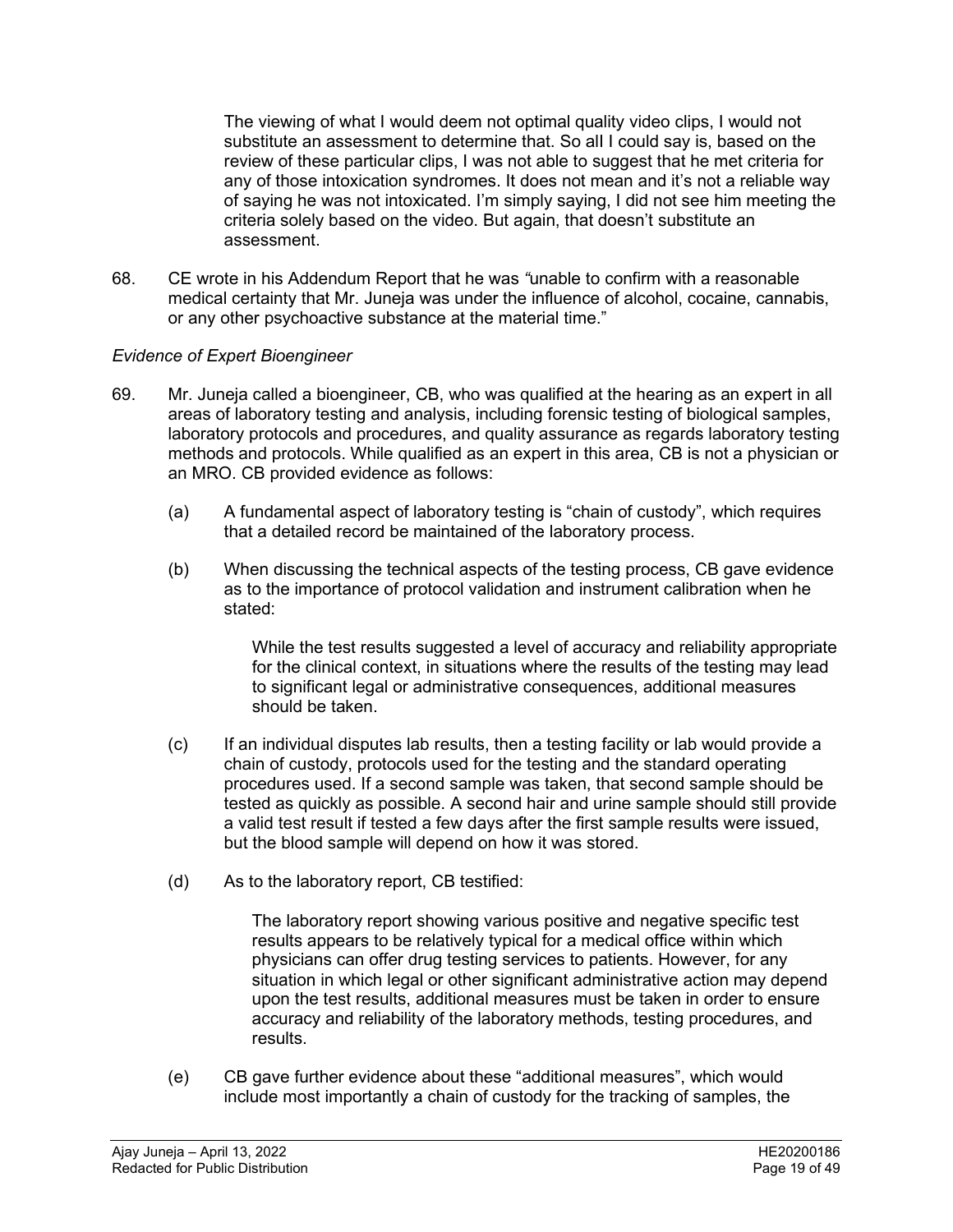> The viewing of what I would deem not optimal quality video clips, I would not substitute an assessment to determine that. So all I could say is, based on the review of these particular clips, I was not able to suggest that he met criteria for any of those intoxication syndromes. It does not mean and it's not a reliable way of saying he was not intoxicated. I'm simply saying, I did not see him meeting the criteria solely based on the video. But again, that doesn't substitute an assessment.

68. CE wrote in his Addendum Report that he was *"*unable to confirm with a reasonable medical certainty that Mr. Juneja was under the influence of alcohol, cocaine, cannabis, or any other psychoactive substance at the material time."

*Evidence of Expert Bioengineer*

69. Mr. Juneja called a bioengineer, CB, who was qualified at the hearing as an expert in all areas of laboratory testing and analysis, including forensic testing of biological samples, laboratory protocols and procedures, and quality assurance as regards laboratory testing methods and protocols. While qualified as an expert in this area, CB is not a physician or an MRO. CB provided evidence as follows:

    (a) A fundamental aspect of laboratory testing is "chain of custody", which requires that a detailed record be maintained of the laboratory process.

    (b) When discussing the technical aspects of the testing process, CB gave evidence as to the importance of protocol validation and instrument calibration when he stated:

    > While the test results suggested a level of accuracy and reliability appropriate for the clinical context, in situations where the results of the testing may lead to significant legal or administrative consequences, additional measures should be taken.

    (c) If an individual disputes lab results, then a testing facility or lab would provide a chain of custody, protocols used for the testing and the standard operating procedures used. If a second sample was taken, that second sample should be tested as quickly as possible. A second hair and urine sample should still provide a valid test result if tested a few days after the first sample results were issued, but the blood sample will depend on how it was stored.

    (d) As to the laboratory report, CB testified:

    > The laboratory report showing various positive and negative specific test results appears to be relatively typical for a medical office within which physicians can offer drug testing services to patients. However, for any situation in which legal or other significant administrative action may depend upon the test results, additional measures must be taken in order to ensure accuracy and reliability of the laboratory methods, testing procedures, and results.

    (e) CB gave further evidence about these "additional measures", which would include most importantly a chain of custody for the tracking of samples, the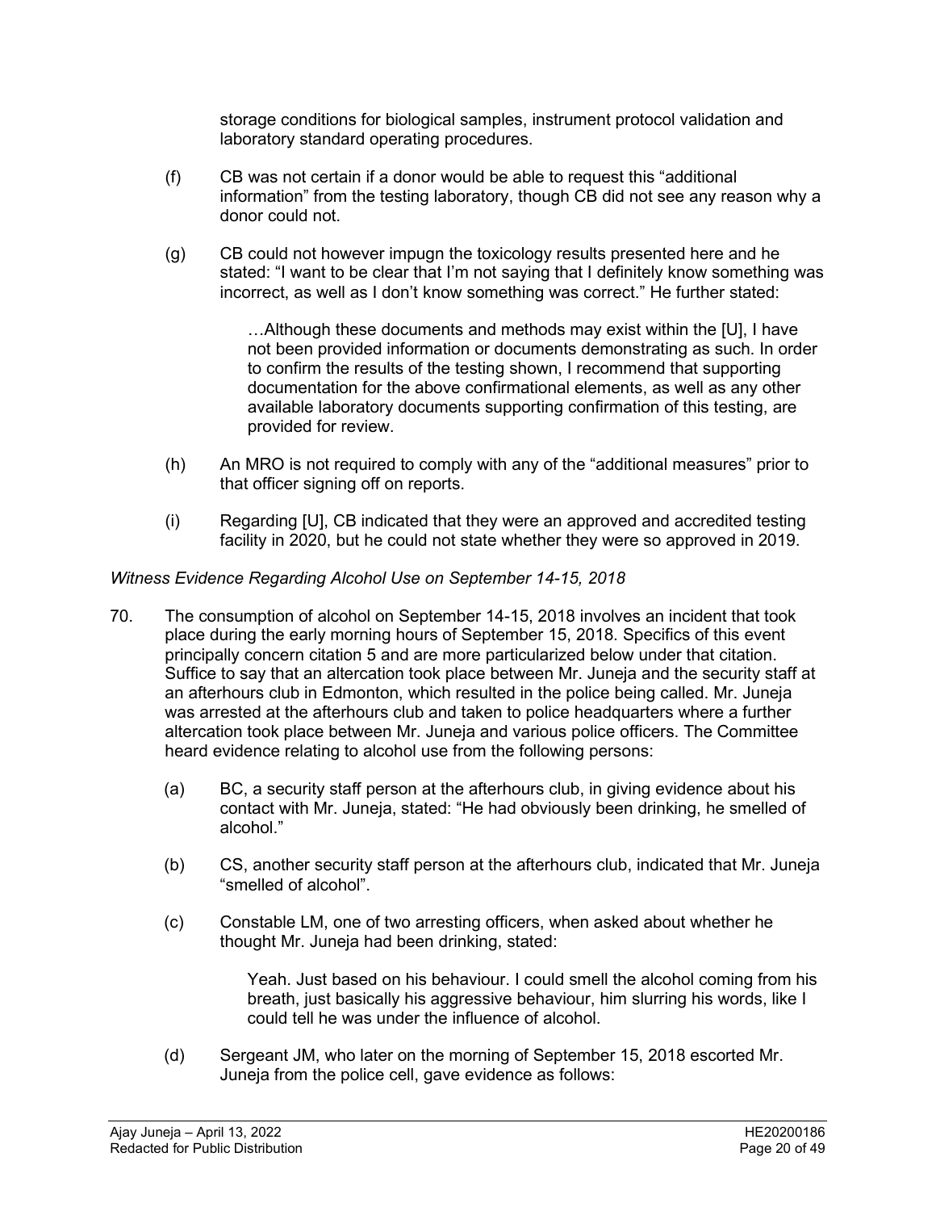storage conditions for biological samples, instrument protocol validation and laboratory standard operating procedures.

(f) CB was not certain if a donor would be able to request this "additional information" from the testing laboratory, though CB did not see any reason why a donor could not.

(g) CB could not however impugn the toxicology results presented here and he stated: "I want to be clear that I'm not saying that I definitely know something was incorrect, as well as I don't know something was correct." He further stated:

> …Although these documents and methods may exist within the [U], I have not been provided information or documents demonstrating as such. In order to confirm the results of the testing shown, I recommend that supporting documentation for the above confirmational elements, as well as any other available laboratory documents supporting confirmation of this testing, are provided for review.

(h) An MRO is not required to comply with any of the "additional measures" prior to that officer signing off on reports.

(i) Regarding [U], CB indicated that they were an approved and accredited testing facility in 2020, but he could not state whether they were so approved in 2019.

*Witness Evidence Regarding Alcohol Use on September 14-15, 2018*

70. The consumption of alcohol on September 14-15, 2018 involves an incident that took place during the early morning hours of September 15, 2018. Specifics of this event principally concern citation 5 and are more particularized below under that citation. Suffice to say that an altercation took place between Mr. Juneja and the security staff at an afterhours club in Edmonton, which resulted in the police being called. Mr. Juneja was arrested at the afterhours club and taken to police headquarters where a further altercation took place between Mr. Juneja and various police officers. The Committee heard evidence relating to alcohol use from the following persons:

(a) BC, a security staff person at the afterhours club, in giving evidence about his contact with Mr. Juneja, stated: "He had obviously been drinking, he smelled of alcohol."

(b) CS, another security staff person at the afterhours club, indicated that Mr. Juneja "smelled of alcohol".

(c) Constable LM, one of two arresting officers, when asked about whether he thought Mr. Juneja had been drinking, stated:

> Yeah. Just based on his behaviour. I could smell the alcohol coming from his breath, just basically his aggressive behaviour, him slurring his words, like I could tell he was under the influence of alcohol.

(d) Sergeant JM, who later on the morning of September 15, 2018 escorted Mr. Juneja from the police cell, gave evidence as follows: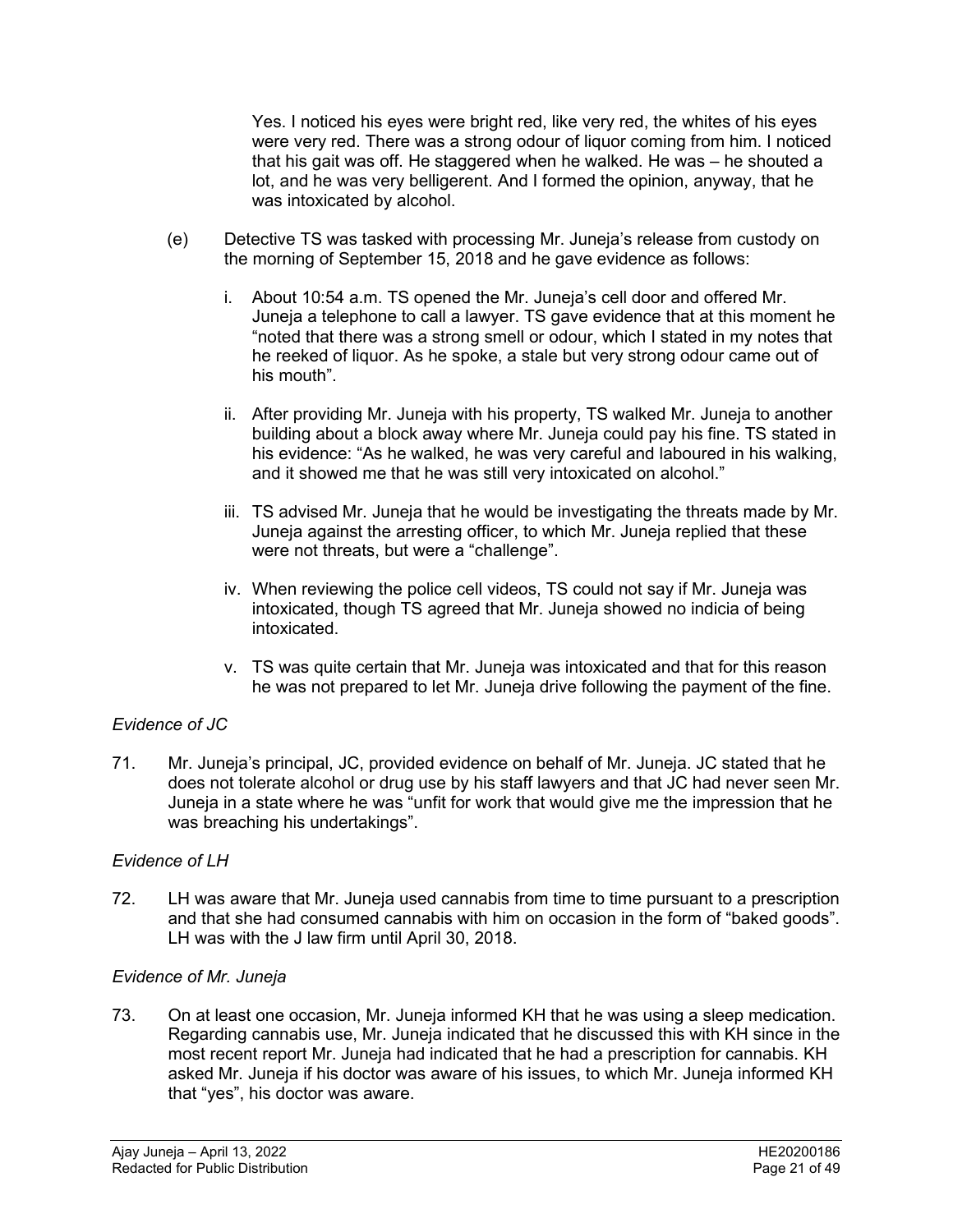> Yes. I noticed his eyes were bright red, like very red, the whites of his eyes were very red. There was a strong odour of liquor coming from him. I noticed that his gait was off. He staggered when he walked. He was – he shouted a lot, and he was very belligerent. And I formed the opinion, anyway, that he was intoxicated by alcohol.

(e) Detective TS was tasked with processing Mr. Juneja's release from custody on the morning of September 15, 2018 and he gave evidence as follows:

   i. About 10:54 a.m. TS opened the Mr. Juneja's cell door and offered Mr. Juneja a telephone to call a lawyer. TS gave evidence that at this moment he "noted that there was a strong smell or odour, which I stated in my notes that he reeked of liquor. As he spoke, a stale but very strong odour came out of his mouth".

   ii. After providing Mr. Juneja with his property, TS walked Mr. Juneja to another building about a block away where Mr. Juneja could pay his fine. TS stated in his evidence: "As he walked, he was very careful and laboured in his walking, and it showed me that he was still very intoxicated on alcohol."

   iii. TS advised Mr. Juneja that he would be investigating the threats made by Mr. Juneja against the arresting officer, to which Mr. Juneja replied that these were not threats, but were a "challenge".

   iv. When reviewing the police cell videos, TS could not say if Mr. Juneja was intoxicated, though TS agreed that Mr. Juneja showed no indicia of being intoxicated.

   v. TS was quite certain that Mr. Juneja was intoxicated and that for this reason he was not prepared to let Mr. Juneja drive following the payment of the fine.

*Evidence of JC*

71. Mr. Juneja's principal, JC, provided evidence on behalf of Mr. Juneja. JC stated that he does not tolerate alcohol or drug use by his staff lawyers and that JC had never seen Mr. Juneja in a state where he was "unfit for work that would give me the impression that he was breaching his undertakings".

*Evidence of LH*

72. LH was aware that Mr. Juneja used cannabis from time to time pursuant to a prescription and that she had consumed cannabis with him on occasion in the form of "baked goods". LH was with the J law firm until April 30, 2018.

*Evidence of Mr. Juneja*

73. On at least one occasion, Mr. Juneja informed KH that he was using a sleep medication. Regarding cannabis use, Mr. Juneja indicated that he discussed this with KH since in the most recent report Mr. Juneja had indicated that he had a prescription for cannabis. KH asked Mr. Juneja if his doctor was aware of his issues, to which Mr. Juneja informed KH that "yes", his doctor was aware.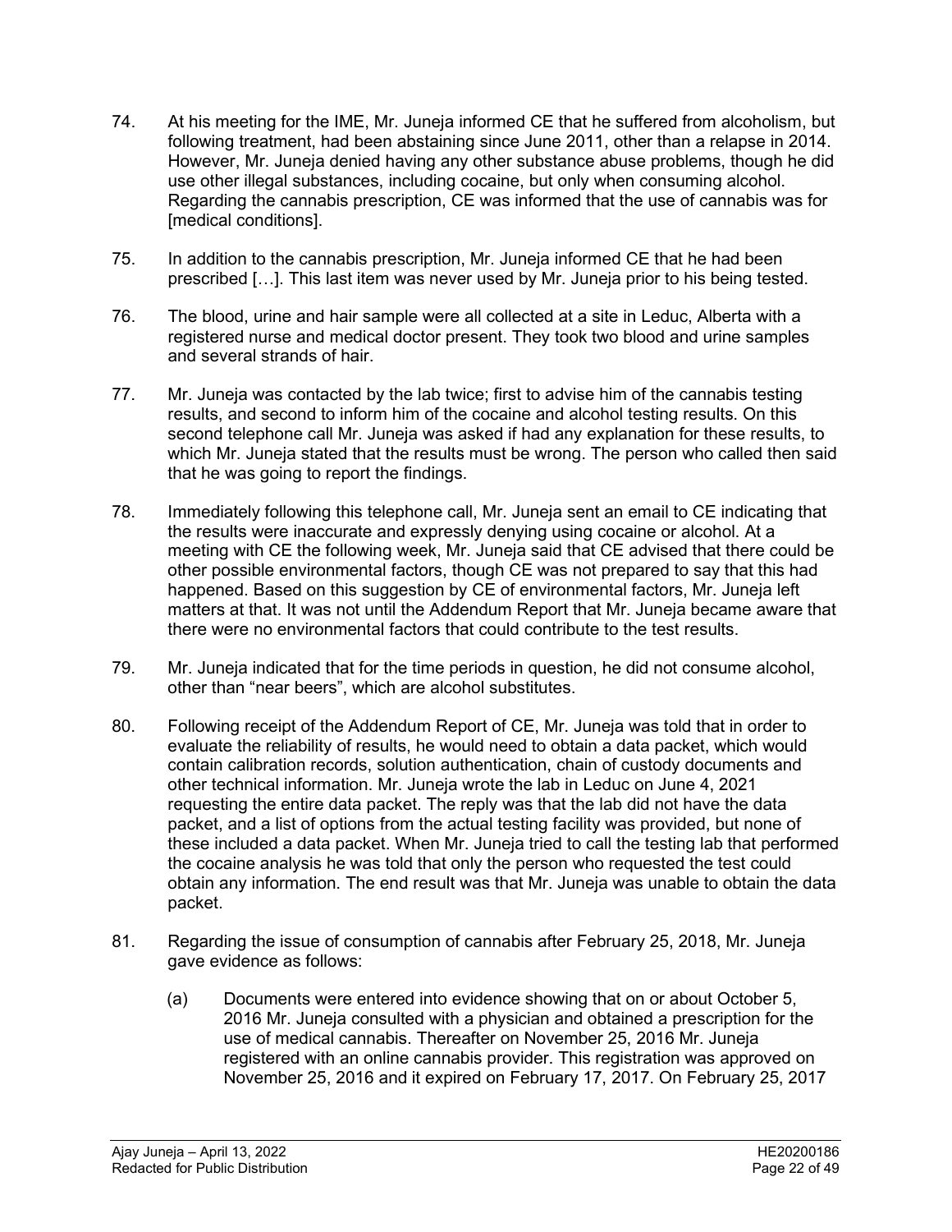74. At his meeting for the IME, Mr. Juneja informed CE that he suffered from alcoholism, but following treatment, had been abstaining since June 2011, other than a relapse in 2014. However, Mr. Juneja denied having any other substance abuse problems, though he did use other illegal substances, including cocaine, but only when consuming alcohol. Regarding the cannabis prescription, CE was informed that the use of cannabis was for [medical conditions].

75. In addition to the cannabis prescription, Mr. Juneja informed CE that he had been prescribed […]. This last item was never used by Mr. Juneja prior to his being tested.

76. The blood, urine and hair sample were all collected at a site in Leduc, Alberta with a registered nurse and medical doctor present. They took two blood and urine samples and several strands of hair.

77. Mr. Juneja was contacted by the lab twice; first to advise him of the cannabis testing results, and second to inform him of the cocaine and alcohol testing results. On this second telephone call Mr. Juneja was asked if had any explanation for these results, to which Mr. Juneja stated that the results must be wrong. The person who called then said that he was going to report the findings.

78. Immediately following this telephone call, Mr. Juneja sent an email to CE indicating that the results were inaccurate and expressly denying using cocaine or alcohol. At a meeting with CE the following week, Mr. Juneja said that CE advised that there could be other possible environmental factors, though CE was not prepared to say that this had happened. Based on this suggestion by CE of environmental factors, Mr. Juneja left matters at that. It was not until the Addendum Report that Mr. Juneja became aware that there were no environmental factors that could contribute to the test results.

79. Mr. Juneja indicated that for the time periods in question, he did not consume alcohol, other than "near beers", which are alcohol substitutes.

80. Following receipt of the Addendum Report of CE, Mr. Juneja was told that in order to evaluate the reliability of results, he would need to obtain a data packet, which would contain calibration records, solution authentication, chain of custody documents and other technical information. Mr. Juneja wrote the lab in Leduc on June 4, 2021 requesting the entire data packet. The reply was that the lab did not have the data packet, and a list of options from the actual testing facility was provided, but none of these included a data packet. When Mr. Juneja tried to call the testing lab that performed the cocaine analysis he was told that only the person who requested the test could obtain any information. The end result was that Mr. Juneja was unable to obtain the data packet.

81. Regarding the issue of consumption of cannabis after February 25, 2018, Mr. Juneja gave evidence as follows:

    (a) Documents were entered into evidence showing that on or about October 5, 2016 Mr. Juneja consulted with a physician and obtained a prescription for the use of medical cannabis. Thereafter on November 25, 2016 Mr. Juneja registered with an online cannabis provider. This registration was approved on November 25, 2016 and it expired on February 17, 2017. On February 25, 2017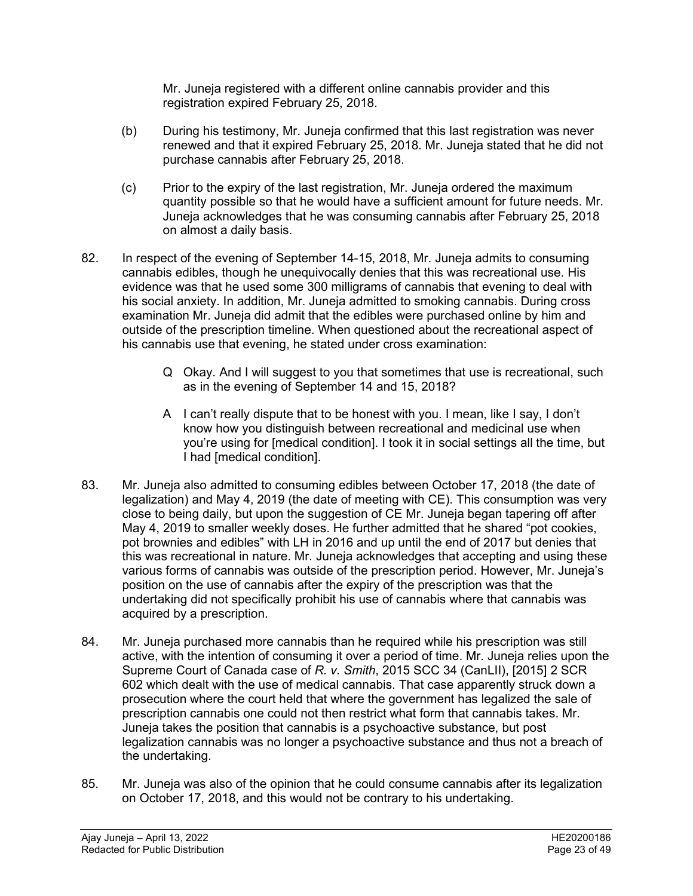Mr. Juneja registered with a different online cannabis provider and this registration expired February 25, 2018.

(b) During his testimony, Mr. Juneja confirmed that this last registration was never renewed and that it expired February 25, 2018. Mr. Juneja stated that he did not purchase cannabis after February 25, 2018.

(c) Prior to the expiry of the last registration, Mr. Juneja ordered the maximum quantity possible so that he would have a sufficient amount for future needs. Mr. Juneja acknowledges that he was consuming cannabis after February 25, 2018 on almost a daily basis.

82. In respect of the evening of September 14-15, 2018, Mr. Juneja admits to consuming cannabis edibles, though he unequivocally denies that this was recreational use. His evidence was that he used some 300 milligrams of cannabis that evening to deal with his social anxiety. In addition, Mr. Juneja admitted to smoking cannabis. During cross examination Mr. Juneja did admit that the edibles were purchased online by him and outside of the prescription timeline. When questioned about the recreational aspect of his cannabis use that evening, he stated under cross examination:

> Q Okay. And I will suggest to you that sometimes that use is recreational, such as in the evening of September 14 and 15, 2018?
>
> A I can't really dispute that to be honest with you. I mean, like I say, I don't know how you distinguish between recreational and medicinal use when you're using for [medical condition]. I took it in social settings all the time, but I had [medical condition].

83. Mr. Juneja also admitted to consuming edibles between October 17, 2018 (the date of legalization) and May 4, 2019 (the date of meeting with CE). This consumption was very close to being daily, but upon the suggestion of CE Mr. Juneja began tapering off after May 4, 2019 to smaller weekly doses. He further admitted that he shared "pot cookies, pot brownies and edibles" with LH in 2016 and up until the end of 2017 but denies that this was recreational in nature. Mr. Juneja acknowledges that accepting and using these various forms of cannabis was outside of the prescription period. However, Mr. Juneja's position on the use of cannabis after the expiry of the prescription was that the undertaking did not specifically prohibit his use of cannabis where that cannabis was acquired by a prescription.

84. Mr. Juneja purchased more cannabis than he required while his prescription was still active, with the intention of consuming it over a period of time. Mr. Juneja relies upon the Supreme Court of Canada case of *R. v. Smith*, 2015 SCC 34 (CanLII), [2015] 2 SCR 602 which dealt with the use of medical cannabis. That case apparently struck down a prosecution where the court held that where the government has legalized the sale of prescription cannabis one could not then restrict what form that cannabis takes. Mr. Juneja takes the position that cannabis is a psychoactive substance, but post legalization cannabis was no longer a psychoactive substance and thus not a breach of the undertaking.

85. Mr. Juneja was also of the opinion that he could consume cannabis after its legalization on October 17, 2018, and this would not be contrary to his undertaking.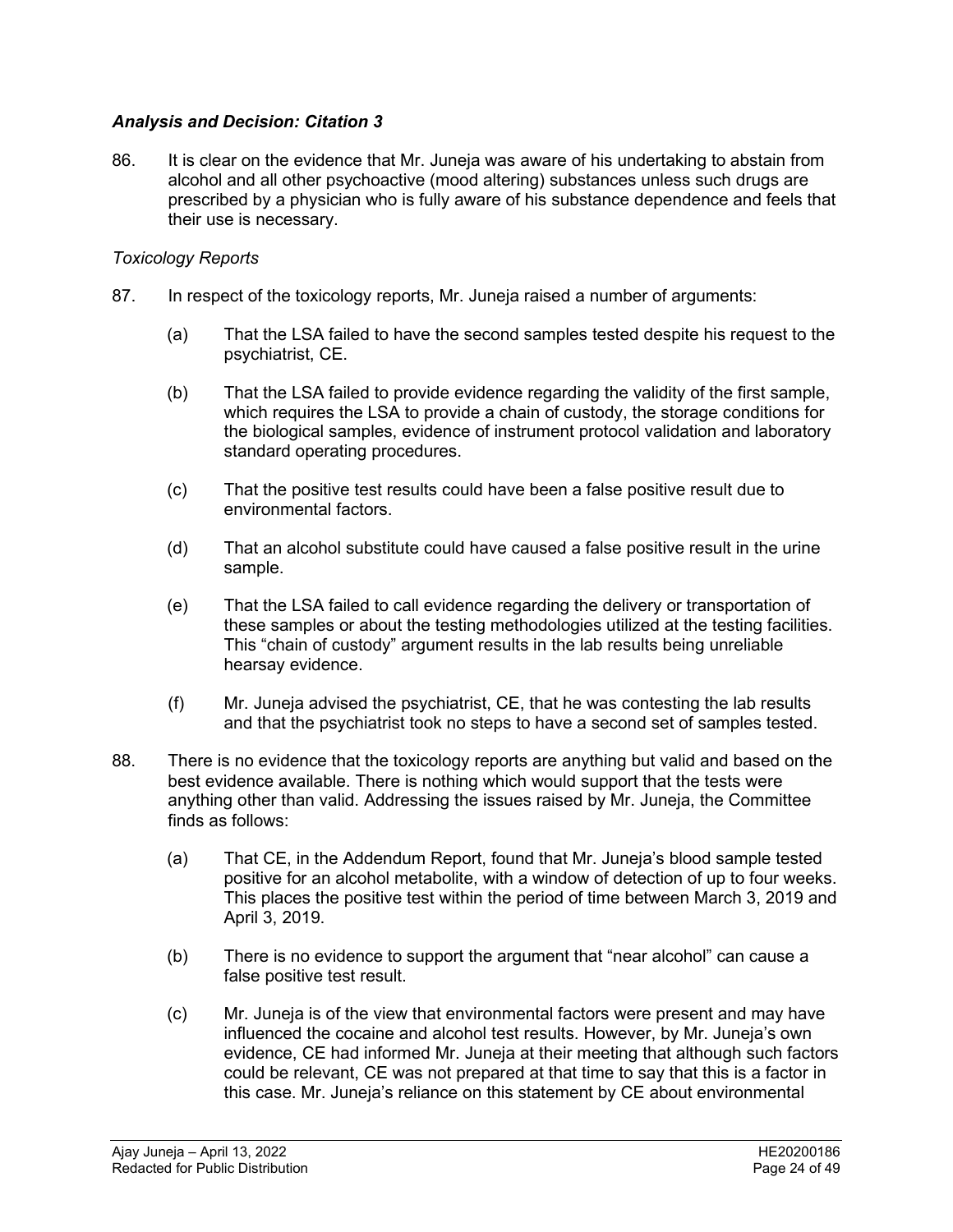### *Analysis and Decision: Citation 3*

86. It is clear on the evidence that Mr. Juneja was aware of his undertaking to abstain from alcohol and all other psychoactive (mood altering) substances unless such drugs are prescribed by a physician who is fully aware of his substance dependence and feels that their use is necessary.

*Toxicology Reports*

87. In respect of the toxicology reports, Mr. Juneja raised a number of arguments:

    (a) That the LSA failed to have the second samples tested despite his request to the psychiatrist, CE.

    (b) That the LSA failed to provide evidence regarding the validity of the first sample, which requires the LSA to provide a chain of custody, the storage conditions for the biological samples, evidence of instrument protocol validation and laboratory standard operating procedures.

    (c) That the positive test results could have been a false positive result due to environmental factors.

    (d) That an alcohol substitute could have caused a false positive result in the urine sample.

    (e) That the LSA failed to call evidence regarding the delivery or transportation of these samples or about the testing methodologies utilized at the testing facilities. This "chain of custody" argument results in the lab results being unreliable hearsay evidence.

    (f) Mr. Juneja advised the psychiatrist, CE, that he was contesting the lab results and that the psychiatrist took no steps to have a second set of samples tested.

88. There is no evidence that the toxicology reports are anything but valid and based on the best evidence available. There is nothing which would support that the tests were anything other than valid. Addressing the issues raised by Mr. Juneja, the Committee finds as follows:

    (a) That CE, in the Addendum Report, found that Mr. Juneja's blood sample tested positive for an alcohol metabolite, with a window of detection of up to four weeks. This places the positive test within the period of time between March 3, 2019 and April 3, 2019.

    (b) There is no evidence to support the argument that "near alcohol" can cause a false positive test result.

    (c) Mr. Juneja is of the view that environmental factors were present and may have influenced the cocaine and alcohol test results. However, by Mr. Juneja's own evidence, CE had informed Mr. Juneja at their meeting that although such factors could be relevant, CE was not prepared at that time to say that this is a factor in this case. Mr. Juneja's reliance on this statement by CE about environmental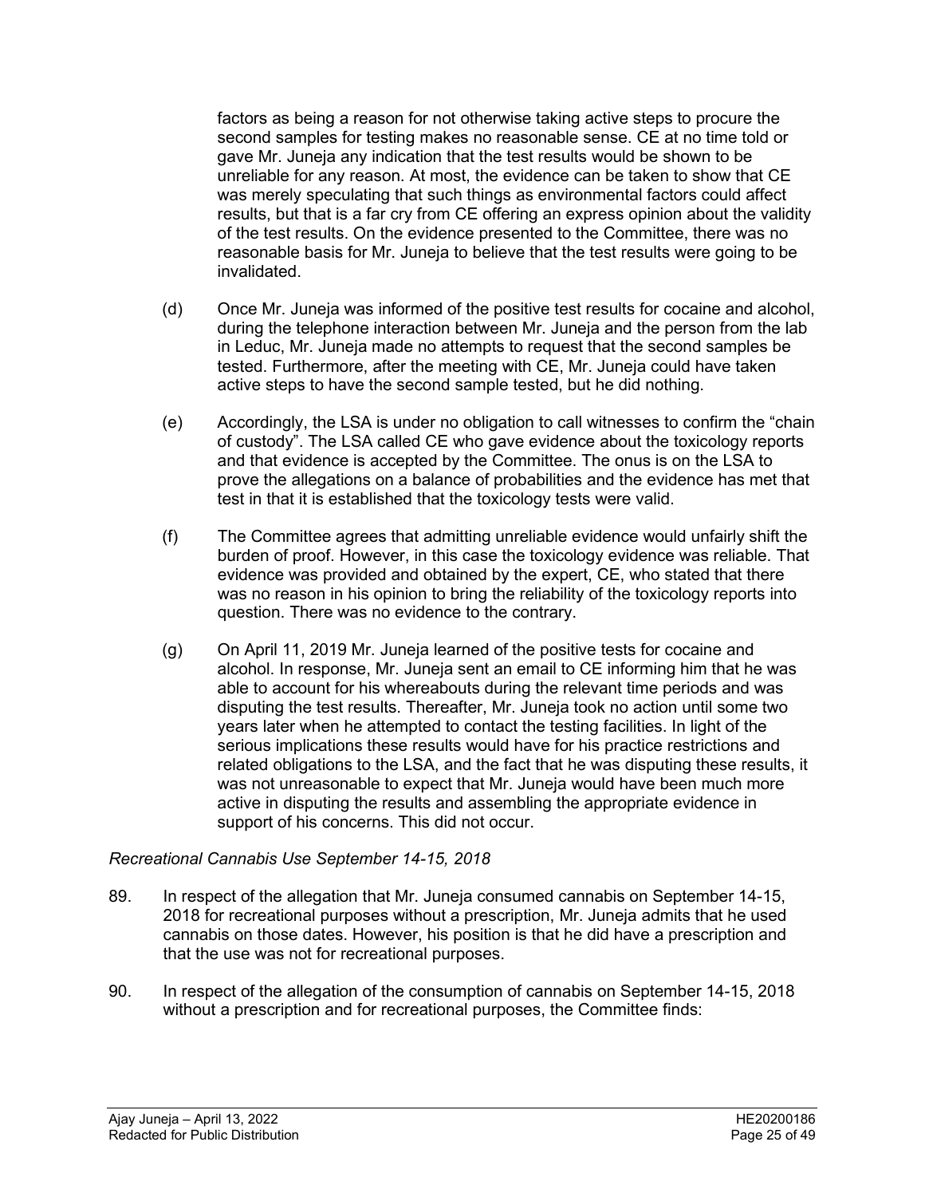factors as being a reason for not otherwise taking active steps to procure the second samples for testing makes no reasonable sense. CE at no time told or gave Mr. Juneja any indication that the test results would be shown to be unreliable for any reason. At most, the evidence can be taken to show that CE was merely speculating that such things as environmental factors could affect results, but that is a far cry from CE offering an express opinion about the validity of the test results. On the evidence presented to the Committee, there was no reasonable basis for Mr. Juneja to believe that the test results were going to be invalidated.

(d) Once Mr. Juneja was informed of the positive test results for cocaine and alcohol, during the telephone interaction between Mr. Juneja and the person from the lab in Leduc, Mr. Juneja made no attempts to request that the second samples be tested. Furthermore, after the meeting with CE, Mr. Juneja could have taken active steps to have the second sample tested, but he did nothing.

(e) Accordingly, the LSA is under no obligation to call witnesses to confirm the "chain of custody". The LSA called CE who gave evidence about the toxicology reports and that evidence is accepted by the Committee. The onus is on the LSA to prove the allegations on a balance of probabilities and the evidence has met that test in that it is established that the toxicology tests were valid.

(f) The Committee agrees that admitting unreliable evidence would unfairly shift the burden of proof. However, in this case the toxicology evidence was reliable. That evidence was provided and obtained by the expert, CE, who stated that there was no reason in his opinion to bring the reliability of the toxicology reports into question. There was no evidence to the contrary.

(g) On April 11, 2019 Mr. Juneja learned of the positive tests for cocaine and alcohol. In response, Mr. Juneja sent an email to CE informing him that he was able to account for his whereabouts during the relevant time periods and was disputing the test results. Thereafter, Mr. Juneja took no action until some two years later when he attempted to contact the testing facilities. In light of the serious implications these results would have for his practice restrictions and related obligations to the LSA, and the fact that he was disputing these results, it was not unreasonable to expect that Mr. Juneja would have been much more active in disputing the results and assembling the appropriate evidence in support of his concerns. This did not occur.

*Recreational Cannabis Use September 14-15, 2018*

89. In respect of the allegation that Mr. Juneja consumed cannabis on September 14-15, 2018 for recreational purposes without a prescription, Mr. Juneja admits that he used cannabis on those dates. However, his position is that he did have a prescription and that the use was not for recreational purposes.

90. In respect of the allegation of the consumption of cannabis on September 14-15, 2018 without a prescription and for recreational purposes, the Committee finds: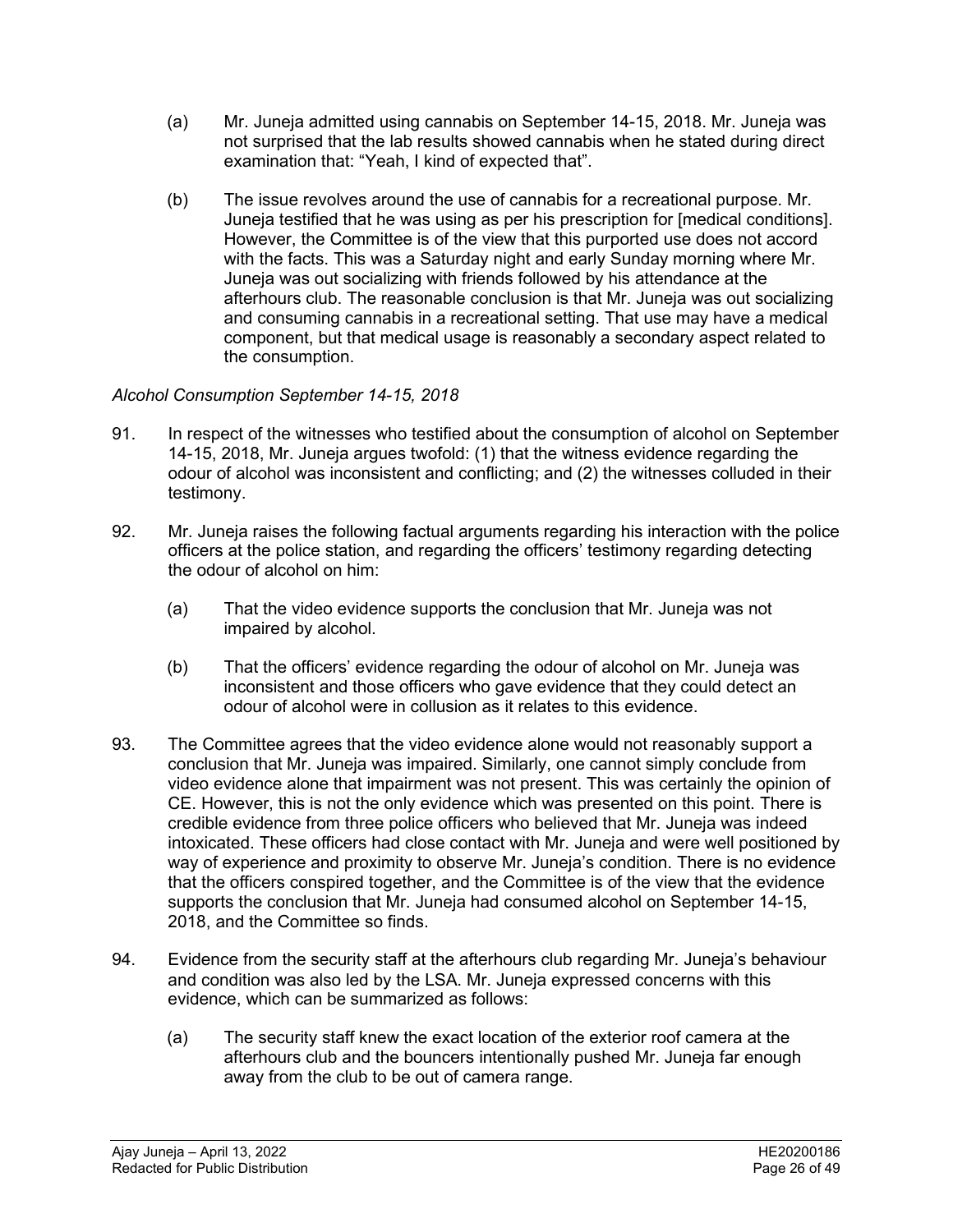(a) Mr. Juneja admitted using cannabis on September 14-15, 2018. Mr. Juneja was not surprised that the lab results showed cannabis when he stated during direct examination that: “Yeah, I kind of expected that”.

(b) The issue revolves around the use of cannabis for a recreational purpose. Mr. Juneja testified that he was using as per his prescription for [medical conditions]. However, the Committee is of the view that this purported use does not accord with the facts. This was a Saturday night and early Sunday morning where Mr. Juneja was out socializing with friends followed by his attendance at the afterhours club. The reasonable conclusion is that Mr. Juneja was out socializing and consuming cannabis in a recreational setting. That use may have a medical component, but that medical usage is reasonably a secondary aspect related to the consumption.

*Alcohol Consumption September 14-15, 2018*

91. In respect of the witnesses who testified about the consumption of alcohol on September 14-15, 2018, Mr. Juneja argues twofold: (1) that the witness evidence regarding the odour of alcohol was inconsistent and conflicting; and (2) the witnesses colluded in their testimony.

92. Mr. Juneja raises the following factual arguments regarding his interaction with the police officers at the police station, and regarding the officers’ testimony regarding detecting the odour of alcohol on him:

   (a) That the video evidence supports the conclusion that Mr. Juneja was not impaired by alcohol.

   (b) That the officers’ evidence regarding the odour of alcohol on Mr. Juneja was inconsistent and those officers who gave evidence that they could detect an odour of alcohol were in collusion as it relates to this evidence.

93. The Committee agrees that the video evidence alone would not reasonably support a conclusion that Mr. Juneja was impaired. Similarly, one cannot simply conclude from video evidence alone that impairment was not present. This was certainly the opinion of CE. However, this is not the only evidence which was presented on this point. There is credible evidence from three police officers who believed that Mr. Juneja was indeed intoxicated. These officers had close contact with Mr. Juneja and were well positioned by way of experience and proximity to observe Mr. Juneja’s condition. There is no evidence that the officers conspired together, and the Committee is of the view that the evidence supports the conclusion that Mr. Juneja had consumed alcohol on September 14-15, 2018, and the Committee so finds.

94. Evidence from the security staff at the afterhours club regarding Mr. Juneja’s behaviour and condition was also led by the LSA. Mr. Juneja expressed concerns with this evidence, which can be summarized as follows:

   (a) The security staff knew the exact location of the exterior roof camera at the afterhours club and the bouncers intentionally pushed Mr. Juneja far enough away from the club to be out of camera range.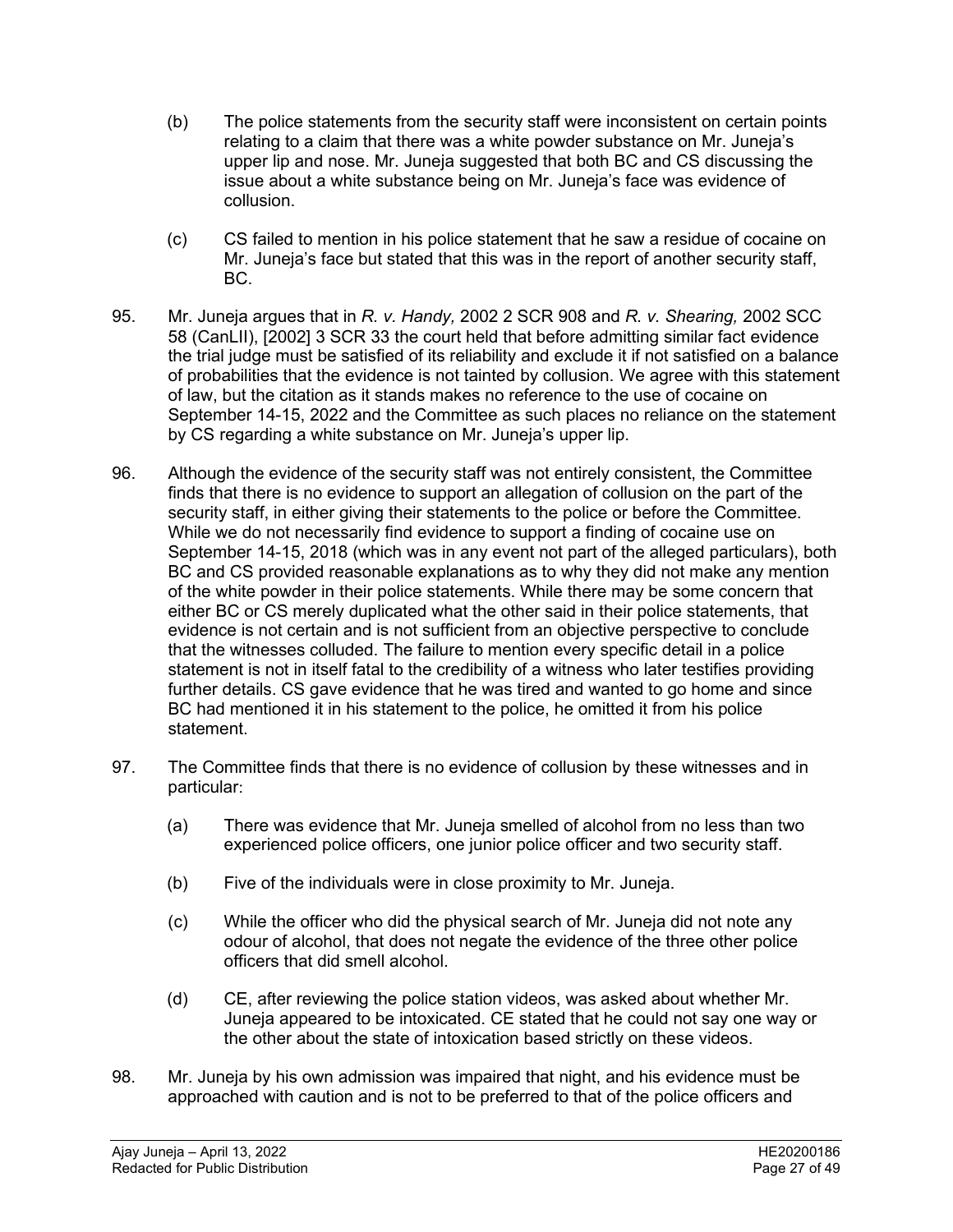(b) The police statements from the security staff were inconsistent on certain points relating to a claim that there was a white powder substance on Mr. Juneja's upper lip and nose. Mr. Juneja suggested that both BC and CS discussing the issue about a white substance being on Mr. Juneja's face was evidence of collusion.

(c) CS failed to mention in his police statement that he saw a residue of cocaine on Mr. Juneja's face but stated that this was in the report of another security staff, BC.

95. Mr. Juneja argues that in *R. v. Handy,* 2002 2 SCR 908 and *R. v. Shearing,* 2002 SCC 58 (CanLII), [2002] 3 SCR 33 the court held that before admitting similar fact evidence the trial judge must be satisfied of its reliability and exclude it if not satisfied on a balance of probabilities that the evidence is not tainted by collusion. We agree with this statement of law, but the citation as it stands makes no reference to the use of cocaine on September 14-15, 2022 and the Committee as such places no reliance on the statement by CS regarding a white substance on Mr. Juneja's upper lip.

96. Although the evidence of the security staff was not entirely consistent, the Committee finds that there is no evidence to support an allegation of collusion on the part of the security staff, in either giving their statements to the police or before the Committee. While we do not necessarily find evidence to support a finding of cocaine use on September 14-15, 2018 (which was in any event not part of the alleged particulars), both BC and CS provided reasonable explanations as to why they did not make any mention of the white powder in their police statements. While there may be some concern that either BC or CS merely duplicated what the other said in their police statements, that evidence is not certain and is not sufficient from an objective perspective to conclude that the witnesses colluded. The failure to mention every specific detail in a police statement is not in itself fatal to the credibility of a witness who later testifies providing further details. CS gave evidence that he was tired and wanted to go home and since BC had mentioned it in his statement to the police, he omitted it from his police statement.

97. The Committee finds that there is no evidence of collusion by these witnesses and in particular:

(a) There was evidence that Mr. Juneja smelled of alcohol from no less than two experienced police officers, one junior police officer and two security staff.

(b) Five of the individuals were in close proximity to Mr. Juneja.

(c) While the officer who did the physical search of Mr. Juneja did not note any odour of alcohol, that does not negate the evidence of the three other police officers that did smell alcohol.

(d) CE, after reviewing the police station videos, was asked about whether Mr. Juneja appeared to be intoxicated. CE stated that he could not say one way or the other about the state of intoxication based strictly on these videos.

98. Mr. Juneja by his own admission was impaired that night, and his evidence must be approached with caution and is not to be preferred to that of the police officers and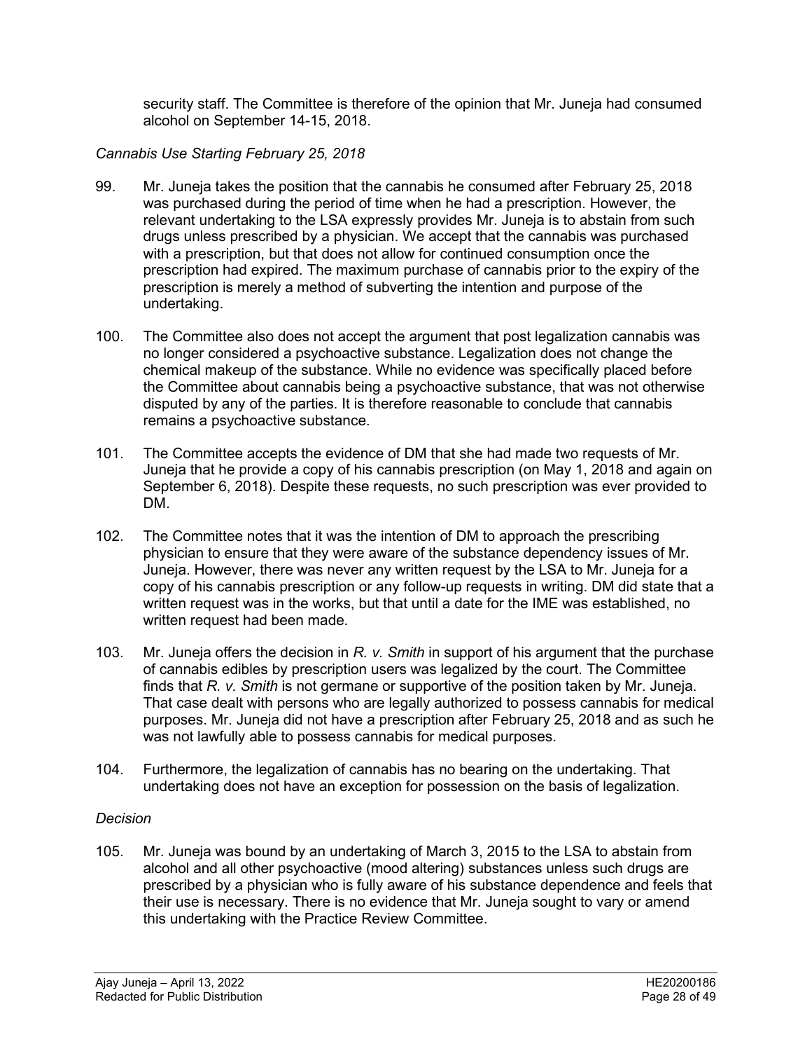security staff. The Committee is therefore of the opinion that Mr. Juneja had consumed alcohol on September 14-15, 2018.

*Cannabis Use Starting February 25, 2018*

99. Mr. Juneja takes the position that the cannabis he consumed after February 25, 2018 was purchased during the period of time when he had a prescription. However, the relevant undertaking to the LSA expressly provides Mr. Juneja is to abstain from such drugs unless prescribed by a physician. We accept that the cannabis was purchased with a prescription, but that does not allow for continued consumption once the prescription had expired. The maximum purchase of cannabis prior to the expiry of the prescription is merely a method of subverting the intention and purpose of the undertaking.

100. The Committee also does not accept the argument that post legalization cannabis was no longer considered a psychoactive substance. Legalization does not change the chemical makeup of the substance. While no evidence was specifically placed before the Committee about cannabis being a psychoactive substance, that was not otherwise disputed by any of the parties. It is therefore reasonable to conclude that cannabis remains a psychoactive substance.

101. The Committee accepts the evidence of DM that she had made two requests of Mr. Juneja that he provide a copy of his cannabis prescription (on May 1, 2018 and again on September 6, 2018). Despite these requests, no such prescription was ever provided to DM.

102. The Committee notes that it was the intention of DM to approach the prescribing physician to ensure that they were aware of the substance dependency issues of Mr. Juneja. However, there was never any written request by the LSA to Mr. Juneja for a copy of his cannabis prescription or any follow-up requests in writing. DM did state that a written request was in the works, but that until a date for the IME was established, no written request had been made.

103. Mr. Juneja offers the decision in *R. v. Smith* in support of his argument that the purchase of cannabis edibles by prescription users was legalized by the court. The Committee finds that *R. v. Smith* is not germane or supportive of the position taken by Mr. Juneja. That case dealt with persons who are legally authorized to possess cannabis for medical purposes. Mr. Juneja did not have a prescription after February 25, 2018 and as such he was not lawfully able to possess cannabis for medical purposes.

104. Furthermore, the legalization of cannabis has no bearing on the undertaking. That undertaking does not have an exception for possession on the basis of legalization.

*Decision*

105. Mr. Juneja was bound by an undertaking of March 3, 2015 to the LSA to abstain from alcohol and all other psychoactive (mood altering) substances unless such drugs are prescribed by a physician who is fully aware of his substance dependence and feels that their use is necessary. There is no evidence that Mr. Juneja sought to vary or amend this undertaking with the Practice Review Committee.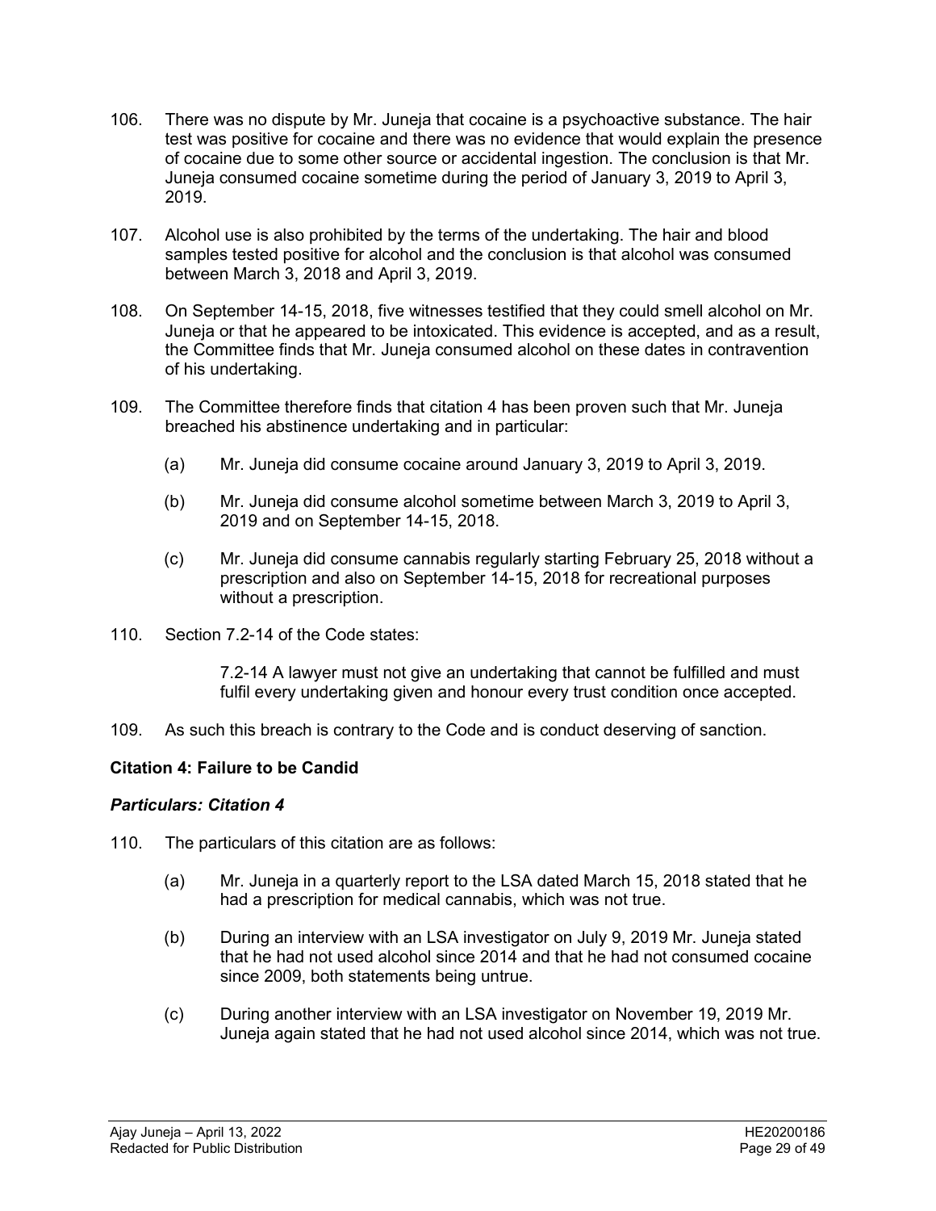106. There was no dispute by Mr. Juneja that cocaine is a psychoactive substance. The hair test was positive for cocaine and there was no evidence that would explain the presence of cocaine due to some other source or accidental ingestion. The conclusion is that Mr. Juneja consumed cocaine sometime during the period of January 3, 2019 to April 3, 2019.

107. Alcohol use is also prohibited by the terms of the undertaking. The hair and blood samples tested positive for alcohol and the conclusion is that alcohol was consumed between March 3, 2018 and April 3, 2019.

108. On September 14-15, 2018, five witnesses testified that they could smell alcohol on Mr. Juneja or that he appeared to be intoxicated. This evidence is accepted, and as a result, the Committee finds that Mr. Juneja consumed alcohol on these dates in contravention of his undertaking.

109. The Committee therefore finds that citation 4 has been proven such that Mr. Juneja breached his abstinence undertaking and in particular:

   (a) Mr. Juneja did consume cocaine around January 3, 2019 to April 3, 2019.

   (b) Mr. Juneja did consume alcohol sometime between March 3, 2019 to April 3, 2019 and on September 14-15, 2018.

   (c) Mr. Juneja did consume cannabis regularly starting February 25, 2018 without a prescription and also on September 14-15, 2018 for recreational purposes without a prescription.

110. Section 7.2-14 of the Code states:

> 7.2-14 A lawyer must not give an undertaking that cannot be fulfilled and must fulfil every undertaking given and honour every trust condition once accepted.

109. As such this breach is contrary to the Code and is conduct deserving of sanction.

### Citation 4: Failure to be Candid

#### *Particulars: Citation 4*

110. The particulars of this citation are as follows:

   (a) Mr. Juneja in a quarterly report to the LSA dated March 15, 2018 stated that he had a prescription for medical cannabis, which was not true.

   (b) During an interview with an LSA investigator on July 9, 2019 Mr. Juneja stated that he had not used alcohol since 2014 and that he had not consumed cocaine since 2009, both statements being untrue.

   (c) During another interview with an LSA investigator on November 19, 2019 Mr. Juneja again stated that he had not used alcohol since 2014, which was not true.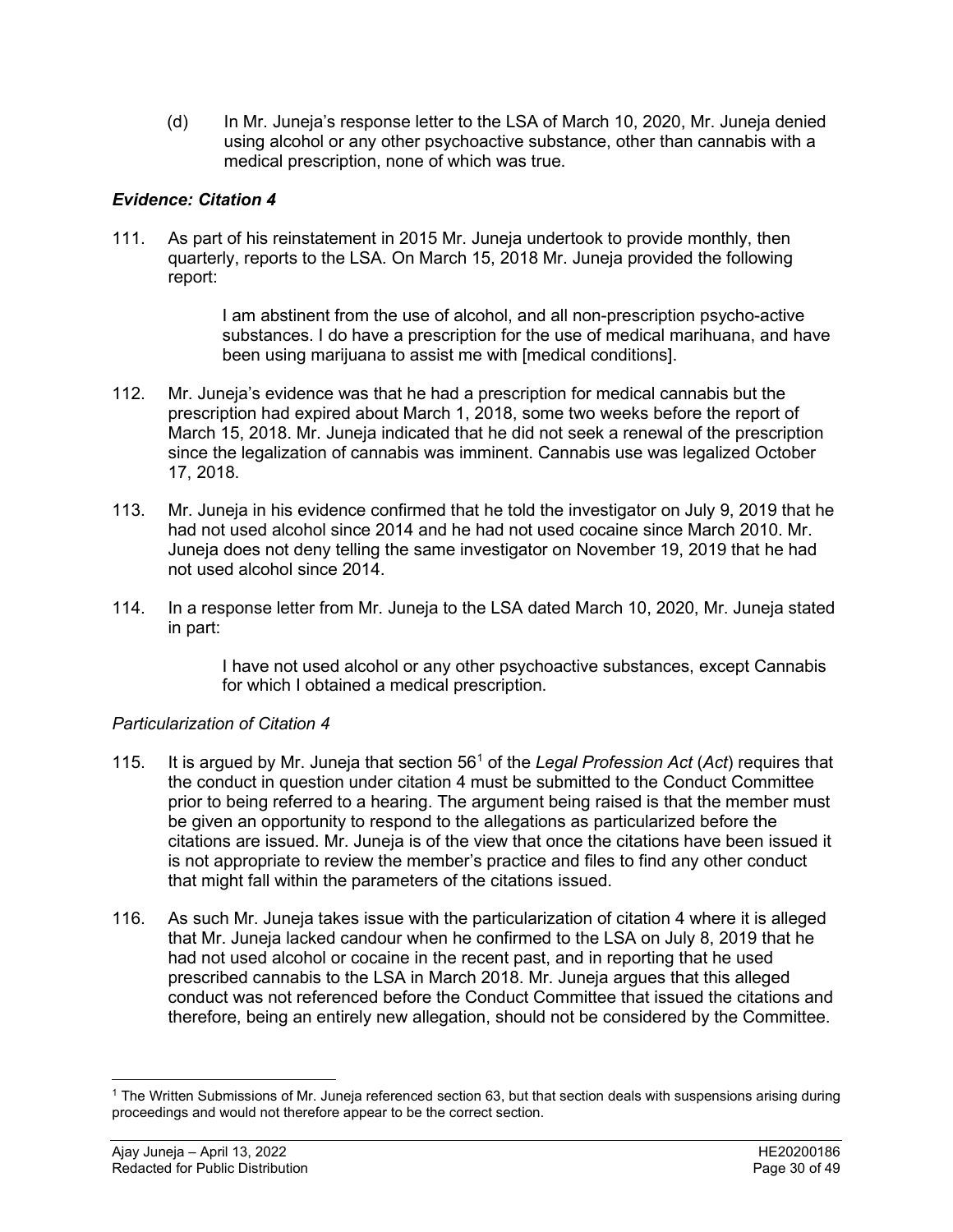(d) In Mr. Juneja's response letter to the LSA of March 10, 2020, Mr. Juneja denied using alcohol or any other psychoactive substance, other than cannabis with a medical prescription, none of which was true.

### *Evidence: Citation 4*

111. As part of his reinstatement in 2015 Mr. Juneja undertook to provide monthly, then quarterly, reports to the LSA. On March 15, 2018 Mr. Juneja provided the following report:

> I am abstinent from the use of alcohol, and all non-prescription psycho-active substances. I do have a prescription for the use of medical marihuana, and have been using marijuana to assist me with [medical conditions].

112. Mr. Juneja's evidence was that he had a prescription for medical cannabis but the prescription had expired about March 1, 2018, some two weeks before the report of March 15, 2018. Mr. Juneja indicated that he did not seek a renewal of the prescription since the legalization of cannabis was imminent. Cannabis use was legalized October 17, 2018.

113. Mr. Juneja in his evidence confirmed that he told the investigator on July 9, 2019 that he had not used alcohol since 2014 and he had not used cocaine since March 2010. Mr. Juneja does not deny telling the same investigator on November 19, 2019 that he had not used alcohol since 2014.

114. In a response letter from Mr. Juneja to the LSA dated March 10, 2020, Mr. Juneja stated in part:

> I have not used alcohol or any other psychoactive substances, except Cannabis for which I obtained a medical prescription.

### *Particularization of Citation 4*

115. It is argued by Mr. Juneja that section 56[1] of the *Legal Profession Act* (*Act*) requires that the conduct in question under citation 4 must be submitted to the Conduct Committee prior to being referred to a hearing. The argument being raised is that the member must be given an opportunity to respond to the allegations as particularized before the citations are issued. Mr. Juneja is of the view that once the citations have been issued it is not appropriate to review the member's practice and files to find any other conduct that might fall within the parameters of the citations issued.

116. As such Mr. Juneja takes issue with the particularization of citation 4 where it is alleged that Mr. Juneja lacked candour when he confirmed to the LSA on July 8, 2019 that he had not used alcohol or cocaine in the recent past, and in reporting that he used prescribed cannabis to the LSA in March 2018. Mr. Juneja argues that this alleged conduct was not referenced before the Conduct Committee that issued the citations and therefore, being an entirely new allegation, should not be considered by the Committee.

---

[1] The Written Submissions of Mr. Juneja referenced section 63, but that section deals with suspensions arising during proceedings and would not therefore appear to be the correct section.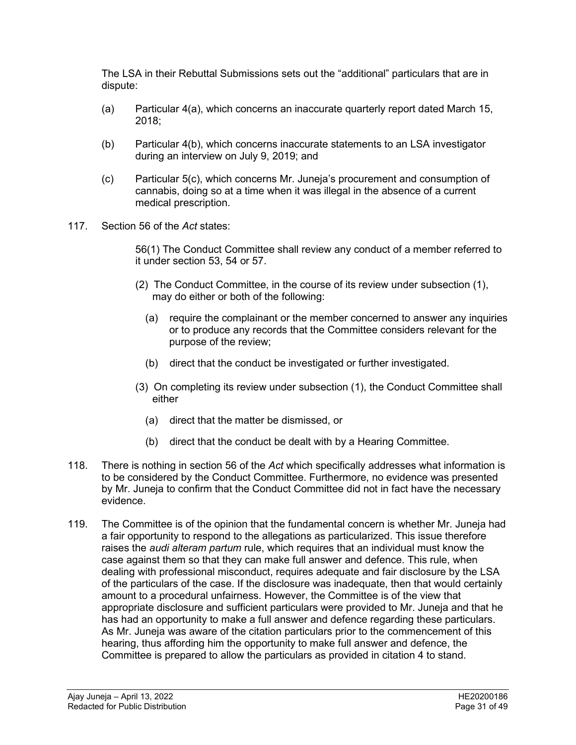The LSA in their Rebuttal Submissions sets out the "additional" particulars that are in dispute:

(a) Particular 4(a), which concerns an inaccurate quarterly report dated March 15, 2018;

(b) Particular 4(b), which concerns inaccurate statements to an LSA investigator during an interview on July 9, 2019; and

(c) Particular 5(c), which concerns Mr. Juneja's procurement and consumption of cannabis, doing so at a time when it was illegal in the absence of a current medical prescription.

117. Section 56 of the *Act* states:

> 56(1) The Conduct Committee shall review any conduct of a member referred to it under section 53, 54 or 57.
>
> (2) The Conduct Committee, in the course of its review under subsection (1), may do either or both of the following:
>
> (a) require the complainant or the member concerned to answer any inquiries or to produce any records that the Committee considers relevant for the purpose of the review;
>
> (b) direct that the conduct be investigated or further investigated.
>
> (3) On completing its review under subsection (1), the Conduct Committee shall either
>
> (a) direct that the matter be dismissed, or
>
> (b) direct that the conduct be dealt with by a Hearing Committee.

118. There is nothing in section 56 of the *Act* which specifically addresses what information is to be considered by the Conduct Committee. Furthermore, no evidence was presented by Mr. Juneja to confirm that the Conduct Committee did not in fact have the necessary evidence.

119. The Committee is of the opinion that the fundamental concern is whether Mr. Juneja had a fair opportunity to respond to the allegations as particularized. This issue therefore raises the *audi alteram partum* rule, which requires that an individual must know the case against them so that they can make full answer and defence. This rule, when dealing with professional misconduct, requires adequate and fair disclosure by the LSA of the particulars of the case. If the disclosure was inadequate, then that would certainly amount to a procedural unfairness. However, the Committee is of the view that appropriate disclosure and sufficient particulars were provided to Mr. Juneja and that he has had an opportunity to make a full answer and defence regarding these particulars. As Mr. Juneja was aware of the citation particulars prior to the commencement of this hearing, thus affording him the opportunity to make full answer and defence, the Committee is prepared to allow the particulars as provided in citation 4 to stand.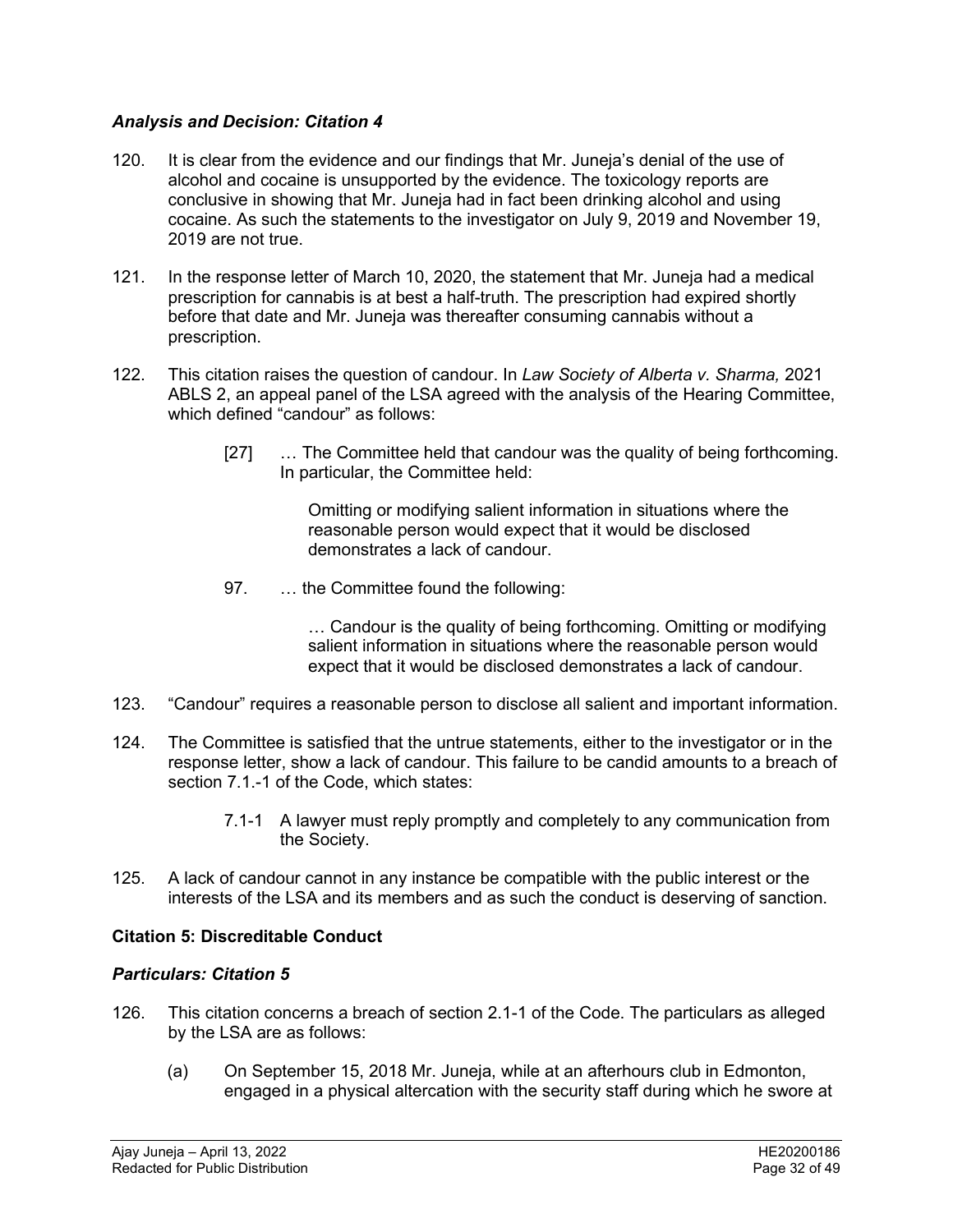### *Analysis and Decision: Citation 4*

120. It is clear from the evidence and our findings that Mr. Juneja's denial of the use of alcohol and cocaine is unsupported by the evidence. The toxicology reports are conclusive in showing that Mr. Juneja had in fact been drinking alcohol and using cocaine. As such the statements to the investigator on July 9, 2019 and November 19, 2019 are not true.

121. In the response letter of March 10, 2020, the statement that Mr. Juneja had a medical prescription for cannabis is at best a half-truth. The prescription had expired shortly before that date and Mr. Juneja was thereafter consuming cannabis without a prescription.

122. This citation raises the question of candour. In *Law Society of Alberta v. Sharma,* 2021 ABLS 2, an appeal panel of the LSA agreed with the analysis of the Hearing Committee, which defined "candour" as follows:

> [27] … The Committee held that candour was the quality of being forthcoming. In particular, the Committee held:
>
> > Omitting or modifying salient information in situations where the reasonable person would expect that it would be disclosed demonstrates a lack of candour.
>
> 97. … the Committee found the following:
>
> > … Candour is the quality of being forthcoming. Omitting or modifying salient information in situations where the reasonable person would expect that it would be disclosed demonstrates a lack of candour.

123. "Candour" requires a reasonable person to disclose all salient and important information.

124. The Committee is satisfied that the untrue statements, either to the investigator or in the response letter, show a lack of candour. This failure to be candid amounts to a breach of section 7.1.-1 of the Code, which states:

> 7.1-1 A lawyer must reply promptly and completely to any communication from the Society.

125. A lack of candour cannot in any instance be compatible with the public interest or the interests of the LSA and its members and as such the conduct is deserving of sanction.

### **Citation 5: Discreditable Conduct**

### *Particulars: Citation 5*

126. This citation concerns a breach of section 2.1-1 of the Code. The particulars as alleged by the LSA are as follows:

    (a) On September 15, 2018 Mr. Juneja, while at an afterhours club in Edmonton, engaged in a physical altercation with the security staff during which he swore at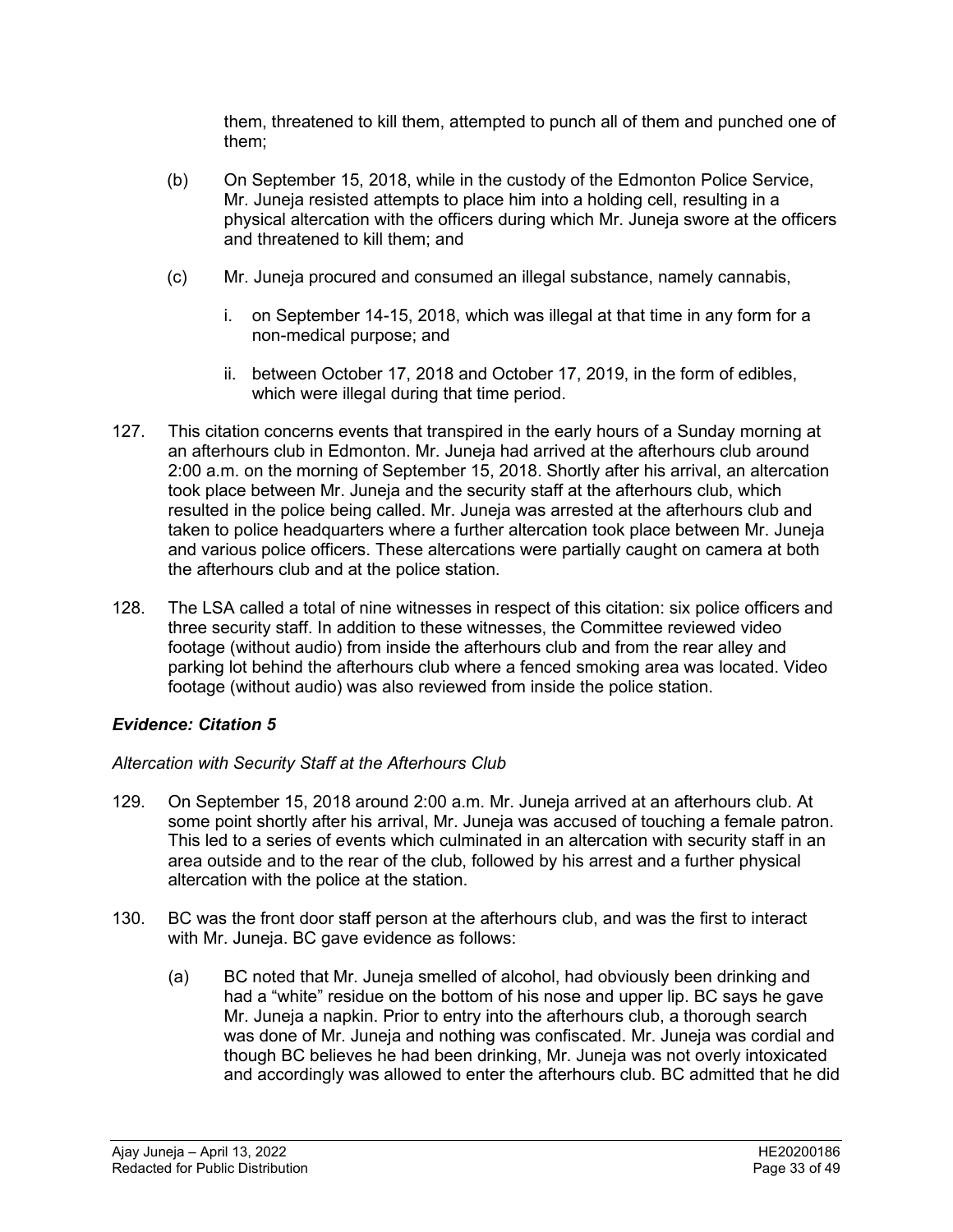them, threatened to kill them, attempted to punch all of them and punched one of them;

(b) On September 15, 2018, while in the custody of the Edmonton Police Service, Mr. Juneja resisted attempts to place him into a holding cell, resulting in a physical altercation with the officers during which Mr. Juneja swore at the officers and threatened to kill them; and

(c) Mr. Juneja procured and consumed an illegal substance, namely cannabis,

i. on September 14-15, 2018, which was illegal at that time in any form for a non-medical purpose; and

ii. between October 17, 2018 and October 17, 2019, in the form of edibles, which were illegal during that time period.

127. This citation concerns events that transpired in the early hours of a Sunday morning at an afterhours club in Edmonton. Mr. Juneja had arrived at the afterhours club around 2:00 a.m. on the morning of September 15, 2018. Shortly after his arrival, an altercation took place between Mr. Juneja and the security staff at the afterhours club, which resulted in the police being called. Mr. Juneja was arrested at the afterhours club and taken to police headquarters where a further altercation took place between Mr. Juneja and various police officers. These altercations were partially caught on camera at both the afterhours club and at the police station.

128. The LSA called a total of nine witnesses in respect of this citation: six police officers and three security staff. In addition to these witnesses, the Committee reviewed video footage (without audio) from inside the afterhours club and from the rear alley and parking lot behind the afterhours club where a fenced smoking area was located. Video footage (without audio) was also reviewed from inside the police station.

### *Evidence: Citation 5*

*Altercation with Security Staff at the Afterhours Club*

129. On September 15, 2018 around 2:00 a.m. Mr. Juneja arrived at an afterhours club. At some point shortly after his arrival, Mr. Juneja was accused of touching a female patron. This led to a series of events which culminated in an altercation with security staff in an area outside and to the rear of the club, followed by his arrest and a further physical altercation with the police at the station.

130. BC was the front door staff person at the afterhours club, and was the first to interact with Mr. Juneja. BC gave evidence as follows:

(a) BC noted that Mr. Juneja smelled of alcohol, had obviously been drinking and had a "white" residue on the bottom of his nose and upper lip. BC says he gave Mr. Juneja a napkin. Prior to entry into the afterhours club, a thorough search was done of Mr. Juneja and nothing was confiscated. Mr. Juneja was cordial and though BC believes he had been drinking, Mr. Juneja was not overly intoxicated and accordingly was allowed to enter the afterhours club. BC admitted that he did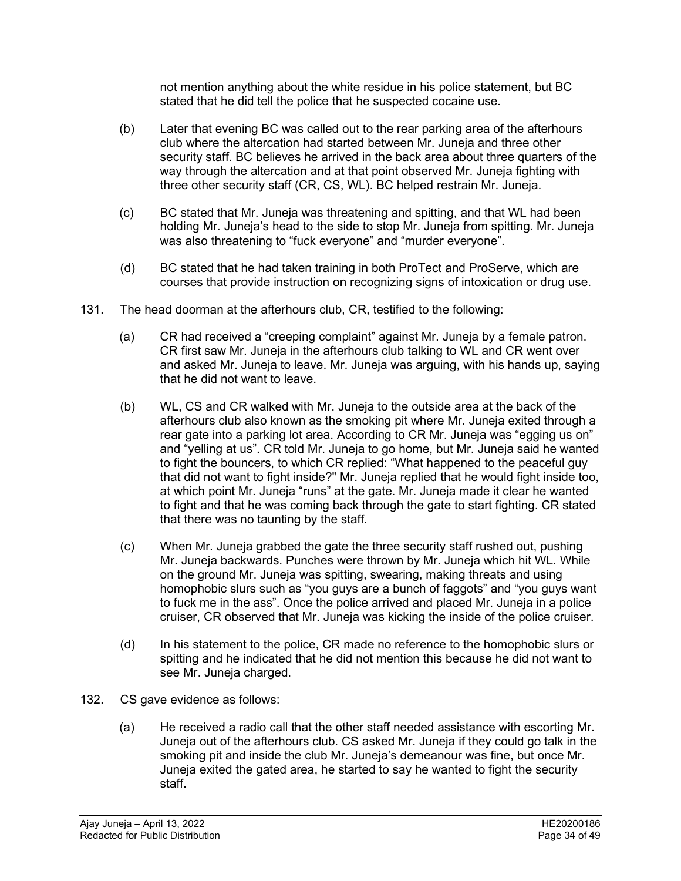not mention anything about the white residue in his police statement, but BC stated that he did tell the police that he suspected cocaine use.

(b) Later that evening BC was called out to the rear parking area of the afterhours club where the altercation had started between Mr. Juneja and three other security staff. BC believes he arrived in the back area about three quarters of the way through the altercation and at that point observed Mr. Juneja fighting with three other security staff (CR, CS, WL). BC helped restrain Mr. Juneja.

(c) BC stated that Mr. Juneja was threatening and spitting, and that WL had been holding Mr. Juneja's head to the side to stop Mr. Juneja from spitting. Mr. Juneja was also threatening to "fuck everyone" and "murder everyone".

(d) BC stated that he had taken training in both ProTect and ProServe, which are courses that provide instruction on recognizing signs of intoxication or drug use.

131. The head doorman at the afterhours club, CR, testified to the following:

(a) CR had received a "creeping complaint" against Mr. Juneja by a female patron. CR first saw Mr. Juneja in the afterhours club talking to WL and CR went over and asked Mr. Juneja to leave. Mr. Juneja was arguing, with his hands up, saying that he did not want to leave.

(b) WL, CS and CR walked with Mr. Juneja to the outside area at the back of the afterhours club also known as the smoking pit where Mr. Juneja exited through a rear gate into a parking lot area. According to CR Mr. Juneja was "egging us on" and "yelling at us". CR told Mr. Juneja to go home, but Mr. Juneja said he wanted to fight the bouncers, to which CR replied: "What happened to the peaceful guy that did not want to fight inside?" Mr. Juneja replied that he would fight inside too, at which point Mr. Juneja "runs" at the gate. Mr. Juneja made it clear he wanted to fight and that he was coming back through the gate to start fighting. CR stated that there was no taunting by the staff.

(c) When Mr. Juneja grabbed the gate the three security staff rushed out, pushing Mr. Juneja backwards. Punches were thrown by Mr. Juneja which hit WL. While on the ground Mr. Juneja was spitting, swearing, making threats and using homophobic slurs such as "you guys are a bunch of faggots" and "you guys want to fuck me in the ass". Once the police arrived and placed Mr. Juneja in a police cruiser, CR observed that Mr. Juneja was kicking the inside of the police cruiser.

(d) In his statement to the police, CR made no reference to the homophobic slurs or spitting and he indicated that he did not mention this because he did not want to see Mr. Juneja charged.

132. CS gave evidence as follows:

(a) He received a radio call that the other staff needed assistance with escorting Mr. Juneja out of the afterhours club. CS asked Mr. Juneja if they could go talk in the smoking pit and inside the club Mr. Juneja's demeanour was fine, but once Mr. Juneja exited the gated area, he started to say he wanted to fight the security staff.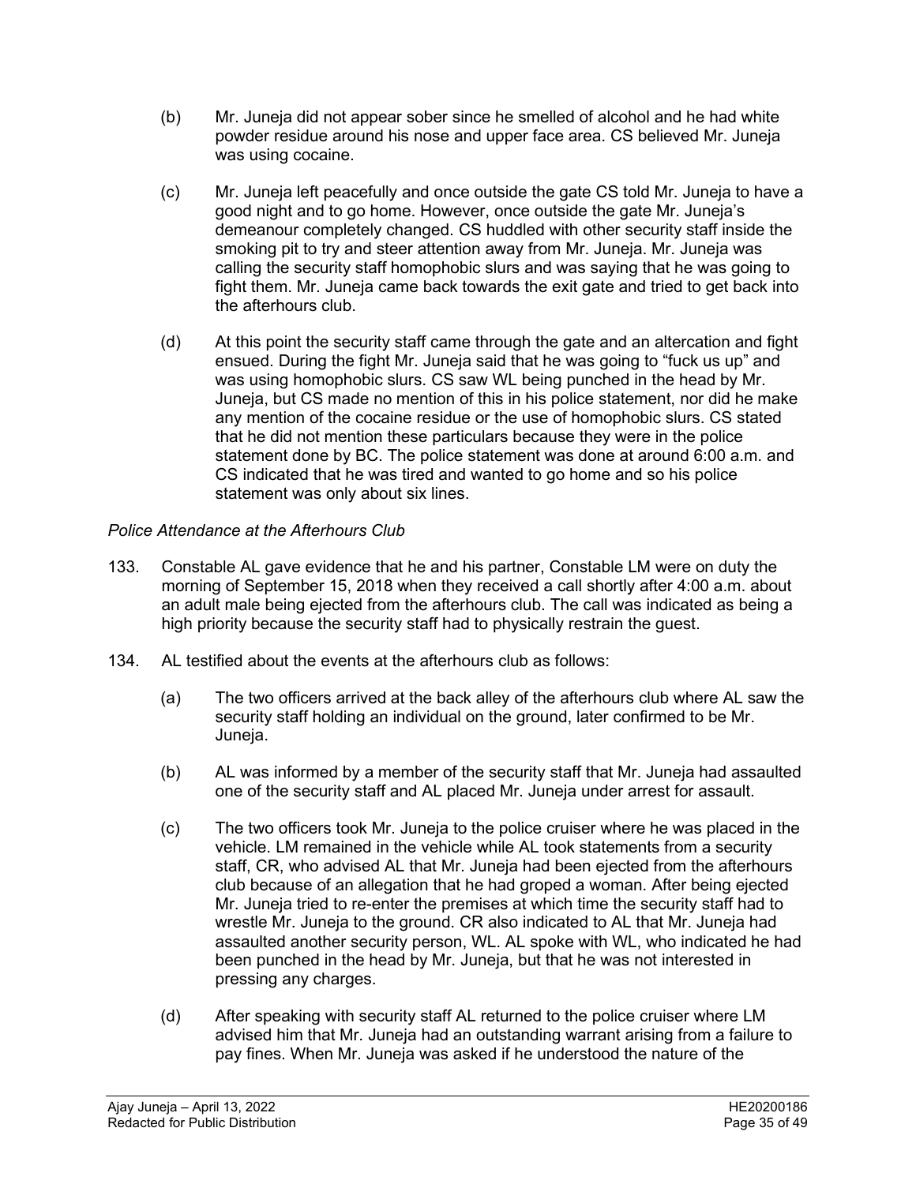(b) Mr. Juneja did not appear sober since he smelled of alcohol and he had white powder residue around his nose and upper face area. CS believed Mr. Juneja was using cocaine.

(c) Mr. Juneja left peacefully and once outside the gate CS told Mr. Juneja to have a good night and to go home. However, once outside the gate Mr. Juneja's demeanour completely changed. CS huddled with other security staff inside the smoking pit to try and steer attention away from Mr. Juneja. Mr. Juneja was calling the security staff homophobic slurs and was saying that he was going to fight them. Mr. Juneja came back towards the exit gate and tried to get back into the afterhours club.

(d) At this point the security staff came through the gate and an altercation and fight ensued. During the fight Mr. Juneja said that he was going to "fuck us up" and was using homophobic slurs. CS saw WL being punched in the head by Mr. Juneja, but CS made no mention of this in his police statement, nor did he make any mention of the cocaine residue or the use of homophobic slurs. CS stated that he did not mention these particulars because they were in the police statement done by BC. The police statement was done at around 6:00 a.m. and CS indicated that he was tired and wanted to go home and so his police statement was only about six lines.

*Police Attendance at the Afterhours Club*

133. Constable AL gave evidence that he and his partner, Constable LM were on duty the morning of September 15, 2018 when they received a call shortly after 4:00 a.m. about an adult male being ejected from the afterhours club. The call was indicated as being a high priority because the security staff had to physically restrain the guest.

134. AL testified about the events at the afterhours club as follows:

(a) The two officers arrived at the back alley of the afterhours club where AL saw the security staff holding an individual on the ground, later confirmed to be Mr. Juneja.

(b) AL was informed by a member of the security staff that Mr. Juneja had assaulted one of the security staff and AL placed Mr. Juneja under arrest for assault.

(c) The two officers took Mr. Juneja to the police cruiser where he was placed in the vehicle. LM remained in the vehicle while AL took statements from a security staff, CR, who advised AL that Mr. Juneja had been ejected from the afterhours club because of an allegation that he had groped a woman. After being ejected Mr. Juneja tried to re-enter the premises at which time the security staff had to wrestle Mr. Juneja to the ground. CR also indicated to AL that Mr. Juneja had assaulted another security person, WL. AL spoke with WL, who indicated he had been punched in the head by Mr. Juneja, but that he was not interested in pressing any charges.

(d) After speaking with security staff AL returned to the police cruiser where LM advised him that Mr. Juneja had an outstanding warrant arising from a failure to pay fines. When Mr. Juneja was asked if he understood the nature of the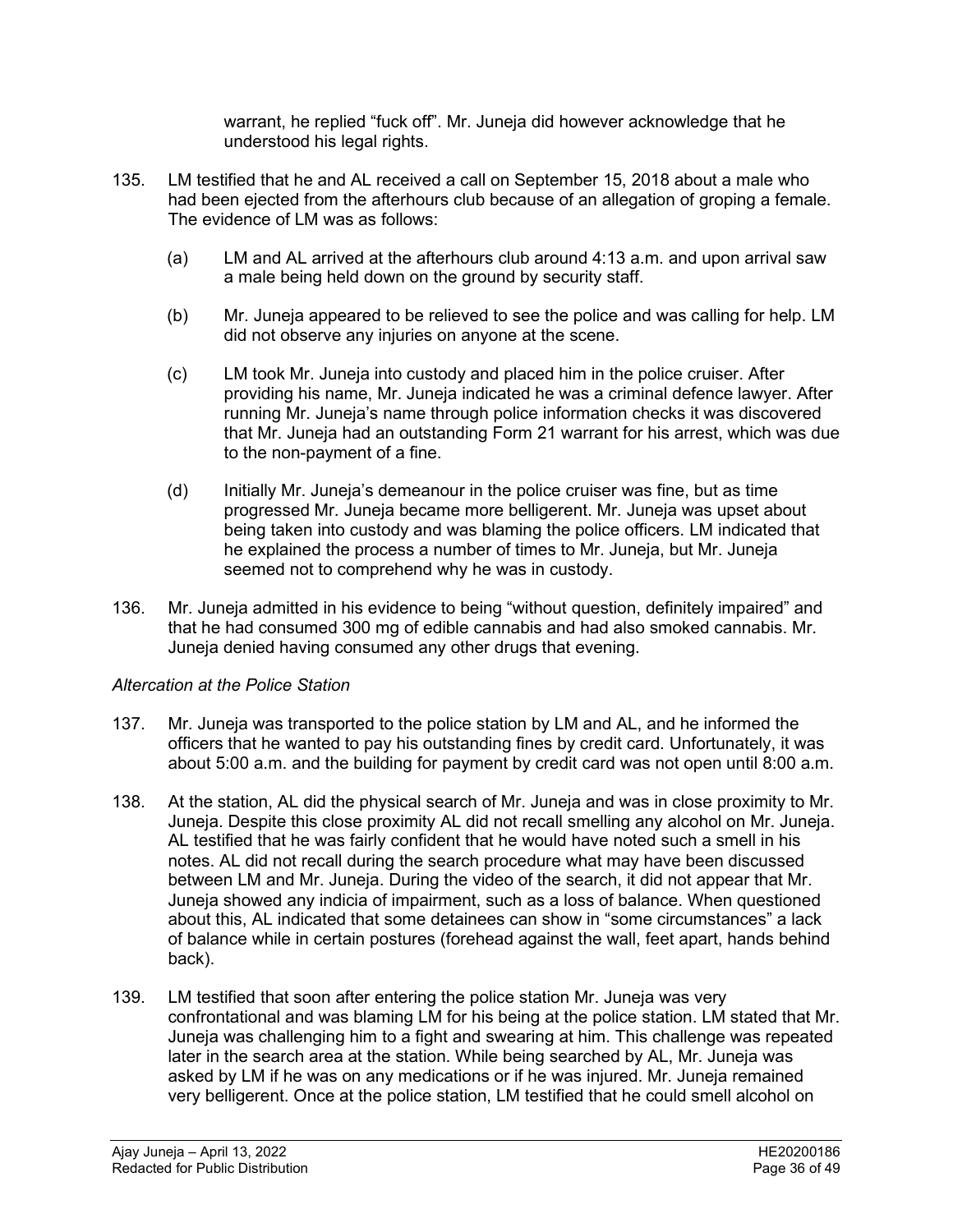warrant, he replied "fuck off". Mr. Juneja did however acknowledge that he understood his legal rights.

135. LM testified that he and AL received a call on September 15, 2018 about a male who had been ejected from the afterhours club because of an allegation of groping a female. The evidence of LM was as follows:

   (a) LM and AL arrived at the afterhours club around 4:13 a.m. and upon arrival saw a male being held down on the ground by security staff.

   (b) Mr. Juneja appeared to be relieved to see the police and was calling for help. LM did not observe any injuries on anyone at the scene.

   (c) LM took Mr. Juneja into custody and placed him in the police cruiser. After providing his name, Mr. Juneja indicated he was a criminal defence lawyer. After running Mr. Juneja's name through police information checks it was discovered that Mr. Juneja had an outstanding Form 21 warrant for his arrest, which was due to the non-payment of a fine.

   (d) Initially Mr. Juneja's demeanour in the police cruiser was fine, but as time progressed Mr. Juneja became more belligerent. Mr. Juneja was upset about being taken into custody and was blaming the police officers. LM indicated that he explained the process a number of times to Mr. Juneja, but Mr. Juneja seemed not to comprehend why he was in custody.

136. Mr. Juneja admitted in his evidence to being "without question, definitely impaired" and that he had consumed 300 mg of edible cannabis and had also smoked cannabis. Mr. Juneja denied having consumed any other drugs that evening.

*Altercation at the Police Station*

137. Mr. Juneja was transported to the police station by LM and AL, and he informed the officers that he wanted to pay his outstanding fines by credit card. Unfortunately, it was about 5:00 a.m. and the building for payment by credit card was not open until 8:00 a.m.

138. At the station, AL did the physical search of Mr. Juneja and was in close proximity to Mr. Juneja. Despite this close proximity AL did not recall smelling any alcohol on Mr. Juneja. AL testified that he was fairly confident that he would have noted such a smell in his notes. AL did not recall during the search procedure what may have been discussed between LM and Mr. Juneja. During the video of the search, it did not appear that Mr. Juneja showed any indicia of impairment, such as a loss of balance. When questioned about this, AL indicated that some detainees can show in "some circumstances" a lack of balance while in certain postures (forehead against the wall, feet apart, hands behind back).

139. LM testified that soon after entering the police station Mr. Juneja was very confrontational and was blaming LM for his being at the police station. LM stated that Mr. Juneja was challenging him to a fight and swearing at him. This challenge was repeated later in the search area at the station. While being searched by AL, Mr. Juneja was asked by LM if he was on any medications or if he was injured. Mr. Juneja remained very belligerent. Once at the police station, LM testified that he could smell alcohol on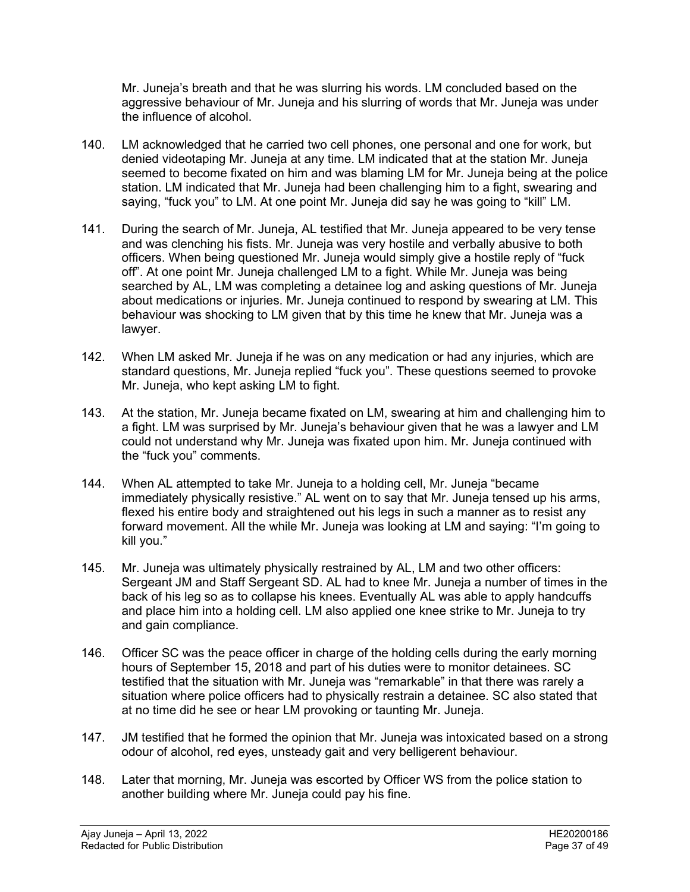Mr. Juneja's breath and that he was slurring his words. LM concluded based on the aggressive behaviour of Mr. Juneja and his slurring of words that Mr. Juneja was under the influence of alcohol.

140. LM acknowledged that he carried two cell phones, one personal and one for work, but denied videotaping Mr. Juneja at any time. LM indicated that at the station Mr. Juneja seemed to become fixated on him and was blaming LM for Mr. Juneja being at the police station. LM indicated that Mr. Juneja had been challenging him to a fight, swearing and saying, "fuck you" to LM. At one point Mr. Juneja did say he was going to "kill" LM.

141. During the search of Mr. Juneja, AL testified that Mr. Juneja appeared to be very tense and was clenching his fists. Mr. Juneja was very hostile and verbally abusive to both officers. When being questioned Mr. Juneja would simply give a hostile reply of "fuck off". At one point Mr. Juneja challenged LM to a fight. While Mr. Juneja was being searched by AL, LM was completing a detainee log and asking questions of Mr. Juneja about medications or injuries. Mr. Juneja continued to respond by swearing at LM. This behaviour was shocking to LM given that by this time he knew that Mr. Juneja was a lawyer.

142. When LM asked Mr. Juneja if he was on any medication or had any injuries, which are standard questions, Mr. Juneja replied "fuck you". These questions seemed to provoke Mr. Juneja, who kept asking LM to fight.

143. At the station, Mr. Juneja became fixated on LM, swearing at him and challenging him to a fight. LM was surprised by Mr. Juneja's behaviour given that he was a lawyer and LM could not understand why Mr. Juneja was fixated upon him. Mr. Juneja continued with the "fuck you" comments.

144. When AL attempted to take Mr. Juneja to a holding cell, Mr. Juneja "became immediately physically resistive." AL went on to say that Mr. Juneja tensed up his arms, flexed his entire body and straightened out his legs in such a manner as to resist any forward movement. All the while Mr. Juneja was looking at LM and saying: "I'm going to kill you."

145. Mr. Juneja was ultimately physically restrained by AL, LM and two other officers: Sergeant JM and Staff Sergeant SD. AL had to knee Mr. Juneja a number of times in the back of his leg so as to collapse his knees. Eventually AL was able to apply handcuffs and place him into a holding cell. LM also applied one knee strike to Mr. Juneja to try and gain compliance.

146. Officer SC was the peace officer in charge of the holding cells during the early morning hours of September 15, 2018 and part of his duties were to monitor detainees. SC testified that the situation with Mr. Juneja was "remarkable" in that there was rarely a situation where police officers had to physically restrain a detainee. SC also stated that at no time did he see or hear LM provoking or taunting Mr. Juneja.

147. JM testified that he formed the opinion that Mr. Juneja was intoxicated based on a strong odour of alcohol, red eyes, unsteady gait and very belligerent behaviour.

148. Later that morning, Mr. Juneja was escorted by Officer WS from the police station to another building where Mr. Juneja could pay his fine.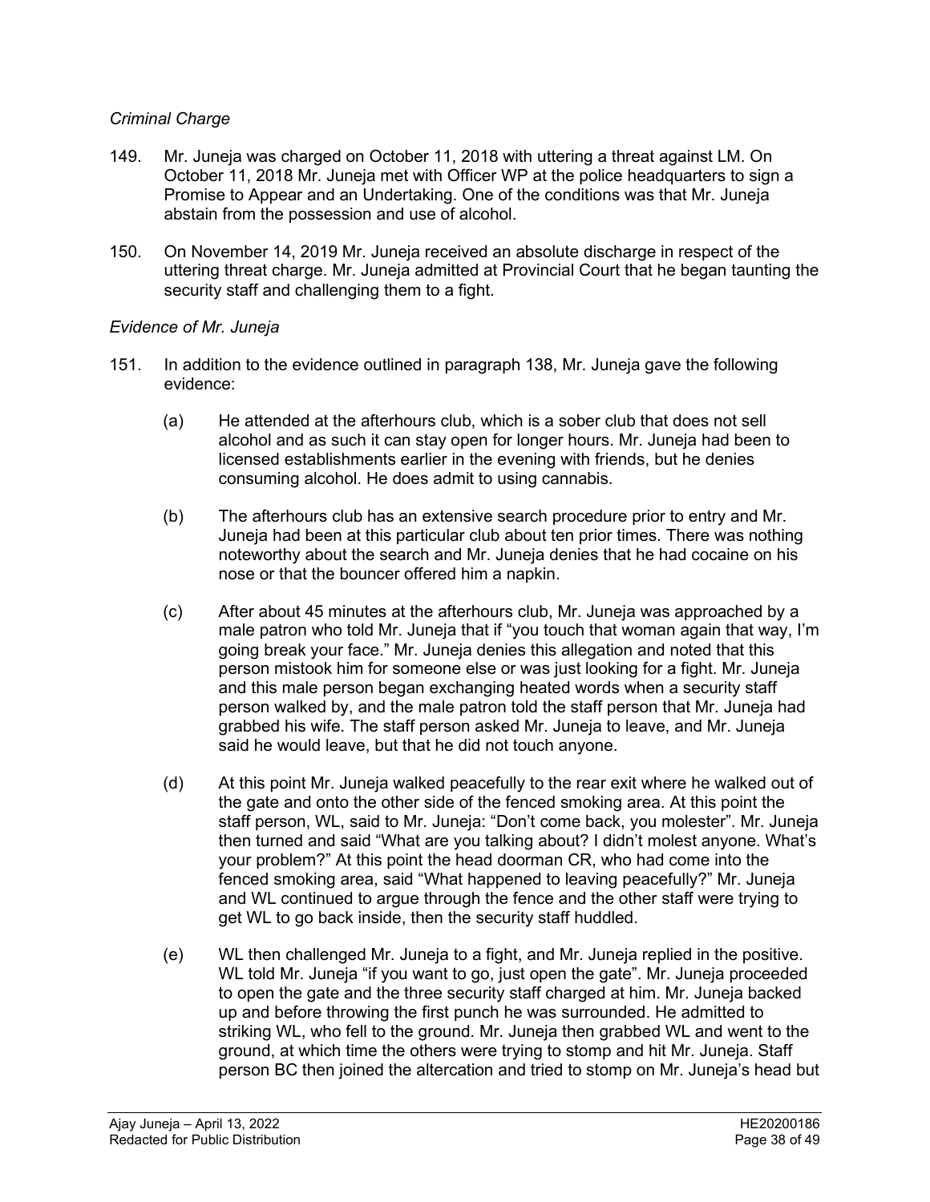*Criminal Charge*

149. Mr. Juneja was charged on October 11, 2018 with uttering a threat against LM. On October 11, 2018 Mr. Juneja met with Officer WP at the police headquarters to sign a Promise to Appear and an Undertaking. One of the conditions was that Mr. Juneja abstain from the possession and use of alcohol.

150. On November 14, 2019 Mr. Juneja received an absolute discharge in respect of the uttering threat charge. Mr. Juneja admitted at Provincial Court that he began taunting the security staff and challenging them to a fight.

*Evidence of Mr. Juneja*

151. In addition to the evidence outlined in paragraph 138, Mr. Juneja gave the following evidence:

    (a) He attended at the afterhours club, which is a sober club that does not sell alcohol and as such it can stay open for longer hours. Mr. Juneja had been to licensed establishments earlier in the evening with friends, but he denies consuming alcohol. He does admit to using cannabis.

    (b) The afterhours club has an extensive search procedure prior to entry and Mr. Juneja had been at this particular club about ten prior times. There was nothing noteworthy about the search and Mr. Juneja denies that he had cocaine on his nose or that the bouncer offered him a napkin.

    (c) After about 45 minutes at the afterhours club, Mr. Juneja was approached by a male patron who told Mr. Juneja that if "you touch that woman again that way, I'm going break your face." Mr. Juneja denies this allegation and noted that this person mistook him for someone else or was just looking for a fight. Mr. Juneja and this male person began exchanging heated words when a security staff person walked by, and the male patron told the staff person that Mr. Juneja had grabbed his wife. The staff person asked Mr. Juneja to leave, and Mr. Juneja said he would leave, but that he did not touch anyone.

    (d) At this point Mr. Juneja walked peacefully to the rear exit where he walked out of the gate and onto the other side of the fenced smoking area. At this point the staff person, WL, said to Mr. Juneja: "Don't come back, you molester". Mr. Juneja then turned and said "What are you talking about? I didn't molest anyone. What's your problem?" At this point the head doorman CR, who had come into the fenced smoking area, said "What happened to leaving peacefully?" Mr. Juneja and WL continued to argue through the fence and the other staff were trying to get WL to go back inside, then the security staff huddled.

    (e) WL then challenged Mr. Juneja to a fight, and Mr. Juneja replied in the positive. WL told Mr. Juneja "if you want to go, just open the gate". Mr. Juneja proceeded to open the gate and the three security staff charged at him. Mr. Juneja backed up and before throwing the first punch he was surrounded. He admitted to striking WL, who fell to the ground. Mr. Juneja then grabbed WL and went to the ground, at which time the others were trying to stomp and hit Mr. Juneja. Staff person BC then joined the altercation and tried to stomp on Mr. Juneja's head but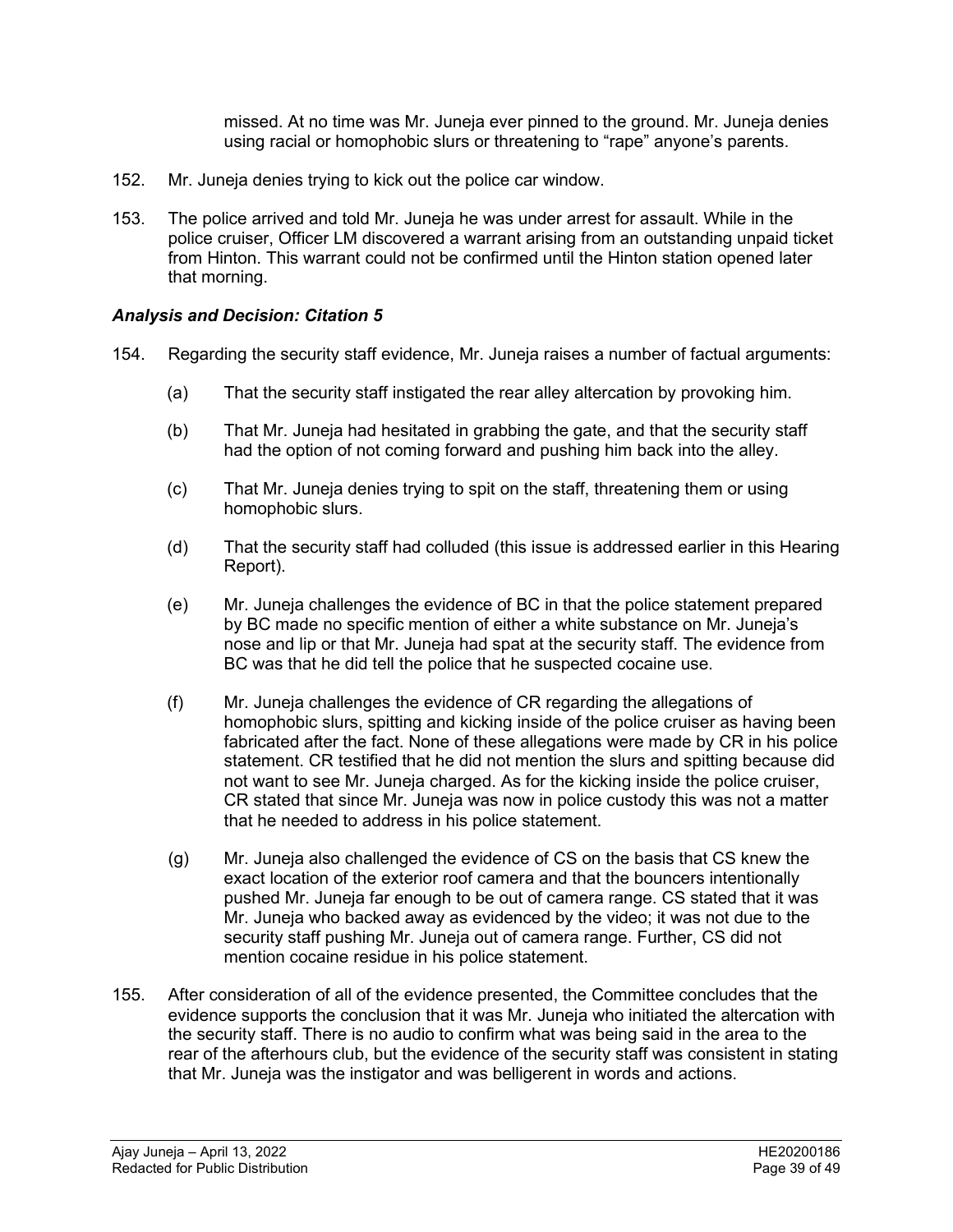missed. At no time was Mr. Juneja ever pinned to the ground. Mr. Juneja denies using racial or homophobic slurs or threatening to "rape" anyone's parents.

152. Mr. Juneja denies trying to kick out the police car window.

153. The police arrived and told Mr. Juneja he was under arrest for assault. While in the police cruiser, Officer LM discovered a warrant arising from an outstanding unpaid ticket from Hinton. This warrant could not be confirmed until the Hinton station opened later that morning.

### *Analysis and Decision: Citation 5*

154. Regarding the security staff evidence, Mr. Juneja raises a number of factual arguments:

   (a) That the security staff instigated the rear alley altercation by provoking him.

   (b) That Mr. Juneja had hesitated in grabbing the gate, and that the security staff had the option of not coming forward and pushing him back into the alley.

   (c) That Mr. Juneja denies trying to spit on the staff, threatening them or using homophobic slurs.

   (d) That the security staff had colluded (this issue is addressed earlier in this Hearing Report).

   (e) Mr. Juneja challenges the evidence of BC in that the police statement prepared by BC made no specific mention of either a white substance on Mr. Juneja's nose and lip or that Mr. Juneja had spat at the security staff. The evidence from BC was that he did tell the police that he suspected cocaine use.

   (f) Mr. Juneja challenges the evidence of CR regarding the allegations of homophobic slurs, spitting and kicking inside of the police cruiser as having been fabricated after the fact. None of these allegations were made by CR in his police statement. CR testified that he did not mention the slurs and spitting because did not want to see Mr. Juneja charged. As for the kicking inside the police cruiser, CR stated that since Mr. Juneja was now in police custody this was not a matter that he needed to address in his police statement.

   (g) Mr. Juneja also challenged the evidence of CS on the basis that CS knew the exact location of the exterior roof camera and that the bouncers intentionally pushed Mr. Juneja far enough to be out of camera range. CS stated that it was Mr. Juneja who backed away as evidenced by the video; it was not due to the security staff pushing Mr. Juneja out of camera range. Further, CS did not mention cocaine residue in his police statement.

155. After consideration of all of the evidence presented, the Committee concludes that the evidence supports the conclusion that it was Mr. Juneja who initiated the altercation with the security staff. There is no audio to confirm what was being said in the area to the rear of the afterhours club, but the evidence of the security staff was consistent in stating that Mr. Juneja was the instigator and was belligerent in words and actions.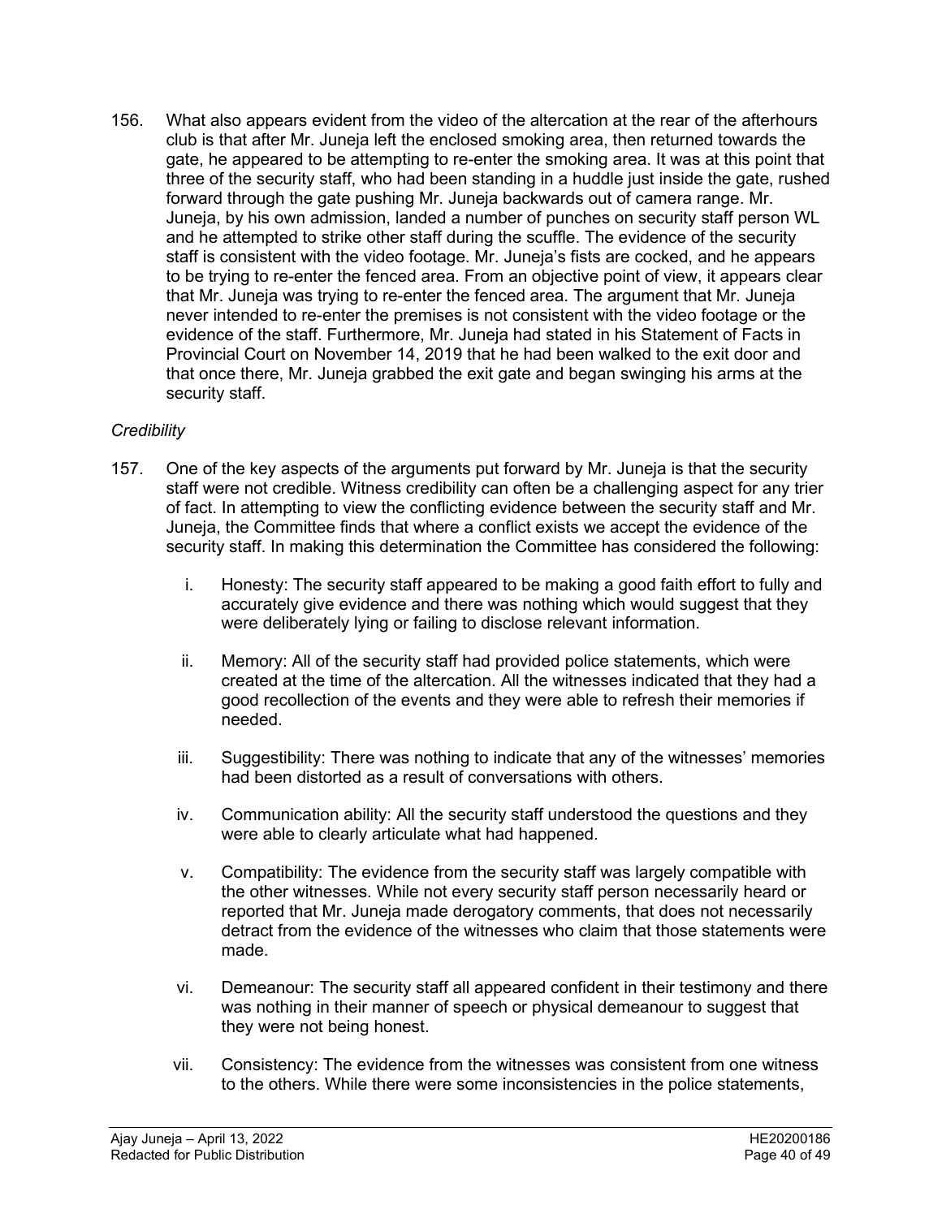156. What also appears evident from the video of the altercation at the rear of the afterhours club is that after Mr. Juneja left the enclosed smoking area, then returned towards the gate, he appeared to be attempting to re-enter the smoking area. It was at this point that three of the security staff, who had been standing in a huddle just inside the gate, rushed forward through the gate pushing Mr. Juneja backwards out of camera range. Mr. Juneja, by his own admission, landed a number of punches on security staff person WL and he attempted to strike other staff during the scuffle. The evidence of the security staff is consistent with the video footage. Mr. Juneja's fists are cocked, and he appears to be trying to re-enter the fenced area. From an objective point of view, it appears clear that Mr. Juneja was trying to re-enter the fenced area. The argument that Mr. Juneja never intended to re-enter the premises is not consistent with the video footage or the evidence of the staff. Furthermore, Mr. Juneja had stated in his Statement of Facts in Provincial Court on November 14, 2019 that he had been walked to the exit door and that once there, Mr. Juneja grabbed the exit gate and began swinging his arms at the security staff.

*Credibility*

157. One of the key aspects of the arguments put forward by Mr. Juneja is that the security staff were not credible. Witness credibility can often be a challenging aspect for any trier of fact. In attempting to view the conflicting evidence between the security staff and Mr. Juneja, the Committee finds that where a conflict exists we accept the evidence of the security staff. In making this determination the Committee has considered the following:

   i. Honesty: The security staff appeared to be making a good faith effort to fully and accurately give evidence and there was nothing which would suggest that they were deliberately lying or failing to disclose relevant information.

   ii. Memory: All of the security staff had provided police statements, which were created at the time of the altercation. All the witnesses indicated that they had a good recollection of the events and they were able to refresh their memories if needed.

   iii. Suggestibility: There was nothing to indicate that any of the witnesses' memories had been distorted as a result of conversations with others.

   iv. Communication ability: All the security staff understood the questions and they were able to clearly articulate what had happened.

   v. Compatibility: The evidence from the security staff was largely compatible with the other witnesses. While not every security staff person necessarily heard or reported that Mr. Juneja made derogatory comments, that does not necessarily detract from the evidence of the witnesses who claim that those statements were made.

   vi. Demeanour: The security staff all appeared confident in their testimony and there was nothing in their manner of speech or physical demeanour to suggest that they were not being honest.

   vii. Consistency: The evidence from the witnesses was consistent from one witness to the others. While there were some inconsistencies in the police statements,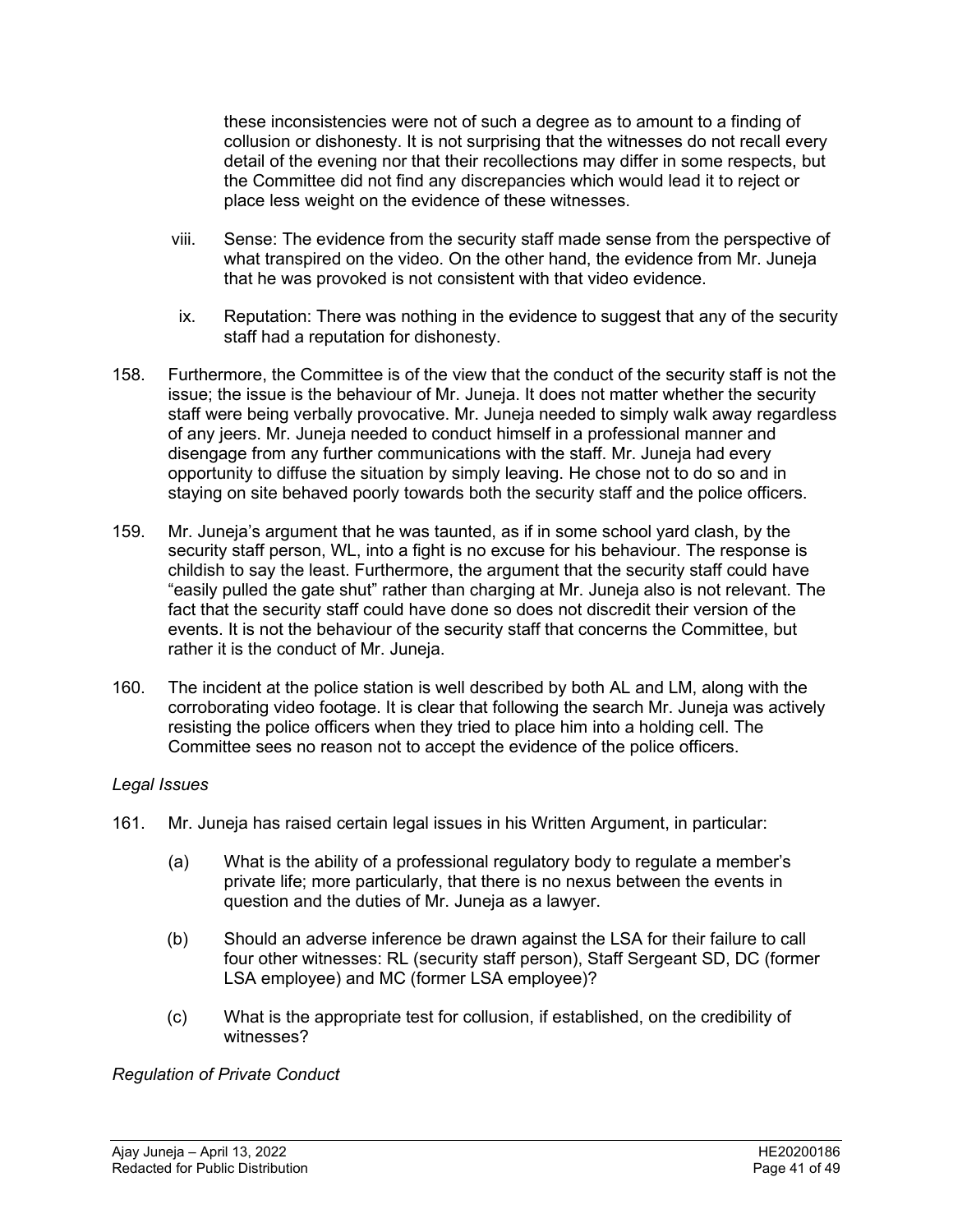these inconsistencies were not of such a degree as to amount to a finding of collusion or dishonesty. It is not surprising that the witnesses do not recall every detail of the evening nor that their recollections may differ in some respects, but the Committee did not find any discrepancies which would lead it to reject or place less weight on the evidence of these witnesses.

viii. Sense: The evidence from the security staff made sense from the perspective of what transpired on the video. On the other hand, the evidence from Mr. Juneja that he was provoked is not consistent with that video evidence.

ix. Reputation: There was nothing in the evidence to suggest that any of the security staff had a reputation for dishonesty.

158. Furthermore, the Committee is of the view that the conduct of the security staff is not the issue; the issue is the behaviour of Mr. Juneja. It does not matter whether the security staff were being verbally provocative. Mr. Juneja needed to simply walk away regardless of any jeers. Mr. Juneja needed to conduct himself in a professional manner and disengage from any further communications with the staff. Mr. Juneja had every opportunity to diffuse the situation by simply leaving. He chose not to do so and in staying on site behaved poorly towards both the security staff and the police officers.

159. Mr. Juneja's argument that he was taunted, as if in some school yard clash, by the security staff person, WL, into a fight is no excuse for his behaviour. The response is childish to say the least. Furthermore, the argument that the security staff could have "easily pulled the gate shut" rather than charging at Mr. Juneja also is not relevant. The fact that the security staff could have done so does not discredit their version of the events. It is not the behaviour of the security staff that concerns the Committee, but rather it is the conduct of Mr. Juneja.

160. The incident at the police station is well described by both AL and LM, along with the corroborating video footage. It is clear that following the search Mr. Juneja was actively resisting the police officers when they tried to place him into a holding cell. The Committee sees no reason not to accept the evidence of the police officers.

*Legal Issues*

161. Mr. Juneja has raised certain legal issues in his Written Argument, in particular:

(a) What is the ability of a professional regulatory body to regulate a member's private life; more particularly, that there is no nexus between the events in question and the duties of Mr. Juneja as a lawyer.

(b) Should an adverse inference be drawn against the LSA for their failure to call four other witnesses: RL (security staff person), Staff Sergeant SD, DC (former LSA employee) and MC (former LSA employee)?

(c) What is the appropriate test for collusion, if established, on the credibility of witnesses?

*Regulation of Private Conduct*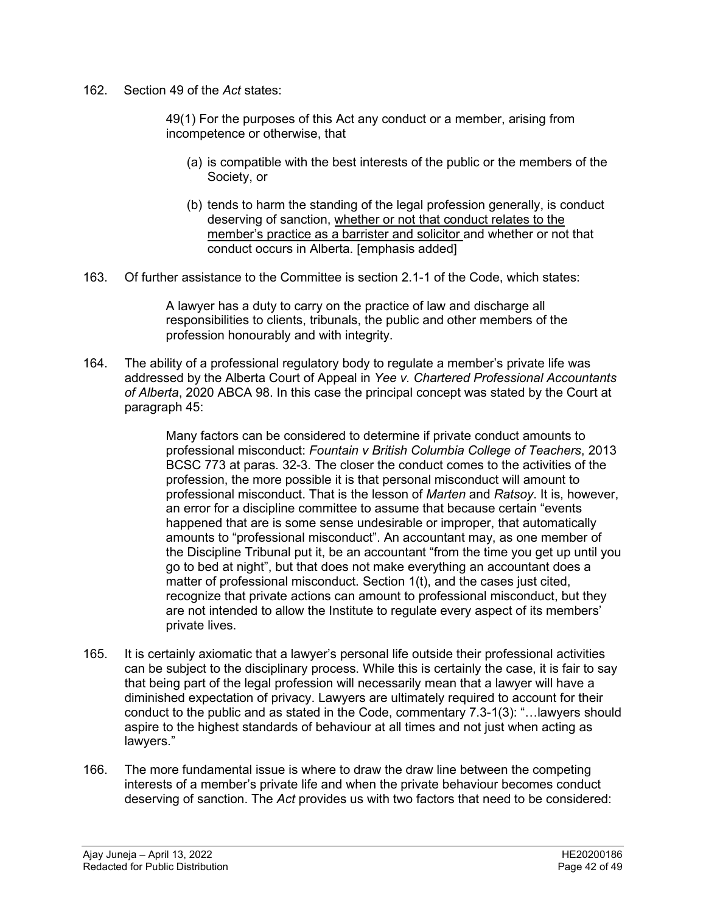162. Section 49 of the *Act* states:

> 49(1) For the purposes of this Act any conduct or a member, arising from incompetence or otherwise, that
>
> (a) is compatible with the best interests of the public or the members of the Society, or
>
> (b) tends to harm the standing of the legal profession generally, is conduct deserving of sanction, <u>whether or not that conduct relates to the member's practice as a barrister and solicitor</u> and whether or not that conduct occurs in Alberta. [emphasis added]

163. Of further assistance to the Committee is section 2.1-1 of the Code, which states:

> A lawyer has a duty to carry on the practice of law and discharge all responsibilities to clients, tribunals, the public and other members of the profession honourably and with integrity.

164. The ability of a professional regulatory body to regulate a member's private life was addressed by the Alberta Court of Appeal in *Yee v. Chartered Professional Accountants of Alberta*, 2020 ABCA 98. In this case the principal concept was stated by the Court at paragraph 45:

> Many factors can be considered to determine if private conduct amounts to professional misconduct: *Fountain v British Columbia College of Teachers*, 2013 BCSC 773 at paras. 32-3. The closer the conduct comes to the activities of the profession, the more possible it is that personal misconduct will amount to professional misconduct. That is the lesson of *Marten* and *Ratsoy*. It is, however, an error for a discipline committee to assume that because certain "events happened that are is some sense undesirable or improper, that automatically amounts to "professional misconduct". An accountant may, as one member of the Discipline Tribunal put it, be an accountant "from the time you get up until you go to bed at night", but that does not make everything an accountant does a matter of professional misconduct. Section 1(t), and the cases just cited, recognize that private actions can amount to professional misconduct, but they are not intended to allow the Institute to regulate every aspect of its members' private lives.

165. It is certainly axiomatic that a lawyer's personal life outside their professional activities can be subject to the disciplinary process. While this is certainly the case, it is fair to say that being part of the legal profession will necessarily mean that a lawyer will have a diminished expectation of privacy. Lawyers are ultimately required to account for their conduct to the public and as stated in the Code, commentary 7.3-1(3): "…lawyers should aspire to the highest standards of behaviour at all times and not just when acting as lawyers."

166. The more fundamental issue is where to draw the draw line between the competing interests of a member's private life and when the private behaviour becomes conduct deserving of sanction. The *Act* provides us with two factors that need to be considered: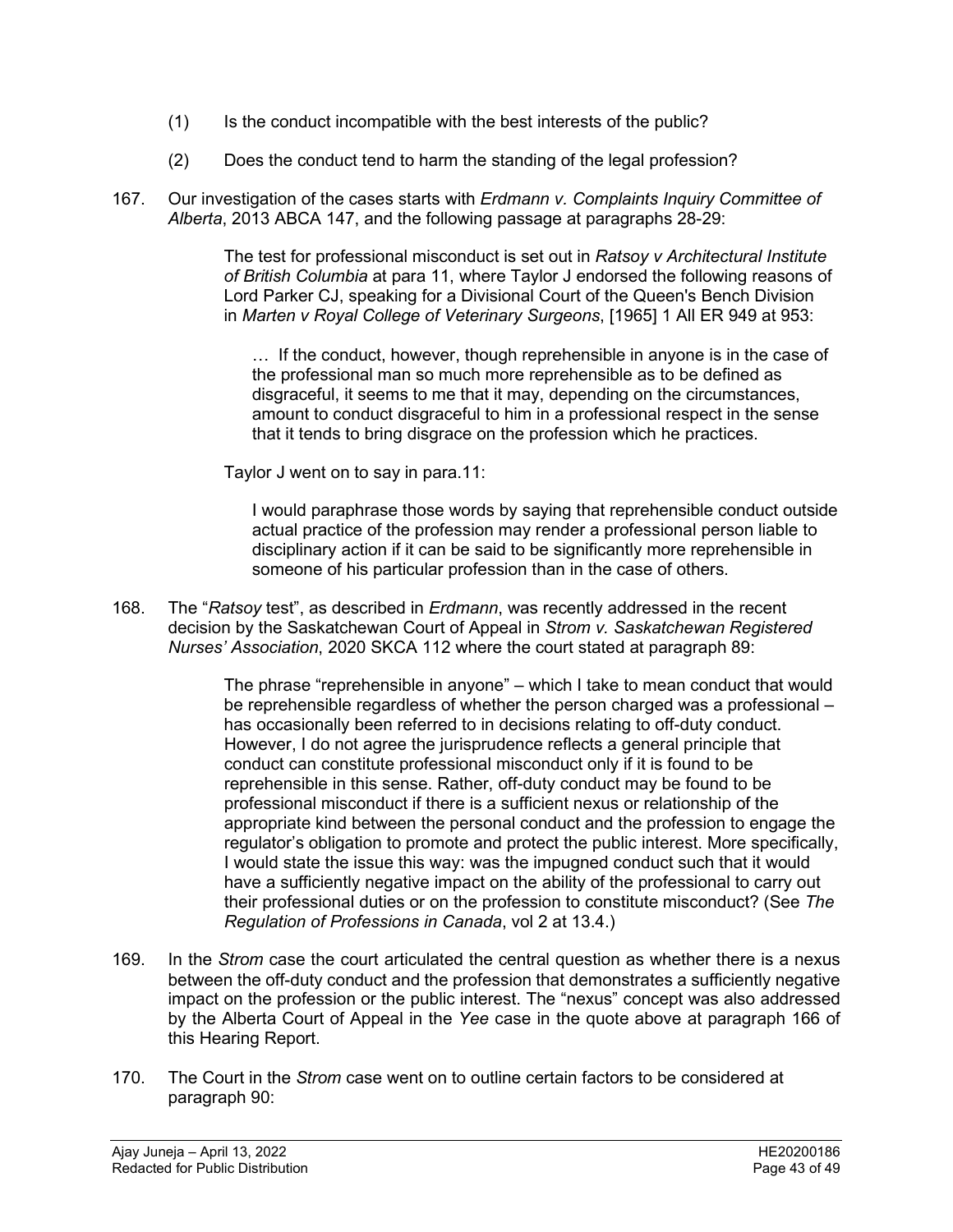(1) Is the conduct incompatible with the best interests of the public?

(2) Does the conduct tend to harm the standing of the legal profession?

167. Our investigation of the cases starts with *Erdmann v. Complaints Inquiry Committee of Alberta*, 2013 ABCA 147, and the following passage at paragraphs 28-29:

> The test for professional misconduct is set out in *Ratsoy v Architectural Institute of British Columbia* at para 11, where Taylor J endorsed the following reasons of Lord Parker CJ, speaking for a Divisional Court of the Queen's Bench Division in *Marten v Royal College of Veterinary Surgeons*, [1965] 1 All ER 949 at 953:
>
> > … If the conduct, however, though reprehensible in anyone is in the case of the professional man so much more reprehensible as to be defined as disgraceful, it seems to me that it may, depending on the circumstances, amount to conduct disgraceful to him in a professional respect in the sense that it tends to bring disgrace on the profession which he practices.
>
> Taylor J went on to say in para.11:
>
> > I would paraphrase those words by saying that reprehensible conduct outside actual practice of the profession may render a professional person liable to disciplinary action if it can be said to be significantly more reprehensible in someone of his particular profession than in the case of others.

168. The "*Ratsoy* test", as described in *Erdmann*, was recently addressed in the recent decision by the Saskatchewan Court of Appeal in *Strom v. Saskatchewan Registered Nurses' Association*, 2020 SKCA 112 where the court stated at paragraph 89:

> The phrase "reprehensible in anyone" – which I take to mean conduct that would be reprehensible regardless of whether the person charged was a professional – has occasionally been referred to in decisions relating to off-duty conduct. However, I do not agree the jurisprudence reflects a general principle that conduct can constitute professional misconduct only if it is found to be reprehensible in this sense. Rather, off-duty conduct may be found to be professional misconduct if there is a sufficient nexus or relationship of the appropriate kind between the personal conduct and the profession to engage the regulator's obligation to promote and protect the public interest. More specifically, I would state the issue this way: was the impugned conduct such that it would have a sufficiently negative impact on the ability of the professional to carry out their professional duties or on the profession to constitute misconduct? (See *The Regulation of Professions in Canada*, vol 2 at 13.4.)

169. In the *Strom* case the court articulated the central question as whether there is a nexus between the off-duty conduct and the profession that demonstrates a sufficiently negative impact on the profession or the public interest. The "nexus" concept was also addressed by the Alberta Court of Appeal in the *Yee* case in the quote above at paragraph 166 of this Hearing Report.

170. The Court in the *Strom* case went on to outline certain factors to be considered at paragraph 90: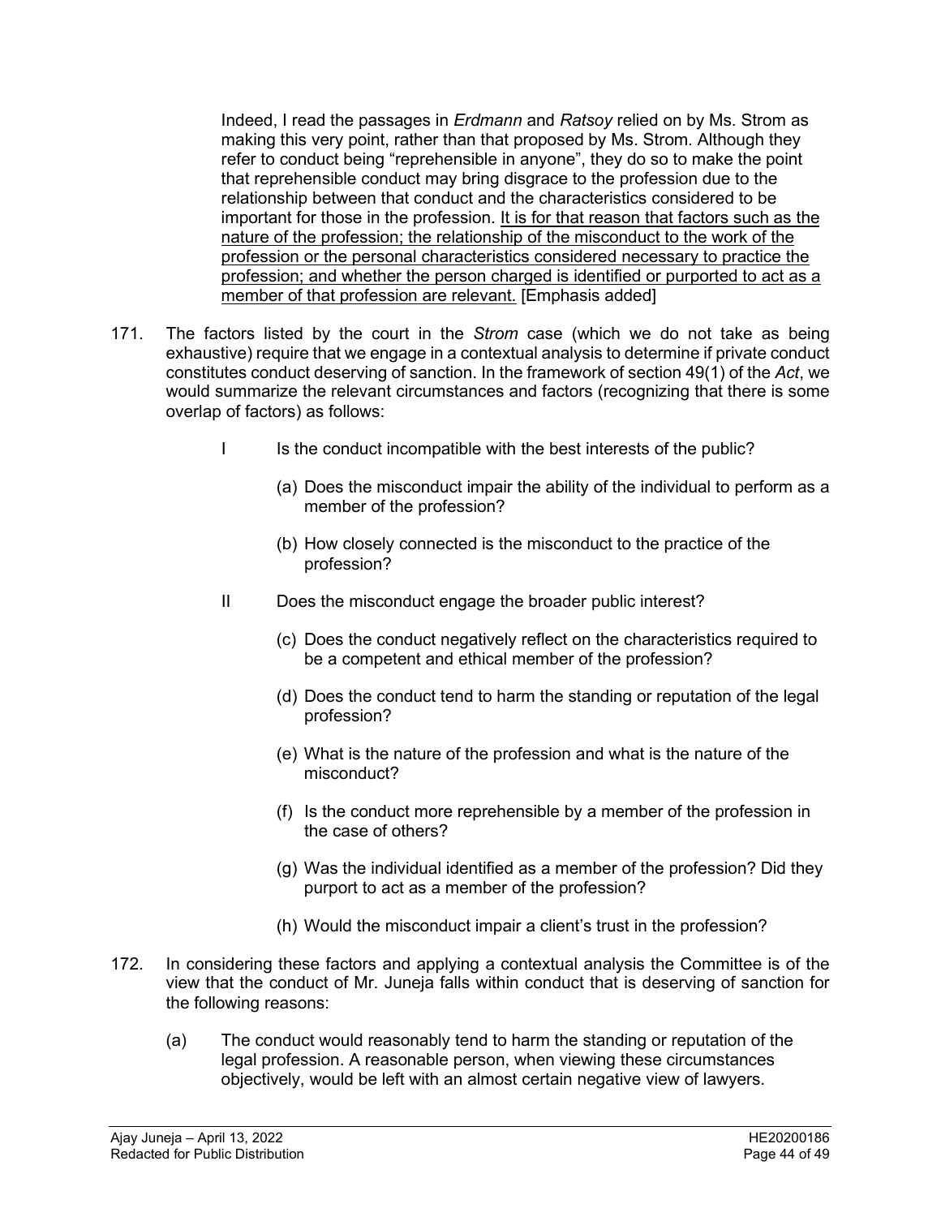> Indeed, I read the passages in *Erdmann* and *Ratsoy* relied on by Ms. Strom as making this very point, rather than that proposed by Ms. Strom. Although they refer to conduct being "reprehensible in anyone", they do so to make the point that reprehensible conduct may bring disgrace to the profession due to the relationship between that conduct and the characteristics considered to be important for those in the profession. <u>It is for that reason that factors such as the nature of the profession; the relationship of the misconduct to the work of the profession or the personal characteristics considered necessary to practice the profession; and whether the person charged is identified or purported to act as a member of that profession are relevant.</u> [Emphasis added]

171. The factors listed by the court in the *Strom* case (which we do not take as being exhaustive) require that we engage in a contextual analysis to determine if private conduct constitutes conduct deserving of sanction. In the framework of section 49(1) of the *Act*, we would summarize the relevant circumstances and factors (recognizing that there is some overlap of factors) as follows:

    I Is the conduct incompatible with the best interests of the public?

    (a) Does the misconduct impair the ability of the individual to perform as a member of the profession?

    (b) How closely connected is the misconduct to the practice of the profession?

    II Does the misconduct engage the broader public interest?

    (c) Does the conduct negatively reflect on the characteristics required to be a competent and ethical member of the profession?

    (d) Does the conduct tend to harm the standing or reputation of the legal profession?

    (e) What is the nature of the profession and what is the nature of the misconduct?

    (f) Is the conduct more reprehensible by a member of the profession in the case of others?

    (g) Was the individual identified as a member of the profession? Did they purport to act as a member of the profession?

    (h) Would the misconduct impair a client's trust in the profession?

172. In considering these factors and applying a contextual analysis the Committee is of the view that the conduct of Mr. Juneja falls within conduct that is deserving of sanction for the following reasons:

    (a) The conduct would reasonably tend to harm the standing or reputation of the legal profession. A reasonable person, when viewing these circumstances objectively, would be left with an almost certain negative view of lawyers.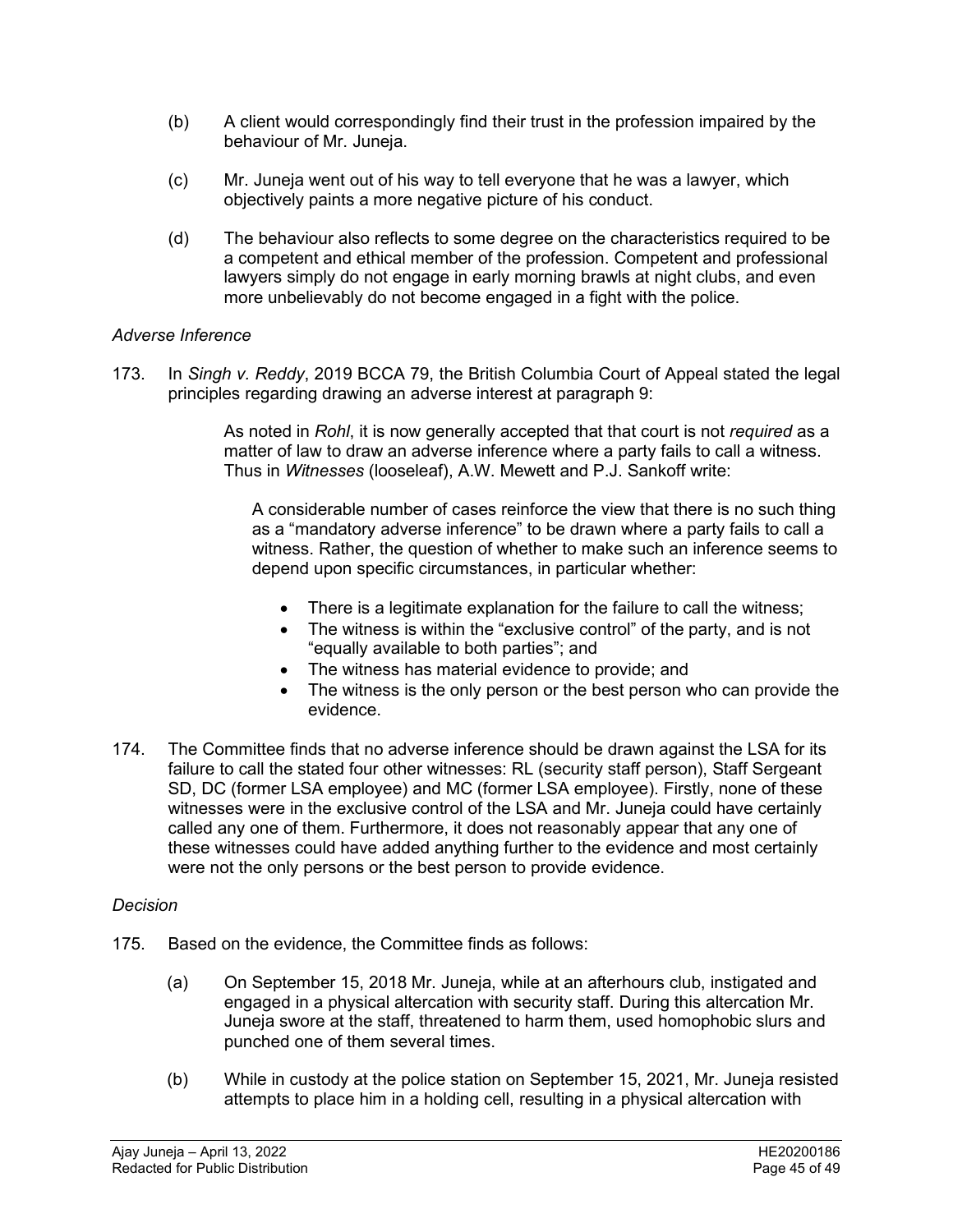(b) A client would correspondingly find their trust in the profession impaired by the behaviour of Mr. Juneja.

(c) Mr. Juneja went out of his way to tell everyone that he was a lawyer, which objectively paints a more negative picture of his conduct.

(d) The behaviour also reflects to some degree on the characteristics required to be a competent and ethical member of the profession. Competent and professional lawyers simply do not engage in early morning brawls at night clubs, and even more unbelievably do not become engaged in a fight with the police.

*Adverse Inference*

173. In *Singh v. Reddy*, 2019 BCCA 79, the British Columbia Court of Appeal stated the legal principles regarding drawing an adverse interest at paragraph 9:

> As noted in *Rohl*, it is now generally accepted that that court is not *required* as a matter of law to draw an adverse inference where a party fails to call a witness. Thus in *Witnesses* (looseleaf), A.W. Mewett and P.J. Sankoff write:
>
> > A considerable number of cases reinforce the view that there is no such thing as a "mandatory adverse inference" to be drawn where a party fails to call a witness. Rather, the question of whether to make such an inference seems to depend upon specific circumstances, in particular whether:
> >
> > - There is a legitimate explanation for the failure to call the witness;
> > - The witness is within the "exclusive control" of the party, and is not "equally available to both parties"; and
> > - The witness has material evidence to provide; and
> > - The witness is the only person or the best person who can provide the evidence.

174. The Committee finds that no adverse inference should be drawn against the LSA for its failure to call the stated four other witnesses: RL (security staff person), Staff Sergeant SD, DC (former LSA employee) and MC (former LSA employee). Firstly, none of these witnesses were in the exclusive control of the LSA and Mr. Juneja could have certainly called any one of them. Furthermore, it does not reasonably appear that any one of these witnesses could have added anything further to the evidence and most certainly were not the only persons or the best person to provide evidence.

*Decision*

175. Based on the evidence, the Committee finds as follows:

(a) On September 15, 2018 Mr. Juneja, while at an afterhours club, instigated and engaged in a physical altercation with security staff. During this altercation Mr. Juneja swore at the staff, threatened to harm them, used homophobic slurs and punched one of them several times.

(b) While in custody at the police station on September 15, 2021, Mr. Juneja resisted attempts to place him in a holding cell, resulting in a physical altercation with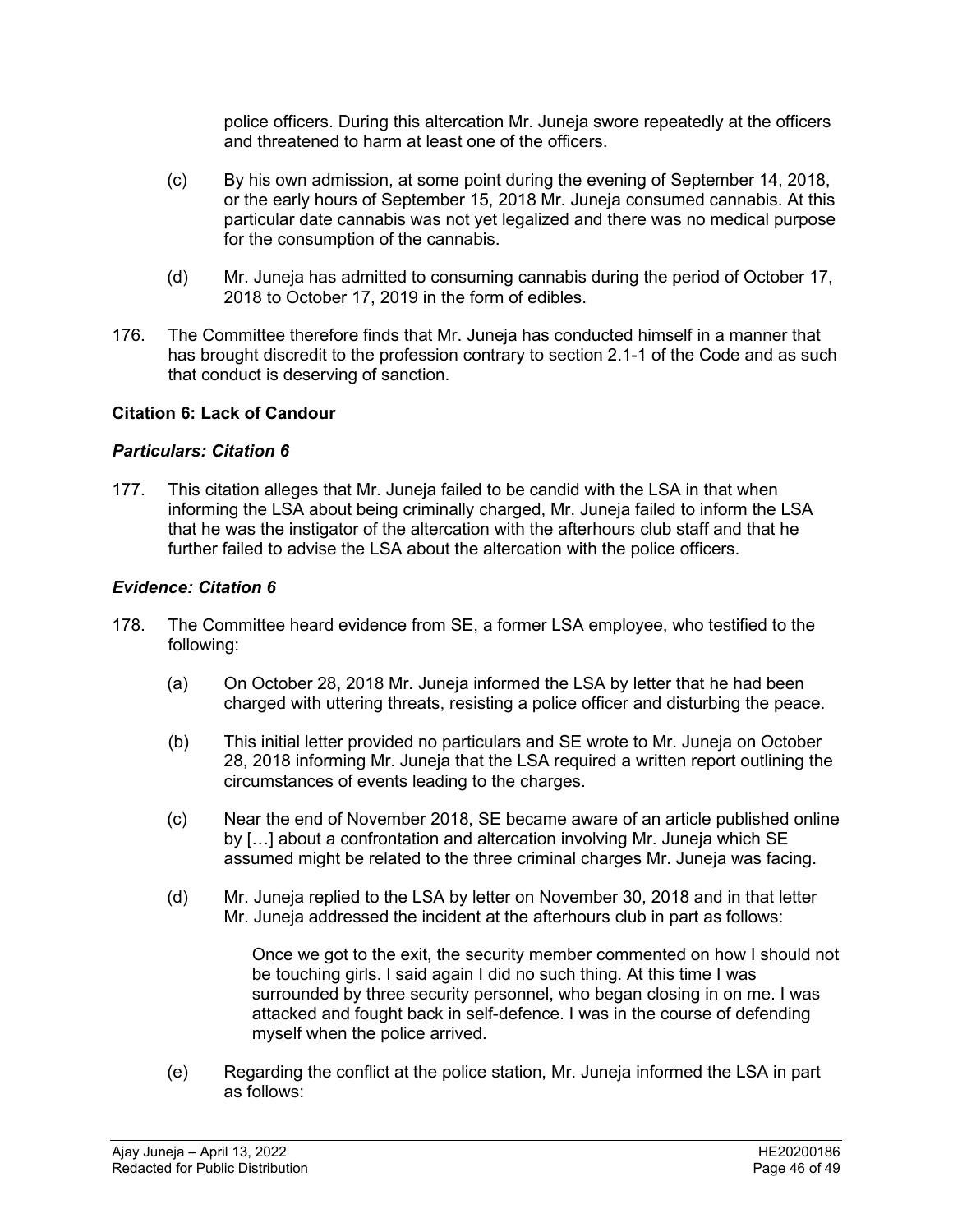police officers. During this altercation Mr. Juneja swore repeatedly at the officers and threatened to harm at least one of the officers.

(c) By his own admission, at some point during the evening of September 14, 2018, or the early hours of September 15, 2018 Mr. Juneja consumed cannabis. At this particular date cannabis was not yet legalized and there was no medical purpose for the consumption of the cannabis.

(d) Mr. Juneja has admitted to consuming cannabis during the period of October 17, 2018 to October 17, 2019 in the form of edibles.

176. The Committee therefore finds that Mr. Juneja has conducted himself in a manner that has brought discredit to the profession contrary to section 2.1-1 of the Code and as such that conduct is deserving of sanction.

**Citation 6: Lack of Candour**

***Particulars: Citation 6***

177. This citation alleges that Mr. Juneja failed to be candid with the LSA in that when informing the LSA about being criminally charged, Mr. Juneja failed to inform the LSA that he was the instigator of the altercation with the afterhours club staff and that he further failed to advise the LSA about the altercation with the police officers.

***Evidence: Citation 6***

178. The Committee heard evidence from SE, a former LSA employee, who testified to the following:

(a) On October 28, 2018 Mr. Juneja informed the LSA by letter that he had been charged with uttering threats, resisting a police officer and disturbing the peace.

(b) This initial letter provided no particulars and SE wrote to Mr. Juneja on October 28, 2018 informing Mr. Juneja that the LSA required a written report outlining the circumstances of events leading to the charges.

(c) Near the end of November 2018, SE became aware of an article published online by […] about a confrontation and altercation involving Mr. Juneja which SE assumed might be related to the three criminal charges Mr. Juneja was facing.

(d) Mr. Juneja replied to the LSA by letter on November 30, 2018 and in that letter Mr. Juneja addressed the incident at the afterhours club in part as follows:

> Once we got to the exit, the security member commented on how I should not be touching girls. I said again I did no such thing. At this time I was surrounded by three security personnel, who began closing in on me. I was attacked and fought back in self-defence. I was in the course of defending myself when the police arrived.

(e) Regarding the conflict at the police station, Mr. Juneja informed the LSA in part as follows: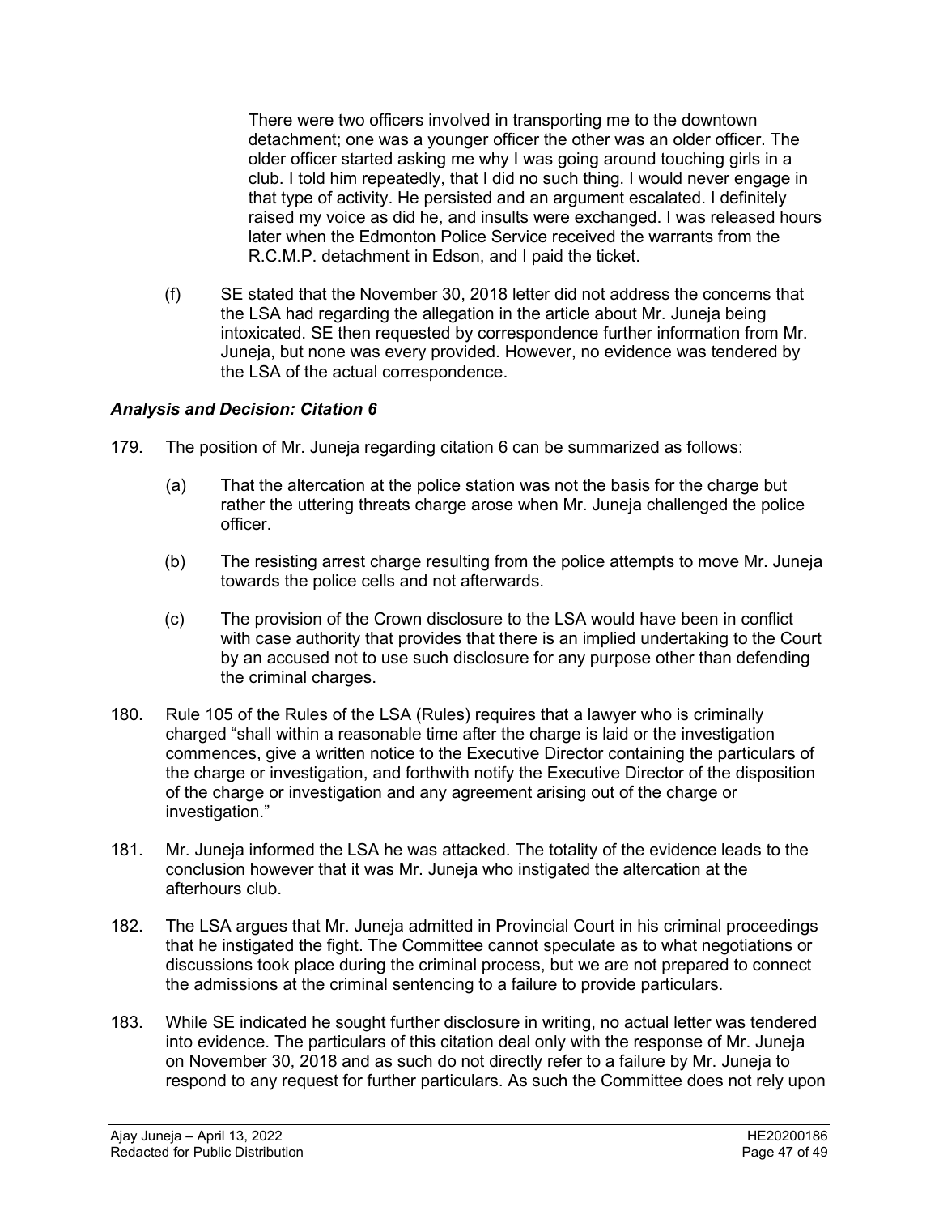> There were two officers involved in transporting me to the downtown detachment; one was a younger officer the other was an older officer. The older officer started asking me why I was going around touching girls in a club. I told him repeatedly, that I did no such thing. I would never engage in that type of activity. He persisted and an argument escalated. I definitely raised my voice as did he, and insults were exchanged. I was released hours later when the Edmonton Police Service received the warrants from the R.C.M.P. detachment in Edson, and I paid the ticket.

(f) SE stated that the November 30, 2018 letter did not address the concerns that the LSA had regarding the allegation in the article about Mr. Juneja being intoxicated. SE then requested by correspondence further information from Mr. Juneja, but none was every provided. However, no evidence was tendered by the LSA of the actual correspondence.

### *Analysis and Decision: Citation 6*

179. The position of Mr. Juneja regarding citation 6 can be summarized as follows:

(a) That the altercation at the police station was not the basis for the charge but rather the uttering threats charge arose when Mr. Juneja challenged the police officer.

(b) The resisting arrest charge resulting from the police attempts to move Mr. Juneja towards the police cells and not afterwards.

(c) The provision of the Crown disclosure to the LSA would have been in conflict with case authority that provides that there is an implied undertaking to the Court by an accused not to use such disclosure for any purpose other than defending the criminal charges.

180. Rule 105 of the Rules of the LSA (Rules) requires that a lawyer who is criminally charged "shall within a reasonable time after the charge is laid or the investigation commences, give a written notice to the Executive Director containing the particulars of the charge or investigation, and forthwith notify the Executive Director of the disposition of the charge or investigation and any agreement arising out of the charge or investigation."

181. Mr. Juneja informed the LSA he was attacked. The totality of the evidence leads to the conclusion however that it was Mr. Juneja who instigated the altercation at the afterhours club.

182. The LSA argues that Mr. Juneja admitted in Provincial Court in his criminal proceedings that he instigated the fight. The Committee cannot speculate as to what negotiations or discussions took place during the criminal process, but we are not prepared to connect the admissions at the criminal sentencing to a failure to provide particulars.

183. While SE indicated he sought further disclosure in writing, no actual letter was tendered into evidence. The particulars of this citation deal only with the response of Mr. Juneja on November 30, 2018 and as such do not directly refer to a failure by Mr. Juneja to respond to any request for further particulars. As such the Committee does not rely upon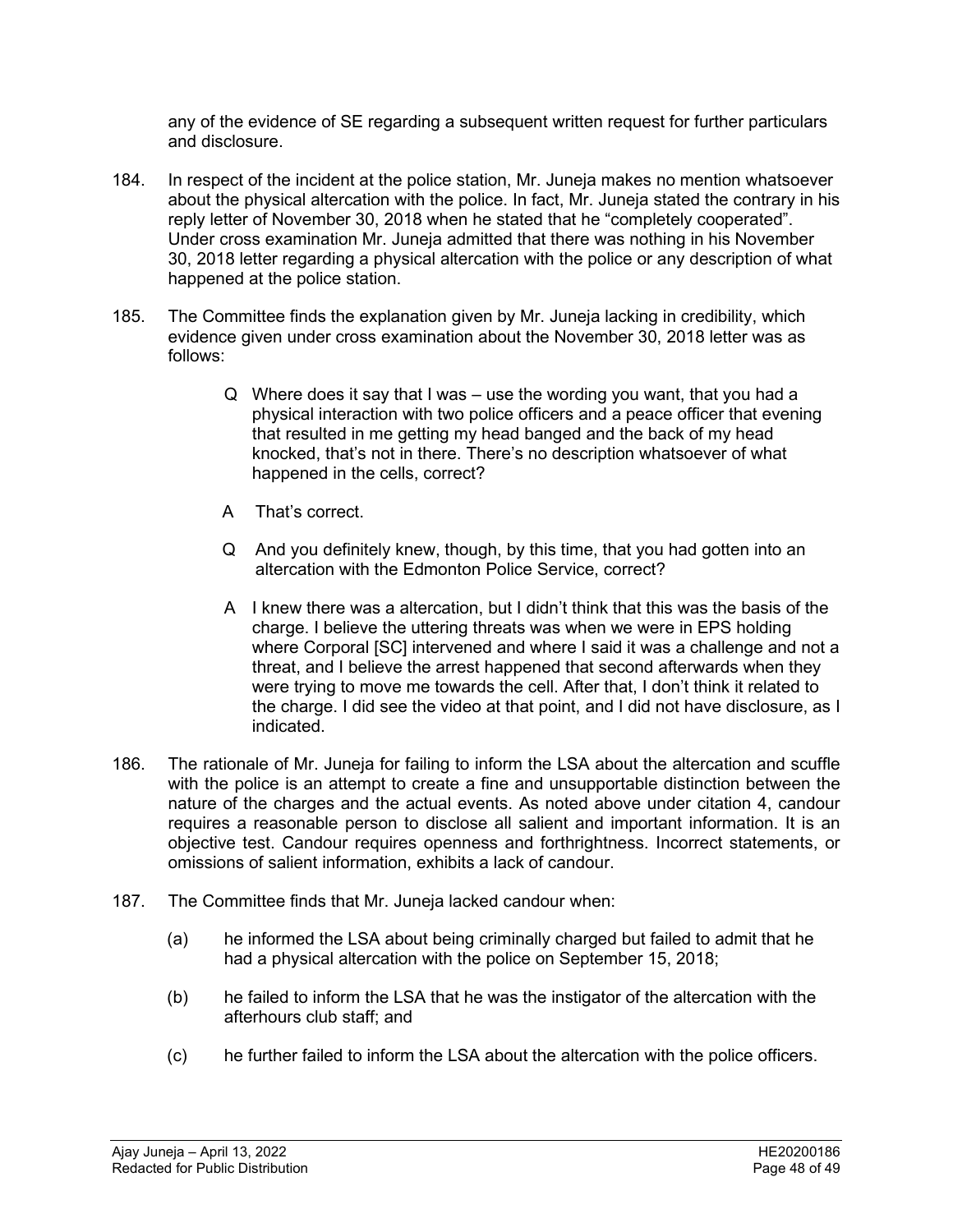any of the evidence of SE regarding a subsequent written request for further particulars and disclosure.

184. In respect of the incident at the police station, Mr. Juneja makes no mention whatsoever about the physical altercation with the police. In fact, Mr. Juneja stated the contrary in his reply letter of November 30, 2018 when he stated that he "completely cooperated". Under cross examination Mr. Juneja admitted that there was nothing in his November 30, 2018 letter regarding a physical altercation with the police or any description of what happened at the police station.

185. The Committee finds the explanation given by Mr. Juneja lacking in credibility, which evidence given under cross examination about the November 30, 2018 letter was as follows:

> Q Where does it say that I was – use the wording you want, that you had a physical interaction with two police officers and a peace officer that evening that resulted in me getting my head banged and the back of my head knocked, that's not in there. There's no description whatsoever of what happened in the cells, correct?
>
> A That's correct.
>
> Q And you definitely knew, though, by this time, that you had gotten into an altercation with the Edmonton Police Service, correct?
>
> A I knew there was a altercation, but I didn't think that this was the basis of the charge. I believe the uttering threats was when we were in EPS holding where Corporal [SC] intervened and where I said it was a challenge and not a threat, and I believe the arrest happened that second afterwards when they were trying to move me towards the cell. After that, I don't think it related to the charge. I did see the video at that point, and I did not have disclosure, as I indicated.

186. The rationale of Mr. Juneja for failing to inform the LSA about the altercation and scuffle with the police is an attempt to create a fine and unsupportable distinction between the nature of the charges and the actual events. As noted above under citation 4, candour requires a reasonable person to disclose all salient and important information. It is an objective test. Candour requires openness and forthrightness. Incorrect statements, or omissions of salient information, exhibits a lack of candour.

187. The Committee finds that Mr. Juneja lacked candour when:

(a) he informed the LSA about being criminally charged but failed to admit that he had a physical altercation with the police on September 15, 2018;

(b) he failed to inform the LSA that he was the instigator of the altercation with the afterhours club staff; and

(c) he further failed to inform the LSA about the altercation with the police officers.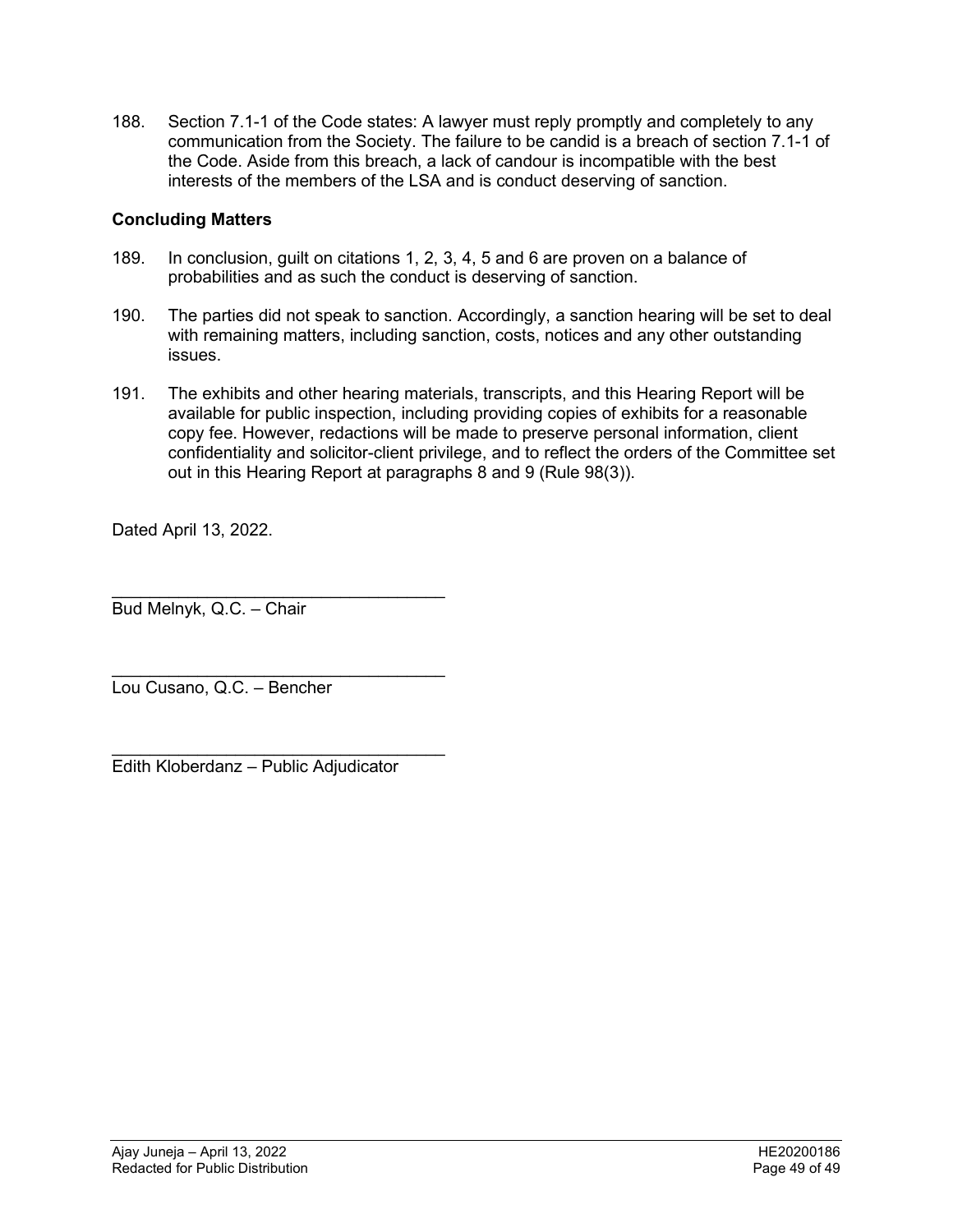188. Section 7.1-1 of the Code states: A lawyer must reply promptly and completely to any communication from the Society. The failure to be candid is a breach of section 7.1-1 of the Code. Aside from this breach, a lack of candour is incompatible with the best interests of the members of the LSA and is conduct deserving of sanction.

**Concluding Matters**

189. In conclusion, guilt on citations 1, 2, 3, 4, 5 and 6 are proven on a balance of probabilities and as such the conduct is deserving of sanction.

190. The parties did not speak to sanction. Accordingly, a sanction hearing will be set to deal with remaining matters, including sanction, costs, notices and any other outstanding issues.

191. The exhibits and other hearing materials, transcripts, and this Hearing Report will be available for public inspection, including providing copies of exhibits for a reasonable copy fee. However, redactions will be made to preserve personal information, client confidentiality and solicitor-client privilege, and to reflect the orders of the Committee set out in this Hearing Report at paragraphs 8 and 9 (Rule 98(3)).

Dated April 13, 2022.

_________________________________
Bud Melnyk, Q.C. – Chair

_________________________________
Lou Cusano, Q.C. – Bencher

_________________________________
Edith Kloberdanz – Public Adjudicator